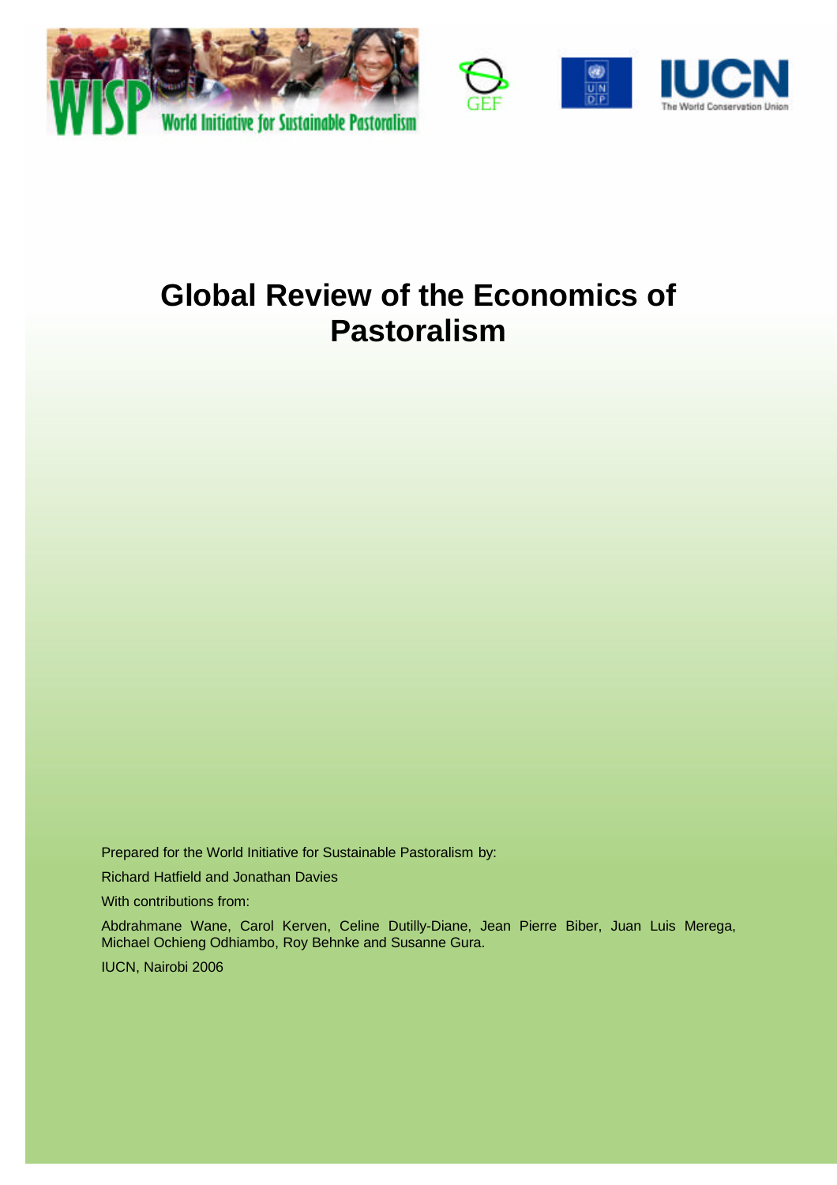# Global Review of the Economics of Pastoralism

Prepared for the World Initiative for Sustainable Pastoralism by:

Richard Hatfield and Jonathan Davies

With contributions from:

Abdrahmane Wane, Carol Kerven, Celine Dutilly-Diane, Jean Pierre Biber, Juan Luis Merega, Michael Ochieng Odhiambo, Roy Behnke and Susanne Gura.

IUCN, Nairobi 2006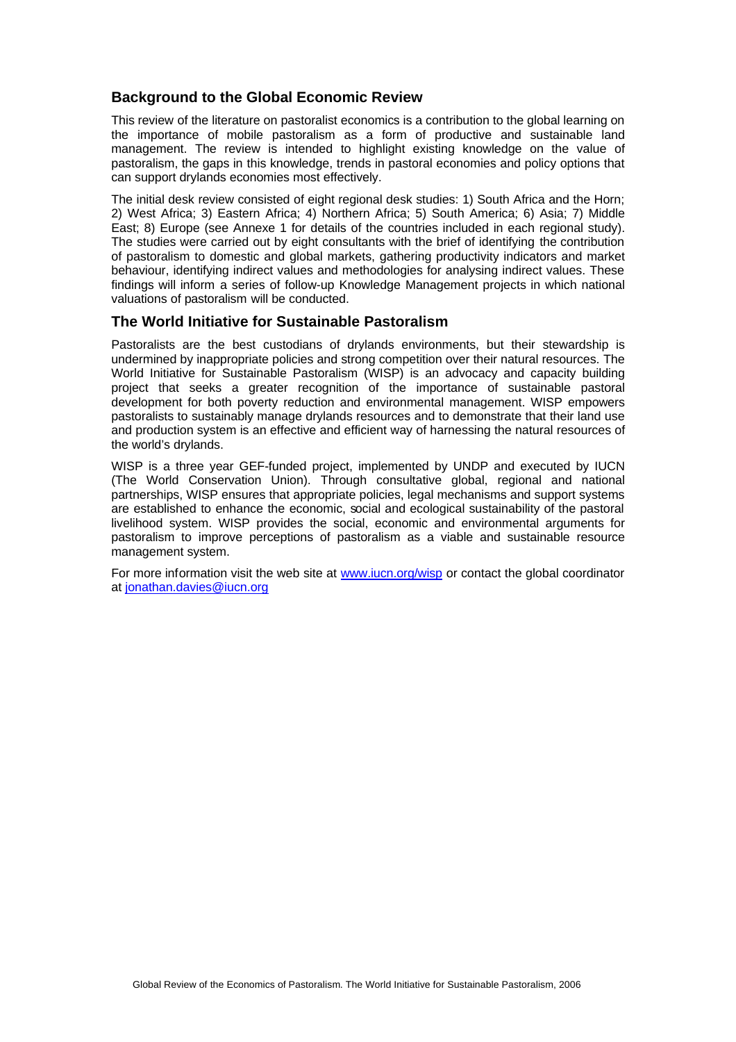## Background to the Global Economic Review

This review of the literature on pastoralist economics is a contribution to the global learning on the importance of mobile pastoralism as a form of productive and sustainable land management. The review is intended to highlight existing knowledge on the value of pastoralism, the gaps in this knowledge, trends in pastoral economies and policy options that can support drylands economies most effectively.

The initial desk review consisted of eight regional desk studies: 1) South Africa and the Horn; 2) West Africa; 3) Eastern Africa; 4) Northern Africa; 5) South America; 6) Asia; 7) Middle East; 8) Europe (see Annexe 1 for details of the countries included in each regional study). The studies were carried out by eight consultants with the brief of identifying the contribution of pastoralism to domestic and global markets, gathering productivity indicators and market behaviour, identifying indirect values and methodologies for analysing indirect values. These findings will inform a series of follow-up Knowledge Management projects in which national valuations of pastoralism will be conducted.

## The World Initiative for Sustainable Pastoralism

Pastoralists are the best custodians of drylands environments, but their stewardship is undermined by inappropriate policies and strong competition over their natural resources. The World Initiative for Sustainable Pastoralism (WISP) is an advocacy and capacity building project that seeks a greater recognition of the importance of sustainable pastoral development for both poverty reduction and environmental management. WISP empowers pastoralists to sustainably manage drylands resources and to demonstrate that their land use and production system is an effective and efficient way of harnessing the natural resources of the world's drylands.

WISP is a three year GEF-funded project, implemented by UNDP and executed by IUCN (The World Conservation Union). Through consultative global, regional and national partnerships, WISP ensures that appropriate policies, legal mechanisms and support systems are established to enhance the economic, social and ecological sustainability of the pastoral livelihood system. WISP provides the social, economic and environmental arguments for pastoralism to improve perceptions of pastoralism as a viable and sustainable resource management system.

For more information visit the web site at [www.iucn.org/wisp](http://www.iucn.org/wisp) or contact the global coordinator at [jonathan.davies@iucn.org](mailto:jonathan.davies@iucn.org)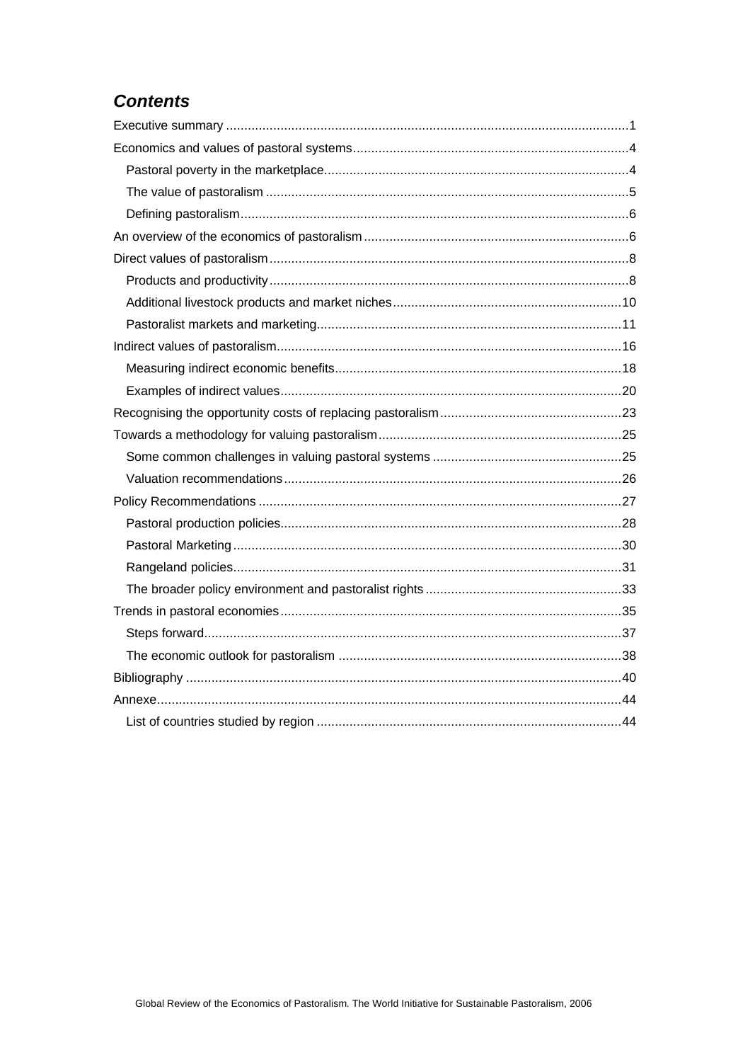## *Contents*

Executive summary ..... 1
Economics and values of pastoral systems ..... 4
- Pastoral poverty in the marketplace ..... 4
- The value of pastoralism ..... 5
- Defining pastoralism ..... 6

An overview of the economics of pastoralism ..... 6
Direct values of pastoralism ..... 8
- Products and productivity ..... 8
- Additional livestock products and market niches ..... 10
- Pastoralist markets and marketing ..... 11

Indirect values of pastoralism ..... 16
- Measuring indirect economic benefits ..... 18
- Examples of indirect values ..... 20

Recognising the opportunity costs of replacing pastoralism ..... 23
Towards a methodology for valuing pastoralism ..... 25
- Some common challenges in valuing pastoral systems ..... 25
- Valuation recommendations ..... 26

Policy Recommendations ..... 27
- Pastoral production policies ..... 28
- Pastoral Marketing ..... 30
- Rangeland policies ..... 31
- The broader policy environment and pastoralist rights ..... 33

Trends in pastoral economies ..... 35
- Steps forward ..... 37
- The economic outlook for pastoralism ..... 38

Bibliography ..... 40
Annexe ..... 44
- List of countries studied by region ..... 44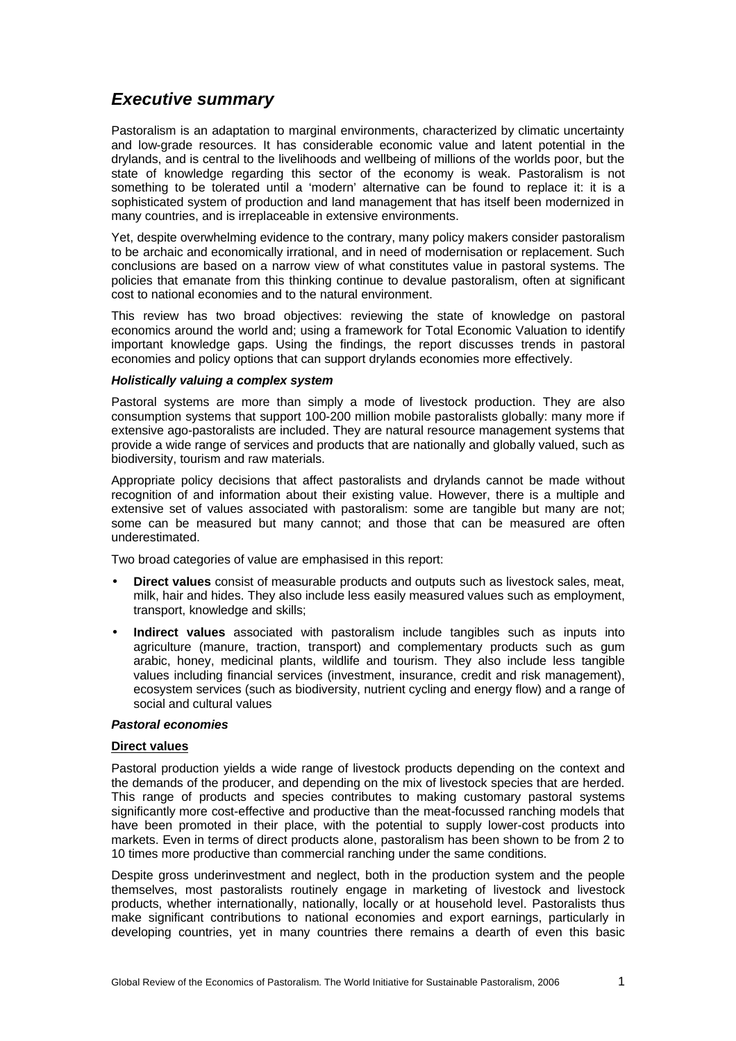# *Executive summary*

Pastoralism is an adaptation to marginal environments, characterized by climatic uncertainty and low-grade resources. It has considerable economic value and latent potential in the drylands, and is central to the livelihoods and wellbeing of millions of the worlds poor, but the state of knowledge regarding this sector of the economy is weak. Pastoralism is not something to be tolerated until a 'modern' alternative can be found to replace it: it is a sophisticated system of production and land management that has itself been modernized in many countries, and is irreplaceable in extensive environments.

Yet, despite overwhelming evidence to the contrary, many policy makers consider pastoralism to be archaic and economically irrational, and in need of modernisation or replacement. Such conclusions are based on a narrow view of what constitutes value in pastoral systems. The policies that emanate from this thinking continue to devalue pastoralism, often at significant cost to national economies and to the natural environment.

This review has two broad objectives: reviewing the state of knowledge on pastoral economics around the world and; using a framework for Total Economic Valuation to identify important knowledge gaps. Using the findings, the report discusses trends in pastoral economies and policy options that can support drylands economies more effectively.

#### *Holistically valuing a complex system*

Pastoral systems are more than simply a mode of livestock production. They are also consumption systems that support 100-200 million mobile pastoralists globally: many more if extensive ago-pastoralists are included. They are natural resource management systems that provide a wide range of services and products that are nationally and globally valued, such as biodiversity, tourism and raw materials.

Appropriate policy decisions that affect pastoralists and drylands cannot be made without recognition of and information about their existing value. However, there is a multiple and extensive set of values associated with pastoralism: some are tangible but many are not; some can be measured but many cannot; and those that can be measured are often underestimated.

Two broad categories of value are emphasised in this report:

- **Direct values** consist of measurable products and outputs such as livestock sales, meat, milk, hair and hides. They also include less easily measured values such as employment, transport, knowledge and skills;
- **Indirect values** associated with pastoralism include tangibles such as inputs into agriculture (manure, traction, transport) and complementary products such as gum arabic, honey, medicinal plants, wildlife and tourism. They also include less tangible values including financial services (investment, insurance, credit and risk management), ecosystem services (such as biodiversity, nutrient cycling and energy flow) and a range of social and cultural values

#### *Pastoral economies*

**Direct values**

Pastoral production yields a wide range of livestock products depending on the context and the demands of the producer, and depending on the mix of livestock species that are herded. This range of products and species contributes to making customary pastoral systems significantly more cost-effective and productive than the meat-focussed ranching models that have been promoted in their place, with the potential to supply lower-cost products into markets. Even in terms of direct products alone, pastoralism has been shown to be from 2 to 10 times more productive than commercial ranching under the same conditions.

Despite gross underinvestment and neglect, both in the production system and the people themselves, most pastoralists routinely engage in marketing of livestock and livestock products, whether internationally, nationally, locally or at household level. Pastoralists thus make significant contributions to national economies and export earnings, particularly in developing countries, yet in many countries there remains a dearth of even this basic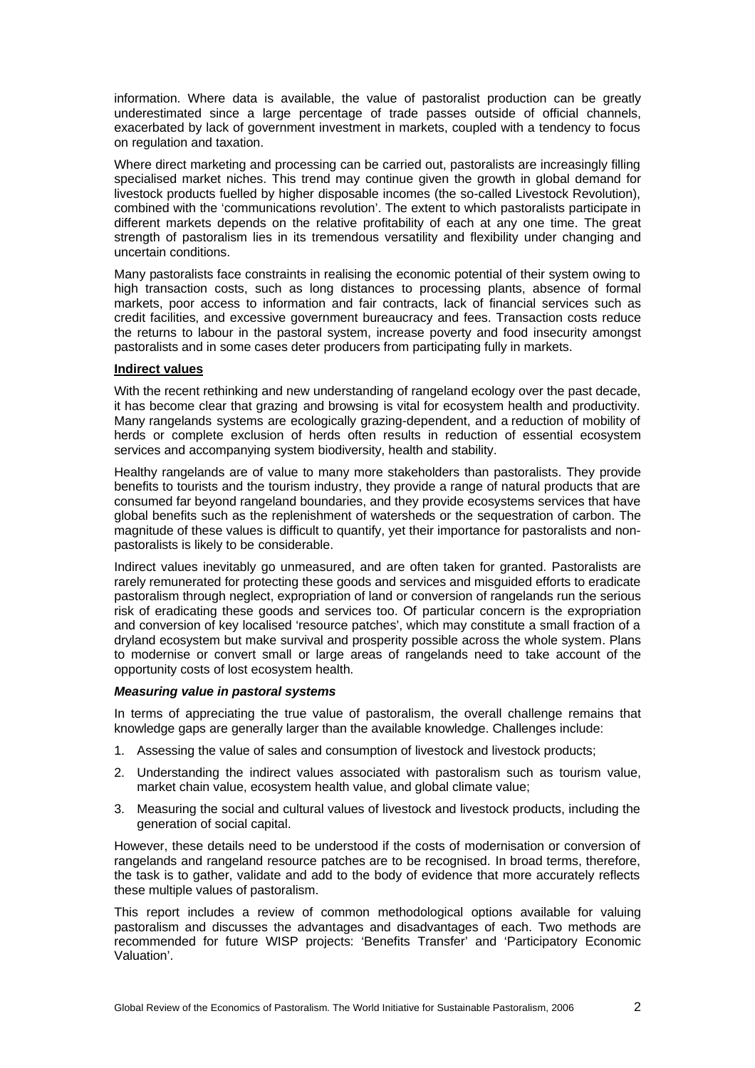information. Where data is available, the value of pastoralist production can be greatly underestimated since a large percentage of trade passes outside of official channels, exacerbated by lack of government investment in markets, coupled with a tendency to focus on regulation and taxation.

Where direct marketing and processing can be carried out, pastoralists are increasingly filling specialised market niches. This trend may continue given the growth in global demand for livestock products fuelled by higher disposable incomes (the so-called Livestock Revolution), combined with the 'communications revolution'. The extent to which pastoralists participate in different markets depends on the relative profitability of each at any one time. The great strength of pastoralism lies in its tremendous versatility and flexibility under changing and uncertain conditions.

Many pastoralists face constraints in realising the economic potential of their system owing to high transaction costs, such as long distances to processing plants, absence of formal markets, poor access to information and fair contracts, lack of financial services such as credit facilities, and excessive government bureaucracy and fees. Transaction costs reduce the returns to labour in the pastoral system, increase poverty and food insecurity amongst pastoralists and in some cases deter producers from participating fully in markets.

**Indirect values**

With the recent rethinking and new understanding of rangeland ecology over the past decade, it has become clear that grazing and browsing is vital for ecosystem health and productivity. Many rangelands systems are ecologically grazing-dependent, and a reduction of mobility of herds or complete exclusion of herds often results in reduction of essential ecosystem services and accompanying system biodiversity, health and stability.

Healthy rangelands are of value to many more stakeholders than pastoralists. They provide benefits to tourists and the tourism industry, they provide a range of natural products that are consumed far beyond rangeland boundaries, and they provide ecosystems services that have global benefits such as the replenishment of watersheds or the sequestration of carbon. The magnitude of these values is difficult to quantify, yet their importance for pastoralists and non-pastoralists is likely to be considerable.

Indirect values inevitably go unmeasured, and are often taken for granted. Pastoralists are rarely remunerated for protecting these goods and services and misguided efforts to eradicate pastoralism through neglect, expropriation of land or conversion of rangelands run the serious risk of eradicating these goods and services too. Of particular concern is the expropriation and conversion of key localised 'resource patches', which may constitute a small fraction of a dryland ecosystem but make survival and prosperity possible across the whole system. Plans to modernise or convert small or large areas of rangelands need to take account of the opportunity costs of lost ecosystem health.

***Measuring value in pastoral systems***

In terms of appreciating the true value of pastoralism, the overall challenge remains that knowledge gaps are generally larger than the available knowledge. Challenges include:

1. Assessing the value of sales and consumption of livestock and livestock products;
2. Understanding the indirect values associated with pastoralism such as tourism value, market chain value, ecosystem health value, and global climate value;
3. Measuring the social and cultural values of livestock and livestock products, including the generation of social capital.

However, these details need to be understood if the costs of modernisation or conversion of rangelands and rangeland resource patches are to be recognised. In broad terms, therefore, the task is to gather, validate and add to the body of evidence that more accurately reflects these multiple values of pastoralism.

This report includes a review of common methodological options available for valuing pastoralism and discusses the advantages and disadvantages of each. Two methods are recommended for future WISP projects: 'Benefits Transfer' and 'Participatory Economic Valuation'.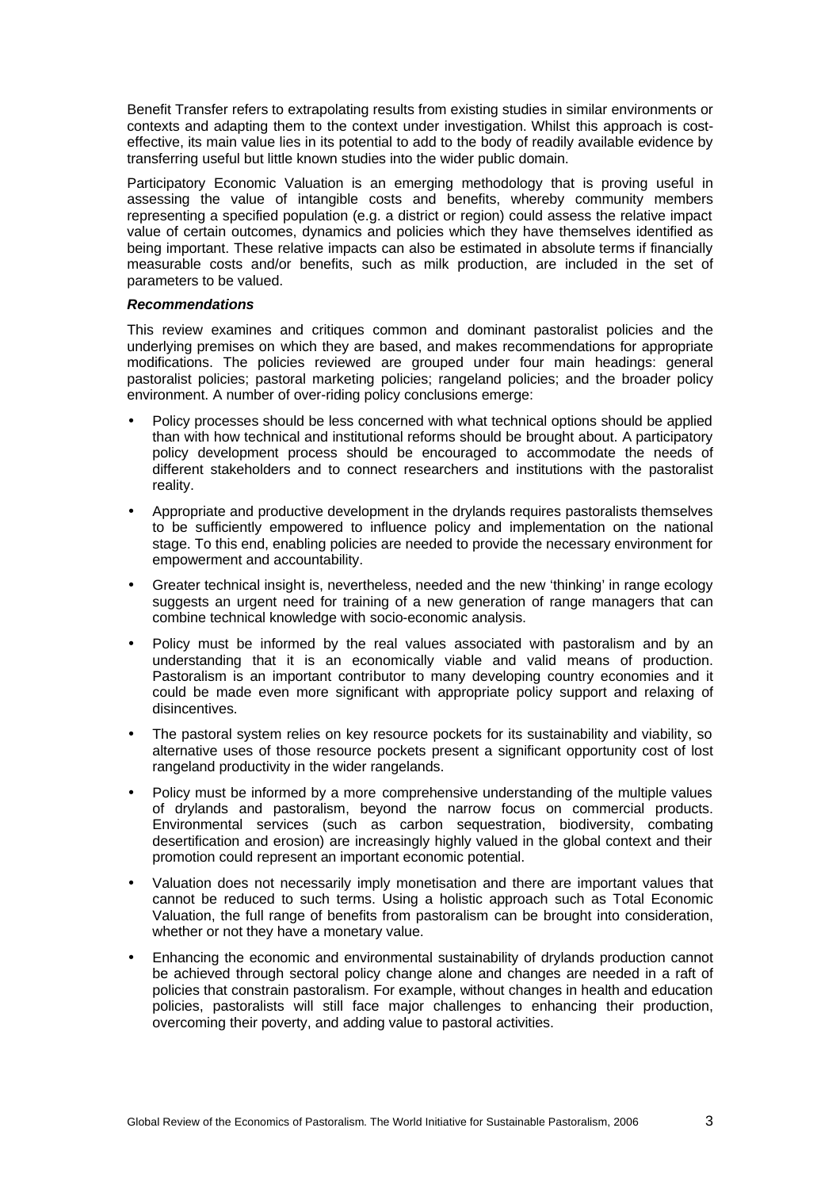Benefit Transfer refers to extrapolating results from existing studies in similar environments or contexts and adapting them to the context under investigation. Whilst this approach is cost-effective, its main value lies in its potential to add to the body of readily available evidence by transferring useful but little known studies into the wider public domain.

Participatory Economic Valuation is an emerging methodology that is proving useful in assessing the value of intangible costs and benefits, whereby community members representing a specified population (e.g. a district or region) could assess the relative impact value of certain outcomes, dynamics and policies which they have themselves identified as being important. These relative impacts can also be estimated in absolute terms if financially measurable costs and/or benefits, such as milk production, are included in the set of parameters to be valued.

***Recommendations***

This review examines and critiques common and dominant pastoralist policies and the underlying premises on which they are based, and makes recommendations for appropriate modifications. The policies reviewed are grouped under four main headings: general pastoralist policies; pastoral marketing policies; rangeland policies; and the broader policy environment. A number of over-riding policy conclusions emerge:

- Policy processes should be less concerned with what technical options should be applied than with how technical and institutional reforms should be brought about. A participatory policy development process should be encouraged to accommodate the needs of different stakeholders and to connect researchers and institutions with the pastoralist reality.
- Appropriate and productive development in the drylands requires pastoralists themselves to be sufficiently empowered to influence policy and implementation on the national stage. To this end, enabling policies are needed to provide the necessary environment for empowerment and accountability.
- Greater technical insight is, nevertheless, needed and the new 'thinking' in range ecology suggests an urgent need for training of a new generation of range managers that can combine technical knowledge with socio-economic analysis.
- Policy must be informed by the real values associated with pastoralism and by an understanding that it is an economically viable and valid means of production. Pastoralism is an important contributor to many developing country economies and it could be made even more significant with appropriate policy support and relaxing of disincentives.
- The pastoral system relies on key resource pockets for its sustainability and viability, so alternative uses of those resource pockets present a significant opportunity cost of lost rangeland productivity in the wider rangelands.
- Policy must be informed by a more comprehensive understanding of the multiple values of drylands and pastoralism, beyond the narrow focus on commercial products. Environmental services (such as carbon sequestration, biodiversity, combating desertification and erosion) are increasingly highly valued in the global context and their promotion could represent an important economic potential.
- Valuation does not necessarily imply monetisation and there are important values that cannot be reduced to such terms. Using a holistic approach such as Total Economic Valuation, the full range of benefits from pastoralism can be brought into consideration, whether or not they have a monetary value.
- Enhancing the economic and environmental sustainability of drylands production cannot be achieved through sectoral policy change alone and changes are needed in a raft of policies that constrain pastoralism. For example, without changes in health and education policies, pastoralists will still face major challenges to enhancing their production, overcoming their poverty, and adding value to pastoral activities.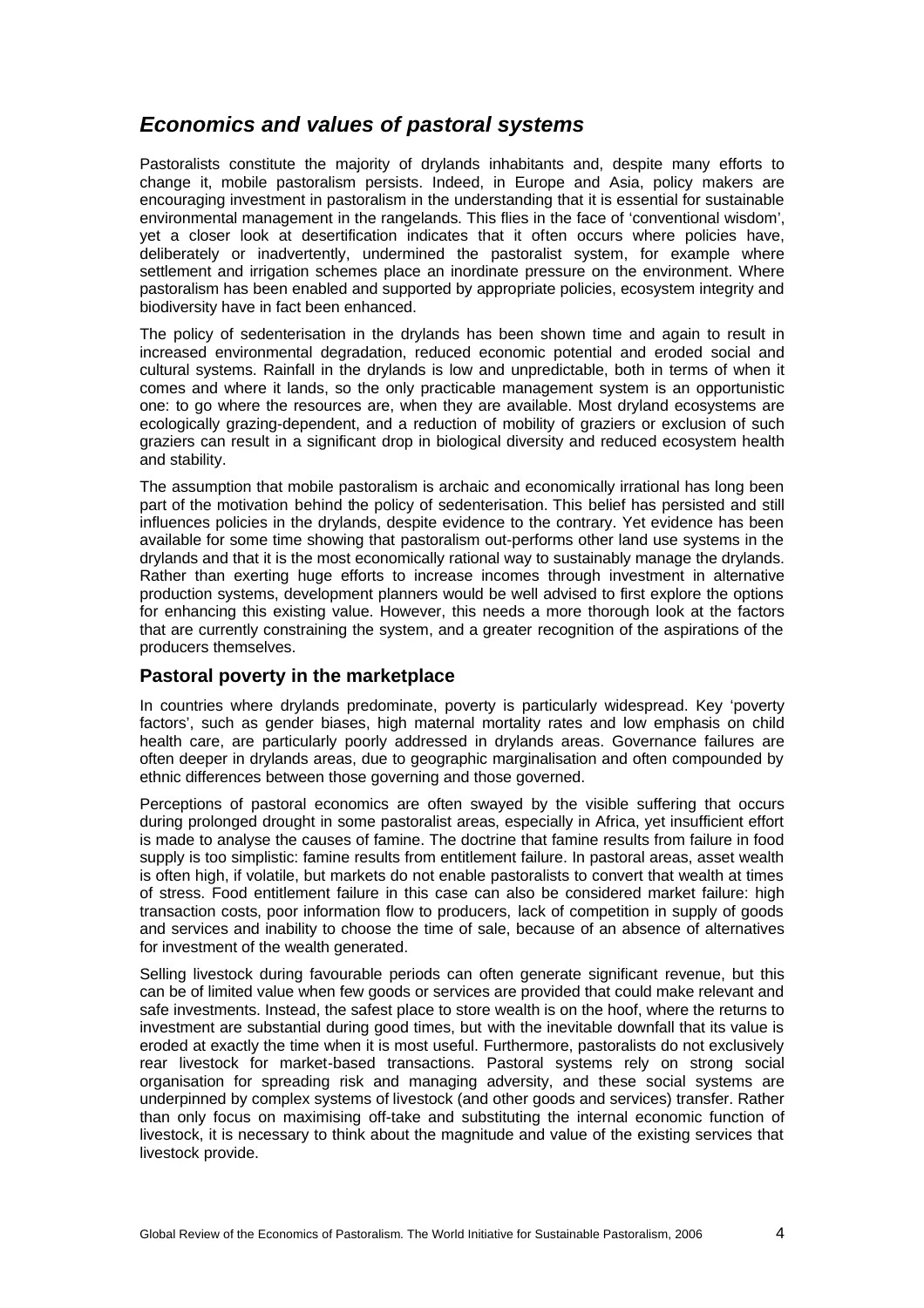## *Economics and values of pastoral systems*

Pastoralists constitute the majority of drylands inhabitants and, despite many efforts to change it, mobile pastoralism persists. Indeed, in Europe and Asia, policy makers are encouraging investment in pastoralism in the understanding that it is essential for sustainable environmental management in the rangelands. This flies in the face of 'conventional wisdom', yet a closer look at desertification indicates that it often occurs where policies have, deliberately or inadvertently, undermined the pastoralist system, for example where settlement and irrigation schemes place an inordinate pressure on the environment. Where pastoralism has been enabled and supported by appropriate policies, ecosystem integrity and biodiversity have in fact been enhanced.

The policy of sedenterisation in the drylands has been shown time and again to result in increased environmental degradation, reduced economic potential and eroded social and cultural systems. Rainfall in the drylands is low and unpredictable, both in terms of when it comes and where it lands, so the only practicable management system is an opportunistic one: to go where the resources are, when they are available. Most dryland ecosystems are ecologically grazing-dependent, and a reduction of mobility of graziers or exclusion of such graziers can result in a significant drop in biological diversity and reduced ecosystem health and stability.

The assumption that mobile pastoralism is archaic and economically irrational has long been part of the motivation behind the policy of sedenterisation. This belief has persisted and still influences policies in the drylands, despite evidence to the contrary. Yet evidence has been available for some time showing that pastoralism out-performs other land use systems in the drylands and that it is the most economically rational way to sustainably manage the drylands. Rather than exerting huge efforts to increase incomes through investment in alternative production systems, development planners would be well advised to first explore the options for enhancing this existing value. However, this needs a more thorough look at the factors that are currently constraining the system, and a greater recognition of the aspirations of the producers themselves.

### Pastoral poverty in the marketplace

In countries where drylands predominate, poverty is particularly widespread. Key 'poverty factors', such as gender biases, high maternal mortality rates and low emphasis on child health care, are particularly poorly addressed in drylands areas. Governance failures are often deeper in drylands areas, due to geographic marginalisation and often compounded by ethnic differences between those governing and those governed.

Perceptions of pastoral economics are often swayed by the visible suffering that occurs during prolonged drought in some pastoralist areas, especially in Africa, yet insufficient effort is made to analyse the causes of famine. The doctrine that famine results from failure in food supply is too simplistic: famine results from entitlement failure. In pastoral areas, asset wealth is often high, if volatile, but markets do not enable pastoralists to convert that wealth at times of stress. Food entitlement failure in this case can also be considered market failure: high transaction costs, poor information flow to producers, lack of competition in supply of goods and services and inability to choose the time of sale, because of an absence of alternatives for investment of the wealth generated.

Selling livestock during favourable periods can often generate significant revenue, but this can be of limited value when few goods or services are provided that could make relevant and safe investments. Instead, the safest place to store wealth is on the hoof, where the returns to investment are substantial during good times, but with the inevitable downfall that its value is eroded at exactly the time when it is most useful. Furthermore, pastoralists do not exclusively rear livestock for market-based transactions. Pastoral systems rely on strong social organisation for spreading risk and managing adversity, and these social systems are underpinned by complex systems of livestock (and other goods and services) transfer. Rather than only focus on maximising off-take and substituting the internal economic function of livestock, it is necessary to think about the magnitude and value of the existing services that livestock provide.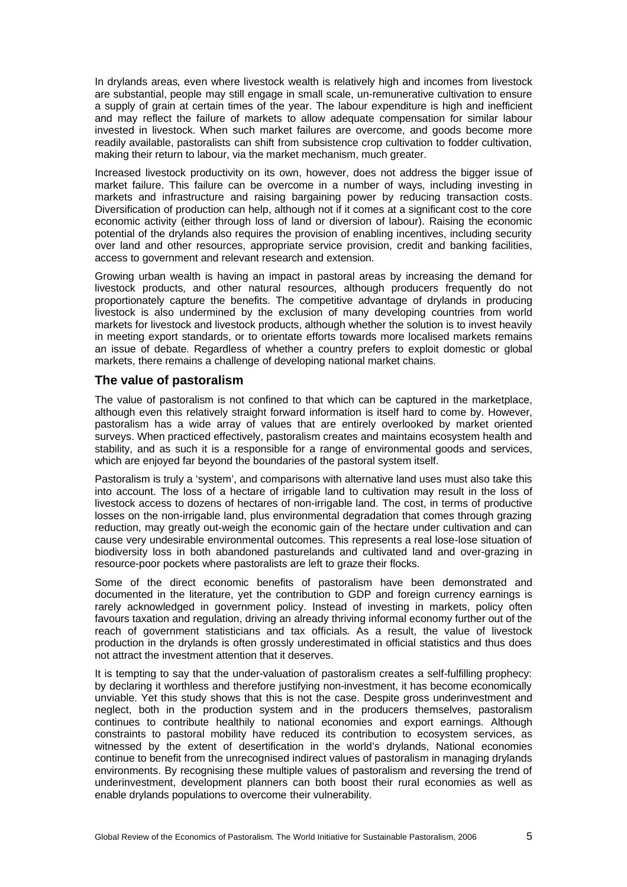In drylands areas, even where livestock wealth is relatively high and incomes from livestock are substantial, people may still engage in small scale, un-remunerative cultivation to ensure a supply of grain at certain times of the year. The labour expenditure is high and inefficient and may reflect the failure of markets to allow adequate compensation for similar labour invested in livestock. When such market failures are overcome, and goods become more readily available, pastoralists can shift from subsistence crop cultivation to fodder cultivation, making their return to labour, via the market mechanism, much greater.

Increased livestock productivity on its own, however, does not address the bigger issue of market failure. This failure can be overcome in a number of ways, including investing in markets and infrastructure and raising bargaining power by reducing transaction costs. Diversification of production can help, although not if it comes at a significant cost to the core economic activity (either through loss of land or diversion of labour). Raising the economic potential of the drylands also requires the provision of enabling incentives, including security over land and other resources, appropriate service provision, credit and banking facilities, access to government and relevant research and extension.

Growing urban wealth is having an impact in pastoral areas by increasing the demand for livestock products, and other natural resources, although producers frequently do not proportionately capture the benefits. The competitive advantage of drylands in producing livestock is also undermined by the exclusion of many developing countries from world markets for livestock and livestock products, although whether the solution is to invest heavily in meeting export standards, or to orientate efforts towards more localised markets remains an issue of debate. Regardless of whether a country prefers to exploit domestic or global markets, there remains a challenge of developing national market chains.

## The value of pastoralism

The value of pastoralism is not confined to that which can be captured in the marketplace, although even this relatively straight forward information is itself hard to come by. However, pastoralism has a wide array of values that are entirely overlooked by market oriented surveys. When practiced effectively, pastoralism creates and maintains ecosystem health and stability, and as such it is a responsible for a range of environmental goods and services, which are enjoyed far beyond the boundaries of the pastoral system itself.

Pastoralism is truly a 'system', and comparisons with alternative land uses must also take this into account. The loss of a hectare of irrigable land to cultivation may result in the loss of livestock access to dozens of hectares of non-irrigable land. The cost, in terms of productive losses on the non-irrigable land, plus environmental degradation that comes through grazing reduction, may greatly out-weigh the economic gain of the hectare under cultivation and can cause very undesirable environmental outcomes. This represents a real lose-lose situation of biodiversity loss in both abandoned pasturelands and cultivated land and over-grazing in resource-poor pockets where pastoralists are left to graze their flocks.

Some of the direct economic benefits of pastoralism have been demonstrated and documented in the literature, yet the contribution to GDP and foreign currency earnings is rarely acknowledged in government policy. Instead of investing in markets, policy often favours taxation and regulation, driving an already thriving informal economy further out of the reach of government statisticians and tax officials. As a result, the value of livestock production in the drylands is often grossly underestimated in official statistics and thus does not attract the investment attention that it deserves.

It is tempting to say that the under-valuation of pastoralism creates a self-fulfilling prophecy: by declaring it worthless and therefore justifying non-investment, it has become economically unviable. Yet this study shows that this is not the case. Despite gross underinvestment and neglect, both in the production system and in the producers themselves, pastoralism continues to contribute healthily to national economies and export earnings. Although constraints to pastoral mobility have reduced its contribution to ecosystem services, as witnessed by the extent of desertification in the world's drylands, National economies continue to benefit from the unrecognised indirect values of pastoralism in managing drylands environments. By recognising these multiple values of pastoralism and reversing the trend of underinvestment, development planners can both boost their rural economies as well as enable drylands populations to overcome their vulnerability.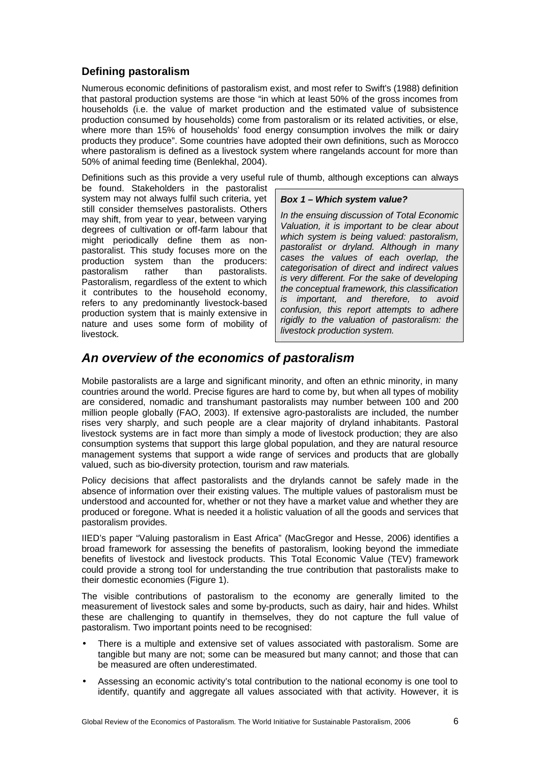### Defining pastoralism

Numerous economic definitions of pastoralism exist, and most refer to Swift's (1988) definition that pastoral production systems are those "in which at least 50% of the gross incomes from households (i.e. the value of market production and the estimated value of subsistence production consumed by households) come from pastoralism or its related activities, or else, where more than 15% of households' food energy consumption involves the milk or dairy products they produce". Some countries have adopted their own definitions, such as Morocco where pastoralism is defined as a livestock system where rangelands account for more than 50% of animal feeding time (Benlekhal, 2004).

Definitions such as this provide a very useful rule of thumb, although exceptions can always be found. Stakeholders in the pastoralist system may not always fulfil such criteria, yet still consider themselves pastoralists. Others may shift, from year to year, between varying degrees of cultivation or off-farm labour that might periodically define them as non-pastoralist. This study focuses more on the production system than the producers: pastoralism rather than pastoralists. Pastoralism, regardless of the extent to which it contributes to the household economy, refers to any predominantly livestock-based production system that is mainly extensive in nature and uses some form of mobility of livestock.

> ***Box 1 – Which system value?***
>
> *In the ensuing discussion of Total Economic Valuation, it is important to be clear about which system is being valued: pastoralism, pastoralist or dryland. Although in many cases the values of each overlap, the categorisation of direct and indirect values is very different. For the sake of developing the conceptual framework, this classification is important, and therefore, to avoid confusion, this report attempts to adhere rigidly to the valuation of pastoralism: the livestock production system.*

## *An overview of the economics of pastoralism*

Mobile pastoralists are a large and significant minority, and often an ethnic minority, in many countries around the world. Precise figures are hard to come by, but when all types of mobility are considered, nomadic and transhumant pastoralists may number between 100 and 200 million people globally (FAO, 2003). If extensive agro-pastoralists are included, the number rises very sharply, and such people are a clear majority of dryland inhabitants. Pastoral livestock systems are in fact more than simply a mode of livestock production; they are also consumption systems that support this large global population, and they are natural resource management systems that support a wide range of services and products that are globally valued, such as bio-diversity protection, tourism and raw materials.

Policy decisions that affect pastoralists and the drylands cannot be safely made in the absence of information over their existing values. The multiple values of pastoralism must be understood and accounted for, whether or not they have a market value and whether they are produced or foregone. What is needed it a holistic valuation of all the goods and services that pastoralism provides.

IIED's paper "Valuing pastoralism in East Africa" (MacGregor and Hesse, 2006) identifies a broad framework for assessing the benefits of pastoralism, looking beyond the immediate benefits of livestock and livestock products. This Total Economic Value (TEV) framework could provide a strong tool for understanding the true contribution that pastoralists make to their domestic economies (Figure 1).

The visible contributions of pastoralism to the economy are generally limited to the measurement of livestock sales and some by-products, such as dairy, hair and hides. Whilst these are challenging to quantify in themselves, they do not capture the full value of pastoralism. Two important points need to be recognised:

- There is a multiple and extensive set of values associated with pastoralism. Some are tangible but many are not; some can be measured but many cannot; and those that can be measured are often underestimated.
- Assessing an economic activity's total contribution to the national economy is one tool to identify, quantify and aggregate all values associated with that activity. However, it is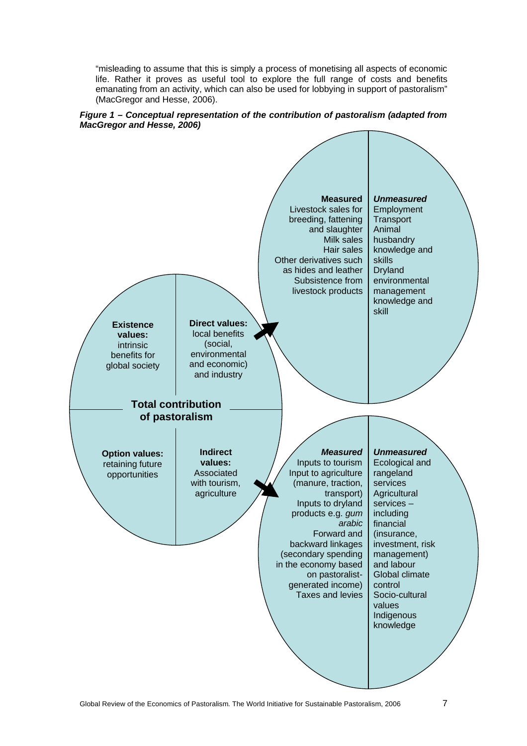"misleading to assume that this is simply a process of monetising all aspects of economic life. Rather it proves as useful tool to explore the full range of costs and benefits emanating from an activity, which can also be used for lobbying in support of pastoralism" (MacGregor and Hesse, 2006).

***Figure 1 – Conceptual representation of the contribution of pastoralism (adapted from MacGregor and Hesse, 2006)***

**Total contribution of pastoralism**

**Existence values:** intrinsic benefits for global society

**Direct values:** local benefits (social, environmental and economic) and industry

**Option values:** retaining future opportunities

**Indirect values:** Associated with tourism, agriculture

Direct values →

| **Measured** | ***Unmeasured*** |
|---|---|
| Livestock sales for breeding, fattening and slaughter<br>Milk sales<br>Hair sales<br>Other derivatives such as hides and leather<br>Subsistence from livestock products | Employment<br>Transport<br>Animal husbandry knowledge and skills<br>Dryland environmental management knowledge and skill |

Indirect values →

| ***Measured*** | ***Unmeasured*** |
|---|---|
| Inputs to tourism<br>Input to agriculture (manure, traction, transport)<br>Inputs to dryland products e.g. *gum arabic*<br>Forward and backward linkages (secondary spending in the economy based on pastoralist-generated income)<br>Taxes and levies | Ecological and rangeland services<br>Agricultural services – including financial (insurance, investment, risk management) and labour<br>Global climate control<br>Socio-cultural values<br>Indigenous knowledge |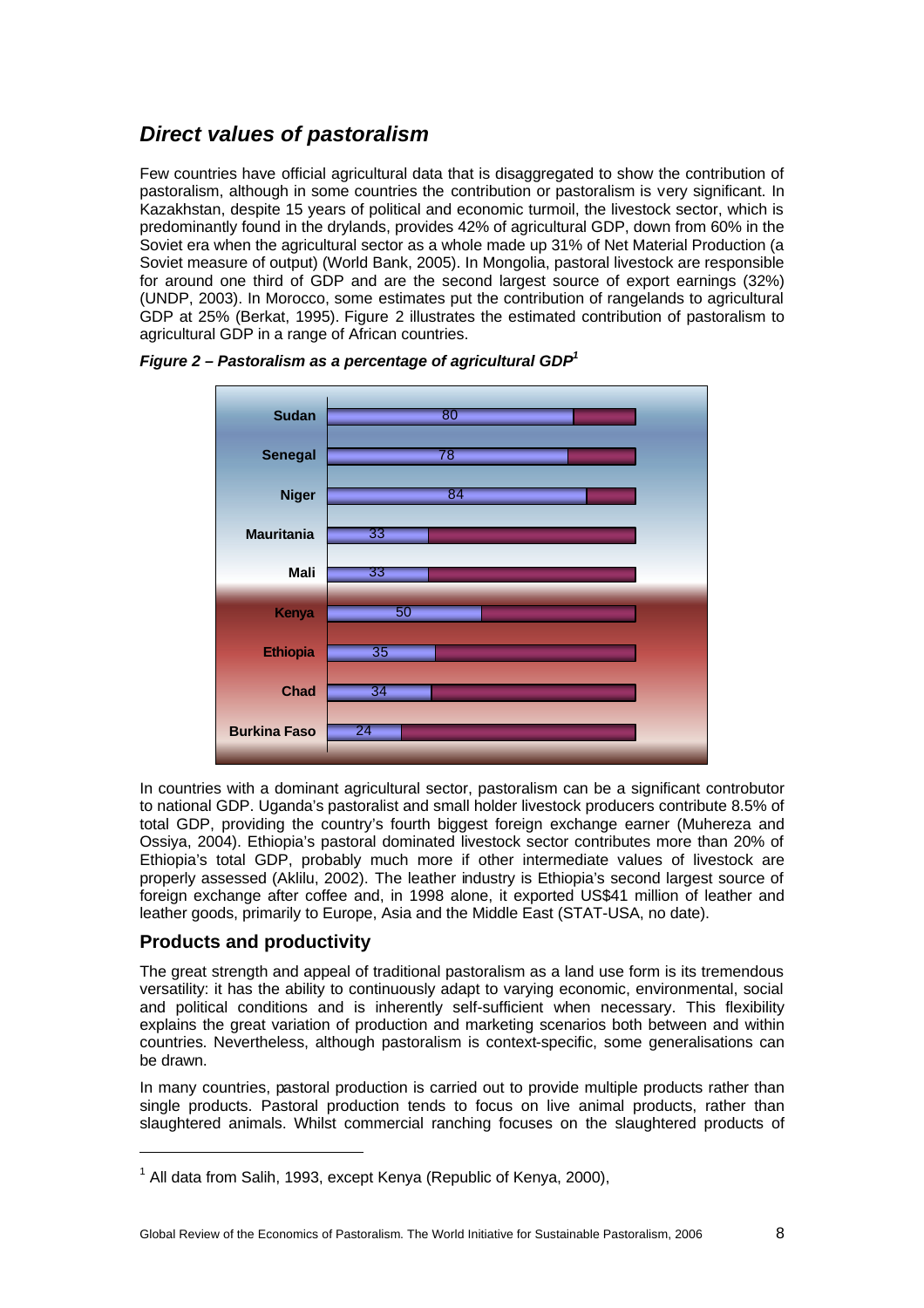## *Direct values of pastoralism*

Few countries have official agricultural data that is disaggregated to show the contribution of pastoralism, although in some countries the contribution or pastoralism is very significant. In Kazakhstan, despite 15 years of political and economic turmoil, the livestock sector, which is predominantly found in the drylands, provides 42% of agricultural GDP, down from 60% in the Soviet era when the agricultural sector as a whole made up 31% of Net Material Production (a Soviet measure of output) (World Bank, 2005). In Mongolia, pastoral livestock are responsible for around one third of GDP and are the second largest source of export earnings (32%) (UNDP, 2003). In Morocco, some estimates put the contribution of rangelands to agricultural GDP at 25% (Berkat, 1995). Figure 2 illustrates the estimated contribution of pastoralism to agricultural GDP in a range of African countries.

***Figure 2 – Pastoralism as a percentage of agricultural GDP[1]***

| Country | Pastoralism as % of agricultural GDP |
|---|---|
| Sudan | 80 |
| Senegal | 78 |
| Niger | 84 |
| Mauritania | 33 |
| Mali | 33 |
| Kenya | 50 |
| Ethiopia | 35 |
| Chad | 34 |
| Burkina Faso | 24 |

In countries with a dominant agricultural sector, pastoralism can be a significant controbutor to national GDP. Uganda's pastoralist and small holder livestock producers contribute 8.5% of total GDP, providing the country's fourth biggest foreign exchange earner (Muhereza and Ossiya, 2004). Ethiopia's pastoral dominated livestock sector contributes more than 20% of Ethiopia's total GDP, probably much more if other intermediate values of livestock are properly assessed (Aklilu, 2002). The leather industry is Ethiopia's second largest source of foreign exchange after coffee and, in 1998 alone, it exported US$41 million of leather and leather goods, primarily to Europe, Asia and the Middle East (STAT-USA, no date).

## Products and productivity

The great strength and appeal of traditional pastoralism as a land use form is its tremendous versatility: it has the ability to continuously adapt to varying economic, environmental, social and political conditions and is inherently self-sufficient when necessary. This flexibility explains the great variation of production and marketing scenarios both between and within countries. Nevertheless, although pastoralism is context-specific, some generalisations can be drawn.

In many countries, pastoral production is carried out to provide multiple products rather than single products. Pastoral production tends to focus on live animal products, rather than slaughtered animals. Whilst commercial ranching focuses on the slaughtered products of

---

[1] All data from Salih, 1993, except Kenya (Republic of Kenya, 2000),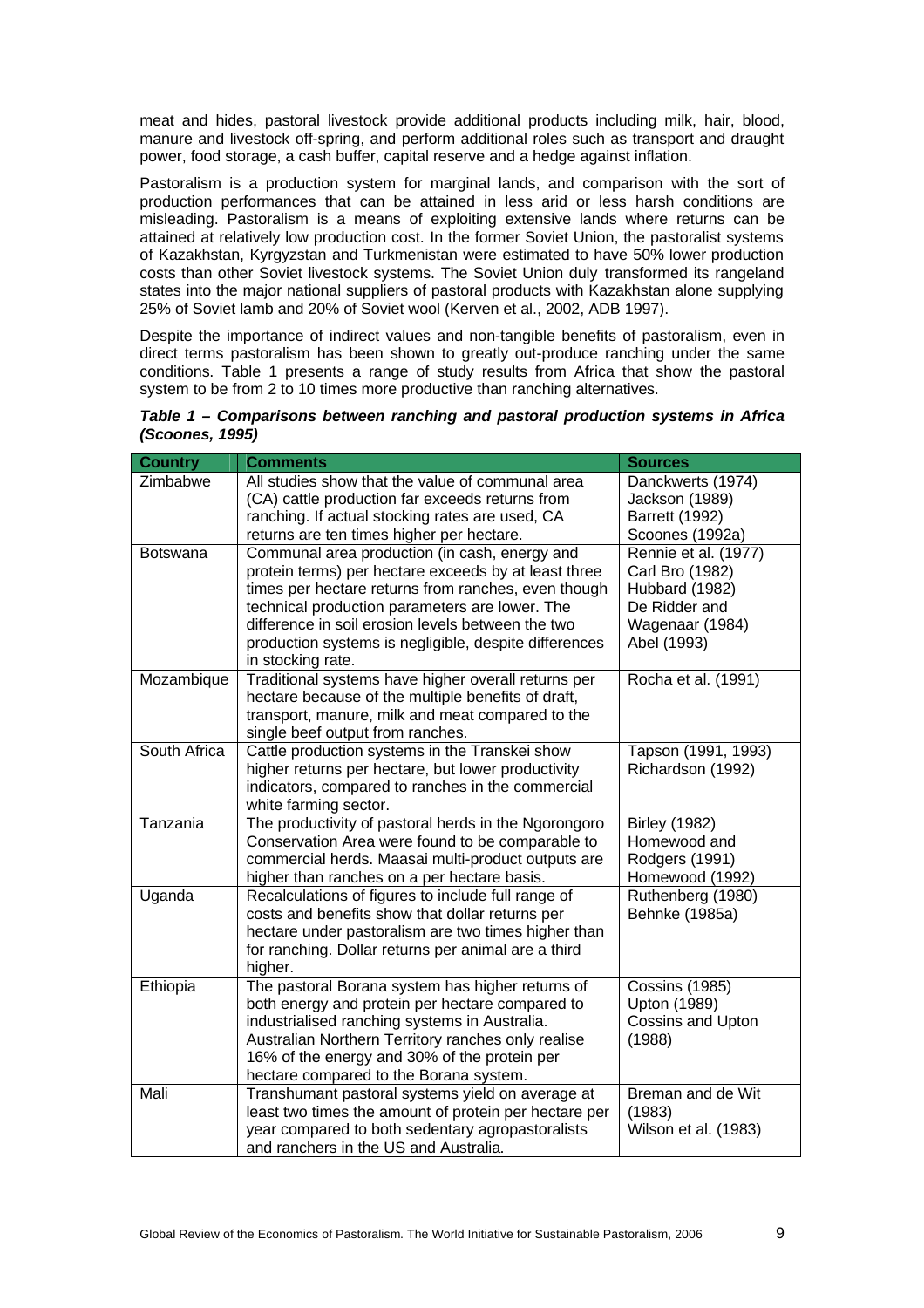meat and hides, pastoral livestock provide additional products including milk, hair, blood, manure and livestock off-spring, and perform additional roles such as transport and draught power, food storage, a cash buffer, capital reserve and a hedge against inflation.

Pastoralism is a production system for marginal lands, and comparison with the sort of production performances that can be attained in less arid or less harsh conditions are misleading. Pastoralism is a means of exploiting extensive lands where returns can be attained at relatively low production cost. In the former Soviet Union, the pastoralist systems of Kazakhstan, Kyrgyzstan and Turkmenistan were estimated to have 50% lower production costs than other Soviet livestock systems. The Soviet Union duly transformed its rangeland states into the major national suppliers of pastoral products with Kazakhstan alone supplying 25% of Soviet lamb and 20% of Soviet wool (Kerven et al., 2002, ADB 1997).

Despite the importance of indirect values and non-tangible benefits of pastoralism, even in direct terms pastoralism has been shown to greatly out-produce ranching under the same conditions. Table 1 presents a range of study results from Africa that show the pastoral system to be from 2 to 10 times more productive than ranching alternatives.

***Table 1 – Comparisons between ranching and pastoral production systems in Africa (Scoones, 1995)***

| Country | Comments | Sources |
|---|---|---|
| Zimbabwe | All studies show that the value of communal area (CA) cattle production far exceeds returns from ranching. If actual stocking rates are used, CA returns are ten times higher per hectare. | Danckwerts (1974) Jackson (1989) Barrett (1992) Scoones (1992a) |
| Botswana | Communal area production (in cash, energy and protein terms) per hectare exceeds by at least three times per hectare returns from ranches, even though technical production parameters are lower. The difference in soil erosion levels between the two production systems is negligible, despite differences in stocking rate. | Rennie et al. (1977) Carl Bro (1982) Hubbard (1982) De Ridder and Wagenaar (1984) Abel (1993) |
| Mozambique | Traditional systems have higher overall returns per hectare because of the multiple benefits of draft, transport, manure, milk and meat compared to the single beef output from ranches. | Rocha et al. (1991) |
| South Africa | Cattle production systems in the Transkei show higher returns per hectare, but lower productivity indicators, compared to ranches in the commercial white farming sector. | Tapson (1991, 1993) Richardson (1992) |
| Tanzania | The productivity of pastoral herds in the Ngorongoro Conservation Area were found to be comparable to commercial herds. Maasai multi-product outputs are higher than ranches on a per hectare basis. | Birley (1982) Homewood and Rodgers (1991) Homewood (1992) |
| Uganda | Recalculations of figures to include full range of costs and benefits show that dollar returns per hectare under pastoralism are two times higher than for ranching. Dollar returns per animal are a third higher. | Ruthenberg (1980) Behnke (1985a) |
| Ethiopia | The pastoral Borana system has higher returns of both energy and protein per hectare compared to industrialised ranching systems in Australia. Australian Northern Territory ranches only realise 16% of the energy and 30% of the protein per hectare compared to the Borana system. | Cossins (1985) Upton (1989) Cossins and Upton (1988) |
| Mali | Transhumant pastoral systems yield on average at least two times the amount of protein per hectare per year compared to both sedentary agropastoralists and ranchers in the US and Australia. | Breman and de Wit (1983) Wilson et al. (1983) |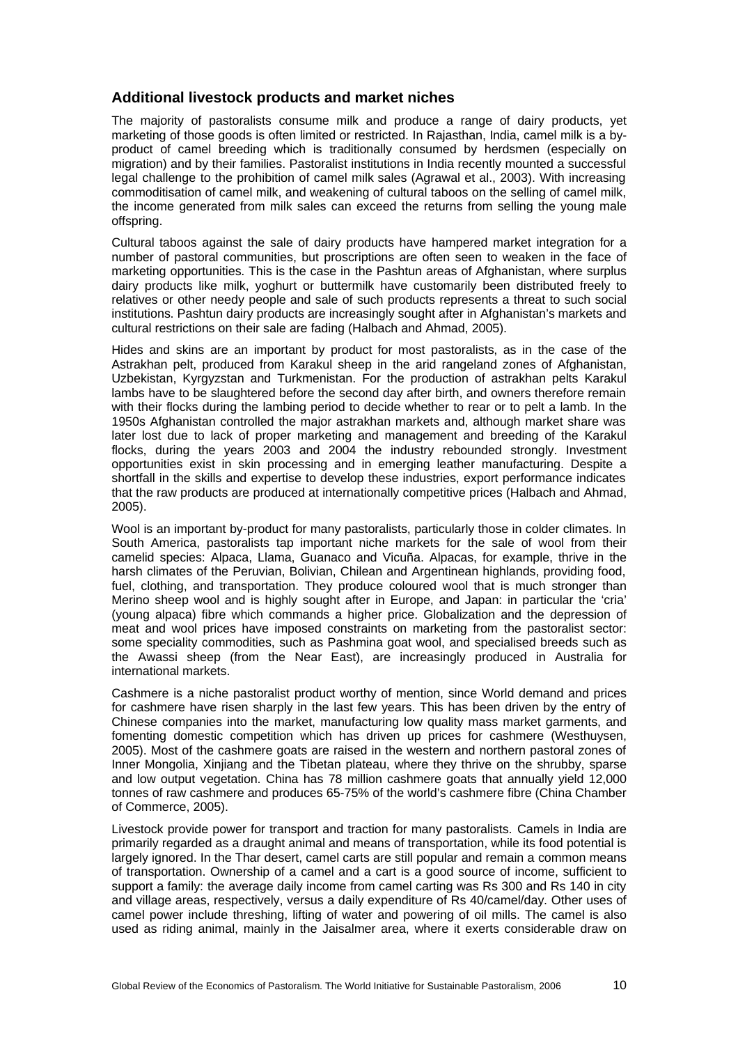## Additional livestock products and market niches

The majority of pastoralists consume milk and produce a range of dairy products, yet marketing of those goods is often limited or restricted. In Rajasthan, India, camel milk is a by-product of camel breeding which is traditionally consumed by herdsmen (especially on migration) and by their families. Pastoralist institutions in India recently mounted a successful legal challenge to the prohibition of camel milk sales (Agrawal et al., 2003). With increasing commoditisation of camel milk, and weakening of cultural taboos on the selling of camel milk, the income generated from milk sales can exceed the returns from selling the young male offspring.

Cultural taboos against the sale of dairy products have hampered market integration for a number of pastoral communities, but proscriptions are often seen to weaken in the face of marketing opportunities. This is the case in the Pashtun areas of Afghanistan, where surplus dairy products like milk, yoghurt or buttermilk have customarily been distributed freely to relatives or other needy people and sale of such products represents a threat to such social institutions. Pashtun dairy products are increasingly sought after in Afghanistan's markets and cultural restrictions on their sale are fading (Halbach and Ahmad, 2005).

Hides and skins are an important by product for most pastoralists, as in the case of the Astrakhan pelt, produced from Karakul sheep in the arid rangeland zones of Afghanistan, Uzbekistan, Kyrgyzstan and Turkmenistan. For the production of astrakhan pelts Karakul lambs have to be slaughtered before the second day after birth, and owners therefore remain with their flocks during the lambing period to decide whether to rear or to pelt a lamb. In the 1950s Afghanistan controlled the major astrakhan markets and, although market share was later lost due to lack of proper marketing and management and breeding of the Karakul flocks, during the years 2003 and 2004 the industry rebounded strongly. Investment opportunities exist in skin processing and in emerging leather manufacturing. Despite a shortfall in the skills and expertise to develop these industries, export performance indicates that the raw products are produced at internationally competitive prices (Halbach and Ahmad, 2005).

Wool is an important by-product for many pastoralists, particularly those in colder climates. In South America, pastoralists tap important niche markets for the sale of wool from their camelid species: Alpaca, Llama, Guanaco and Vicuña. Alpacas, for example, thrive in the harsh climates of the Peruvian, Bolivian, Chilean and Argentinean highlands, providing food, fuel, clothing, and transportation. They produce coloured wool that is much stronger than Merino sheep wool and is highly sought after in Europe, and Japan: in particular the 'cria' (young alpaca) fibre which commands a higher price. Globalization and the depression of meat and wool prices have imposed constraints on marketing from the pastoralist sector: some speciality commodities, such as Pashmina goat wool, and specialised breeds such as the Awassi sheep (from the Near East), are increasingly produced in Australia for international markets.

Cashmere is a niche pastoralist product worthy of mention, since World demand and prices for cashmere have risen sharply in the last few years. This has been driven by the entry of Chinese companies into the market, manufacturing low quality mass market garments, and fomenting domestic competition which has driven up prices for cashmere (Westhuysen, 2005). Most of the cashmere goats are raised in the western and northern pastoral zones of Inner Mongolia, Xinjiang and the Tibetan plateau, where they thrive on the shrubby, sparse and low output vegetation. China has 78 million cashmere goats that annually yield 12,000 tonnes of raw cashmere and produces 65-75% of the world's cashmere fibre (China Chamber of Commerce, 2005).

Livestock provide power for transport and traction for many pastoralists. Camels in India are primarily regarded as a draught animal and means of transportation, while its food potential is largely ignored. In the Thar desert, camel carts are still popular and remain a common means of transportation. Ownership of a camel and a cart is a good source of income, sufficient to support a family: the average daily income from camel carting was Rs 300 and Rs 140 in city and village areas, respectively, versus a daily expenditure of Rs 40/camel/day. Other uses of camel power include threshing, lifting of water and powering of oil mills. The camel is also used as riding animal, mainly in the Jaisalmer area, where it exerts considerable draw on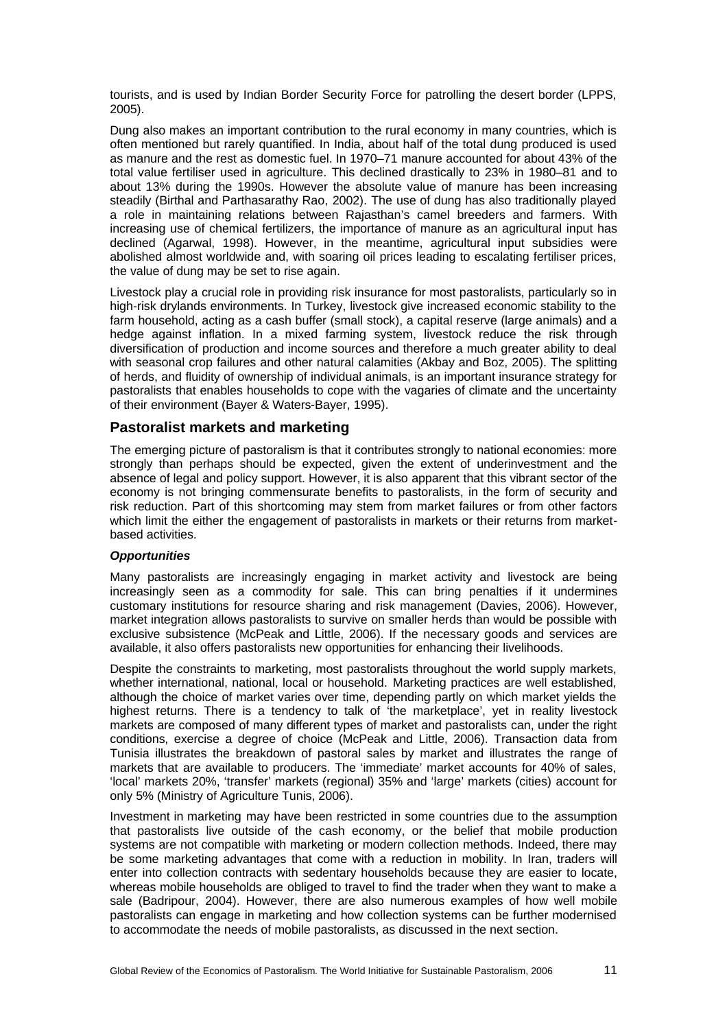tourists, and is used by Indian Border Security Force for patrolling the desert border (LPPS, 2005).

Dung also makes an important contribution to the rural economy in many countries, which is often mentioned but rarely quantified. In India, about half of the total dung produced is used as manure and the rest as domestic fuel. In 1970–71 manure accounted for about 43% of the total value fertiliser used in agriculture. This declined drastically to 23% in 1980–81 and to about 13% during the 1990s. However the absolute value of manure has been increasing steadily (Birthal and Parthasarathy Rao, 2002). The use of dung has also traditionally played a role in maintaining relations between Rajasthan's camel breeders and farmers. With increasing use of chemical fertilizers, the importance of manure as an agricultural input has declined (Agarwal, 1998). However, in the meantime, agricultural input subsidies were abolished almost worldwide and, with soaring oil prices leading to escalating fertiliser prices, the value of dung may be set to rise again.

Livestock play a crucial role in providing risk insurance for most pastoralists, particularly so in high-risk drylands environments. In Turkey, livestock give increased economic stability to the farm household, acting as a cash buffer (small stock), a capital reserve (large animals) and a hedge against inflation. In a mixed farming system, livestock reduce the risk through diversification of production and income sources and therefore a much greater ability to deal with seasonal crop failures and other natural calamities (Akbay and Boz, 2005). The splitting of herds, and fluidity of ownership of individual animals, is an important insurance strategy for pastoralists that enables households to cope with the vagaries of climate and the uncertainty of their environment (Bayer & Waters-Bayer, 1995).

## Pastoralist markets and marketing

The emerging picture of pastoralism is that it contributes strongly to national economies: more strongly than perhaps should be expected, given the extent of underinvestment and the absence of legal and policy support. However, it is also apparent that this vibrant sector of the economy is not bringing commensurate benefits to pastoralists, in the form of security and risk reduction. Part of this shortcoming may stem from market failures or from other factors which limit the either the engagement of pastoralists in markets or their returns from market-based activities.

### *Opportunities*

Many pastoralists are increasingly engaging in market activity and livestock are being increasingly seen as a commodity for sale. This can bring penalties if it undermines customary institutions for resource sharing and risk management (Davies, 2006). However, market integration allows pastoralists to survive on smaller herds than would be possible with exclusive subsistence (McPeak and Little, 2006). If the necessary goods and services are available, it also offers pastoralists new opportunities for enhancing their livelihoods.

Despite the constraints to marketing, most pastoralists throughout the world supply markets, whether international, national, local or household. Marketing practices are well established, although the choice of market varies over time, depending partly on which market yields the highest returns. There is a tendency to talk of 'the marketplace', yet in reality livestock markets are composed of many different types of market and pastoralists can, under the right conditions, exercise a degree of choice (McPeak and Little, 2006). Transaction data from Tunisia illustrates the breakdown of pastoral sales by market and illustrates the range of markets that are available to producers. The 'immediate' market accounts for 40% of sales, 'local' markets 20%, 'transfer' markets (regional) 35% and 'large' markets (cities) account for only 5% (Ministry of Agriculture Tunis, 2006).

Investment in marketing may have been restricted in some countries due to the assumption that pastoralists live outside of the cash economy, or the belief that mobile production systems are not compatible with marketing or modern collection methods. Indeed, there may be some marketing advantages that come with a reduction in mobility. In Iran, traders will enter into collection contracts with sedentary households because they are easier to locate, whereas mobile households are obliged to travel to find the trader when they want to make a sale (Badripour, 2004). However, there are also numerous examples of how well mobile pastoralists can engage in marketing and how collection systems can be further modernised to accommodate the needs of mobile pastoralists, as discussed in the next section.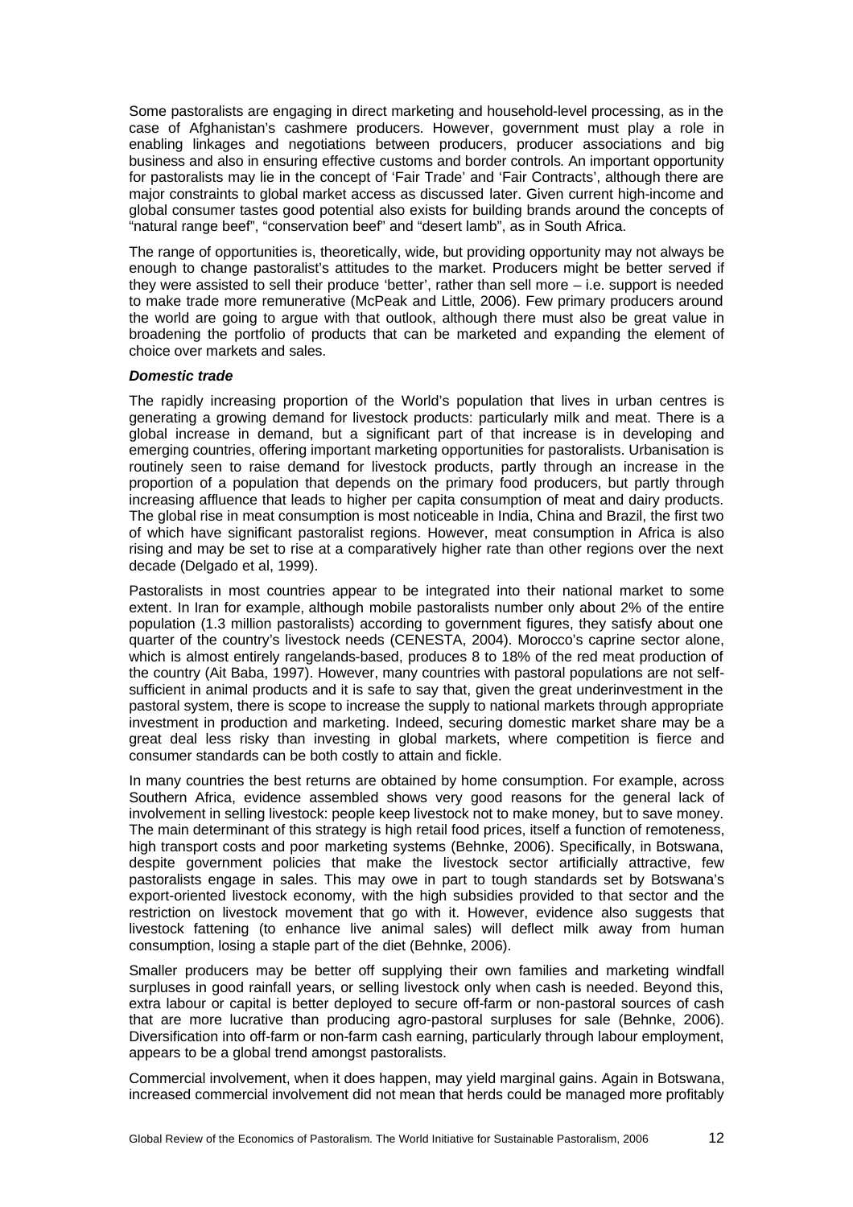Some pastoralists are engaging in direct marketing and household-level processing, as in the case of Afghanistan's cashmere producers. However, government must play a role in enabling linkages and negotiations between producers, producer associations and big business and also in ensuring effective customs and border controls. An important opportunity for pastoralists may lie in the concept of 'Fair Trade' and 'Fair Contracts', although there are major constraints to global market access as discussed later. Given current high-income and global consumer tastes good potential also exists for building brands around the concepts of "natural range beef", "conservation beef" and "desert lamb", as in South Africa.

The range of opportunities is, theoretically, wide, but providing opportunity may not always be enough to change pastoralist's attitudes to the market. Producers might be better served if they were assisted to sell their produce 'better', rather than sell more – i.e. support is needed to make trade more remunerative (McPeak and Little, 2006). Few primary producers around the world are going to argue with that outlook, although there must also be great value in broadening the portfolio of products that can be marketed and expanding the element of choice over markets and sales.

***Domestic trade***

The rapidly increasing proportion of the World's population that lives in urban centres is generating a growing demand for livestock products: particularly milk and meat. There is a global increase in demand, but a significant part of that increase is in developing and emerging countries, offering important marketing opportunities for pastoralists. Urbanisation is routinely seen to raise demand for livestock products, partly through an increase in the proportion of a population that depends on the primary food producers, but partly through increasing affluence that leads to higher per capita consumption of meat and dairy products. The global rise in meat consumption is most noticeable in India, China and Brazil, the first two of which have significant pastoralist regions. However, meat consumption in Africa is also rising and may be set to rise at a comparatively higher rate than other regions over the next decade (Delgado et al, 1999).

Pastoralists in most countries appear to be integrated into their national market to some extent. In Iran for example, although mobile pastoralists number only about 2% of the entire population (1.3 million pastoralists) according to government figures, they satisfy about one quarter of the country's livestock needs (CENESTA, 2004). Morocco's caprine sector alone, which is almost entirely rangelands-based, produces 8 to 18% of the red meat production of the country (Ait Baba, 1997). However, many countries with pastoral populations are not self-sufficient in animal products and it is safe to say that, given the great underinvestment in the pastoral system, there is scope to increase the supply to national markets through appropriate investment in production and marketing. Indeed, securing domestic market share may be a great deal less risky than investing in global markets, where competition is fierce and consumer standards can be both costly to attain and fickle.

In many countries the best returns are obtained by home consumption. For example, across Southern Africa, evidence assembled shows very good reasons for the general lack of involvement in selling livestock: people keep livestock not to make money, but to save money. The main determinant of this strategy is high retail food prices, itself a function of remoteness, high transport costs and poor marketing systems (Behnke, 2006). Specifically, in Botswana, despite government policies that make the livestock sector artificially attractive, few pastoralists engage in sales. This may owe in part to tough standards set by Botswana's export-oriented livestock economy, with the high subsidies provided to that sector and the restriction on livestock movement that go with it. However, evidence also suggests that livestock fattening (to enhance live animal sales) will deflect milk away from human consumption, losing a staple part of the diet (Behnke, 2006).

Smaller producers may be better off supplying their own families and marketing windfall surpluses in good rainfall years, or selling livestock only when cash is needed. Beyond this, extra labour or capital is better deployed to secure off-farm or non-pastoral sources of cash that are more lucrative than producing agro-pastoral surpluses for sale (Behnke, 2006). Diversification into off-farm or non-farm cash earning, particularly through labour employment, appears to be a global trend amongst pastoralists.

Commercial involvement, when it does happen, may yield marginal gains. Again in Botswana, increased commercial involvement did not mean that herds could be managed more profitably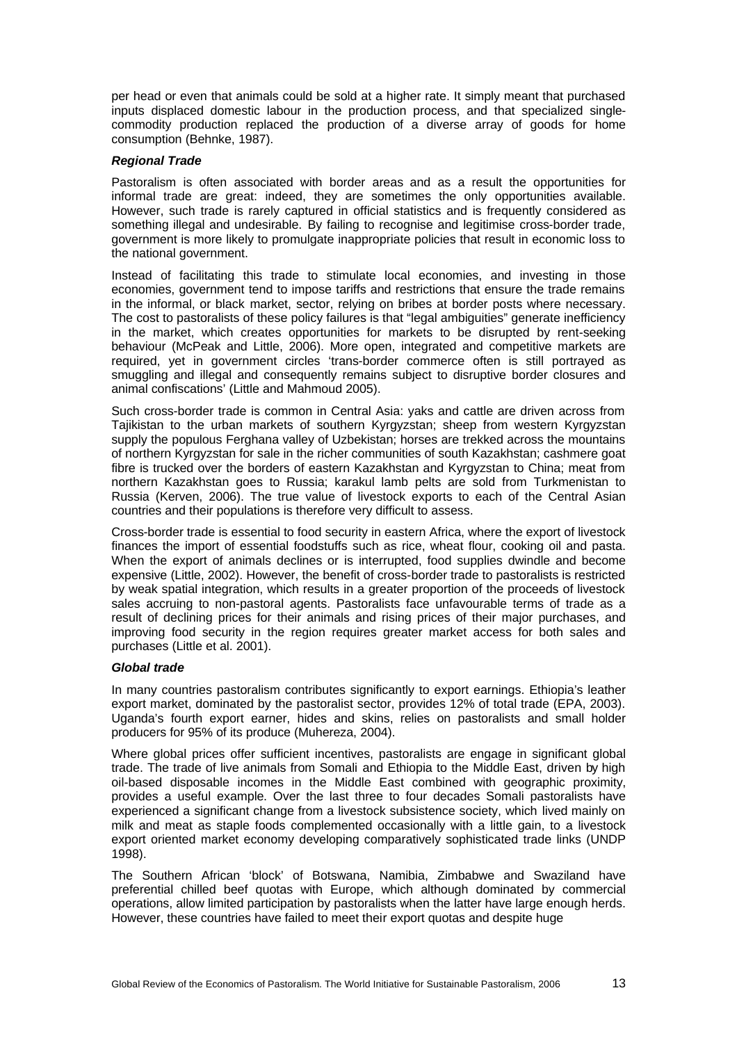per head or even that animals could be sold at a higher rate. It simply meant that purchased inputs displaced domestic labour in the production process, and that specialized single-commodity production replaced the production of a diverse array of goods for home consumption (Behnke, 1987).

### *Regional Trade*

Pastoralism is often associated with border areas and as a result the opportunities for informal trade are great: indeed, they are sometimes the only opportunities available. However, such trade is rarely captured in official statistics and is frequently considered as something illegal and undesirable. By failing to recognise and legitimise cross-border trade, government is more likely to promulgate inappropriate policies that result in economic loss to the national government.

Instead of facilitating this trade to stimulate local economies, and investing in those economies, government tend to impose tariffs and restrictions that ensure the trade remains in the informal, or black market, sector, relying on bribes at border posts where necessary. The cost to pastoralists of these policy failures is that "legal ambiguities" generate inefficiency in the market, which creates opportunities for markets to be disrupted by rent-seeking behaviour (McPeak and Little, 2006). More open, integrated and competitive markets are required, yet in government circles 'trans-border commerce often is still portrayed as smuggling and illegal and consequently remains subject to disruptive border closures and animal confiscations' (Little and Mahmoud 2005).

Such cross-border trade is common in Central Asia: yaks and cattle are driven across from Tajikistan to the urban markets of southern Kyrgyzstan; sheep from western Kyrgyzstan supply the populous Ferghana valley of Uzbekistan; horses are trekked across the mountains of northern Kyrgyzstan for sale in the richer communities of south Kazakhstan; cashmere goat fibre is trucked over the borders of eastern Kazakhstan and Kyrgyzstan to China; meat from northern Kazakhstan goes to Russia; karakul lamb pelts are sold from Turkmenistan to Russia (Kerven, 2006). The true value of livestock exports to each of the Central Asian countries and their populations is therefore very difficult to assess.

Cross-border trade is essential to food security in eastern Africa, where the export of livestock finances the import of essential foodstuffs such as rice, wheat flour, cooking oil and pasta. When the export of animals declines or is interrupted, food supplies dwindle and become expensive (Little, 2002). However, the benefit of cross-border trade to pastoralists is restricted by weak spatial integration, which results in a greater proportion of the proceeds of livestock sales accruing to non-pastoral agents. Pastoralists face unfavourable terms of trade as a result of declining prices for their animals and rising prices of their major purchases, and improving food security in the region requires greater market access for both sales and purchases (Little et al. 2001).

### *Global trade*

In many countries pastoralism contributes significantly to export earnings. Ethiopia's leather export market, dominated by the pastoralist sector, provides 12% of total trade (EPA, 2003). Uganda's fourth export earner, hides and skins, relies on pastoralists and small holder producers for 95% of its produce (Muhereza, 2004).

Where global prices offer sufficient incentives, pastoralists are engage in significant global trade. The trade of live animals from Somali and Ethiopia to the Middle East, driven by high oil-based disposable incomes in the Middle East combined with geographic proximity, provides a useful example. Over the last three to four decades Somali pastoralists have experienced a significant change from a livestock subsistence society, which lived mainly on milk and meat as staple foods complemented occasionally with a little gain, to a livestock export oriented market economy developing comparatively sophisticated trade links (UNDP 1998).

The Southern African 'block' of Botswana, Namibia, Zimbabwe and Swaziland have preferential chilled beef quotas with Europe, which although dominated by commercial operations, allow limited participation by pastoralists when the latter have large enough herds. However, these countries have failed to meet their export quotas and despite huge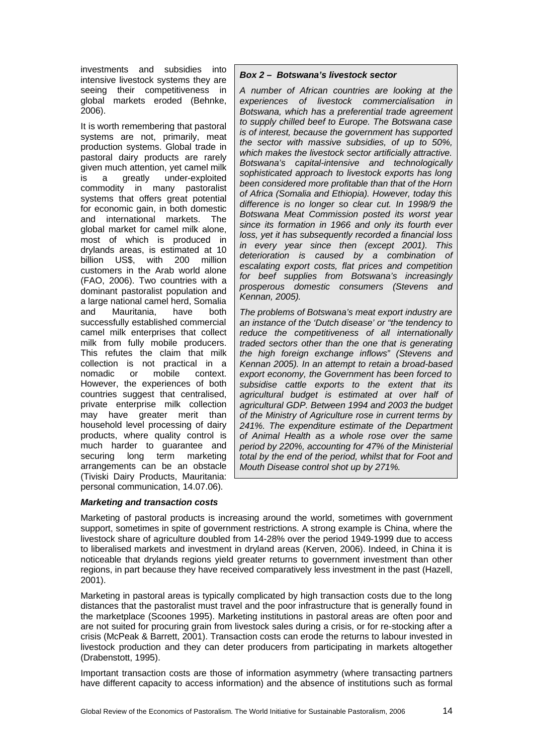investments and subsidies into intensive livestock systems they are seeing their competitiveness in global markets eroded (Behnke, 2006).

It is worth remembering that pastoral systems are not, primarily, meat production systems. Global trade in pastoral dairy products are rarely given much attention, yet camel milk is a greatly under-exploited commodity in many pastoralist systems that offers great potential for economic gain, in both domestic and international markets. The global market for camel milk alone, most of which is produced in drylands areas, is estimated at 10 billion US$, with 200 million customers in the Arab world alone (FAO, 2006). Two countries with a dominant pastoralist population and a large national camel herd, Somalia and Mauritania, have both successfully established commercial camel milk enterprises that collect milk from fully mobile producers. This refutes the claim that milk collection is not practical in a nomadic or mobile context. However, the experiences of both countries suggest that centralised, private enterprise milk collection may have greater merit than household level processing of dairy products, where quality control is much harder to guarantee and securing long term marketing arrangements can be an obstacle (Tiviski Dairy Products, Mauritania: personal communication, 14.07.06).

> ***Box 2 – Botswana's livestock sector***
>
> *A number of African countries are looking at the experiences of livestock commercialisation in Botswana, which has a preferential trade agreement to supply chilled beef to Europe. The Botswana case is of interest, because the government has supported the sector with massive subsidies, of up to 50%, which makes the livestock sector artificially attractive. Botswana's capital-intensive and technologically sophisticated approach to livestock exports has long been considered more profitable than that of the Horn of Africa (Somalia and Ethiopia). However, today this difference is no longer so clear cut. In 1998/9 the Botswana Meat Commission posted its worst year since its formation in 1966 and only its fourth ever loss, yet it has subsequently recorded a financial loss in every year since then (except 2001). This deterioration is caused by a combination of escalating export costs, flat prices and competition for beef supplies from Botswana's increasingly prosperous domestic consumers (Stevens and Kennan, 2005).*
>
> *The problems of Botswana's meat export industry are an instance of the 'Dutch disease' or "the tendency to reduce the competitiveness of all internationally traded sectors other than the one that is generating the high foreign exchange inflows" (Stevens and Kennan 2005). In an attempt to retain a broad-based export economy, the Government has been forced to subsidise cattle exports to the extent that its agricultural budget is estimated at over half of agricultural GDP. Between 1994 and 2003 the budget of the Ministry of Agriculture rose in current terms by 241%. The expenditure estimate of the Department of Animal Health as a whole rose over the same period by 220%, accounting for 47% of the Ministerial total by the end of the period, whilst that for Foot and Mouth Disease control shot up by 271%.*

***Marketing and transaction costs***

Marketing of pastoral products is increasing around the world, sometimes with government support, sometimes in spite of government restrictions. A strong example is China, where the livestock share of agriculture doubled from 14-28% over the period 1949-1999 due to access to liberalised markets and investment in dryland areas (Kerven, 2006). Indeed, in China it is noticeable that drylands regions yield greater returns to government investment than other regions, in part because they have received comparatively less investment in the past (Hazell, 2001).

Marketing in pastoral areas is typically complicated by high transaction costs due to the long distances that the pastoralist must travel and the poor infrastructure that is generally found in the marketplace (Scoones 1995). Marketing institutions in pastoral areas are often poor and are not suited for procuring grain from livestock sales during a crisis, or for re-stocking after a crisis (McPeak & Barrett, 2001). Transaction costs can erode the returns to labour invested in livestock production and they can deter producers from participating in markets altogether (Drabenstott, 1995).

Important transaction costs are those of information asymmetry (where transacting partners have different capacity to access information) and the absence of institutions such as formal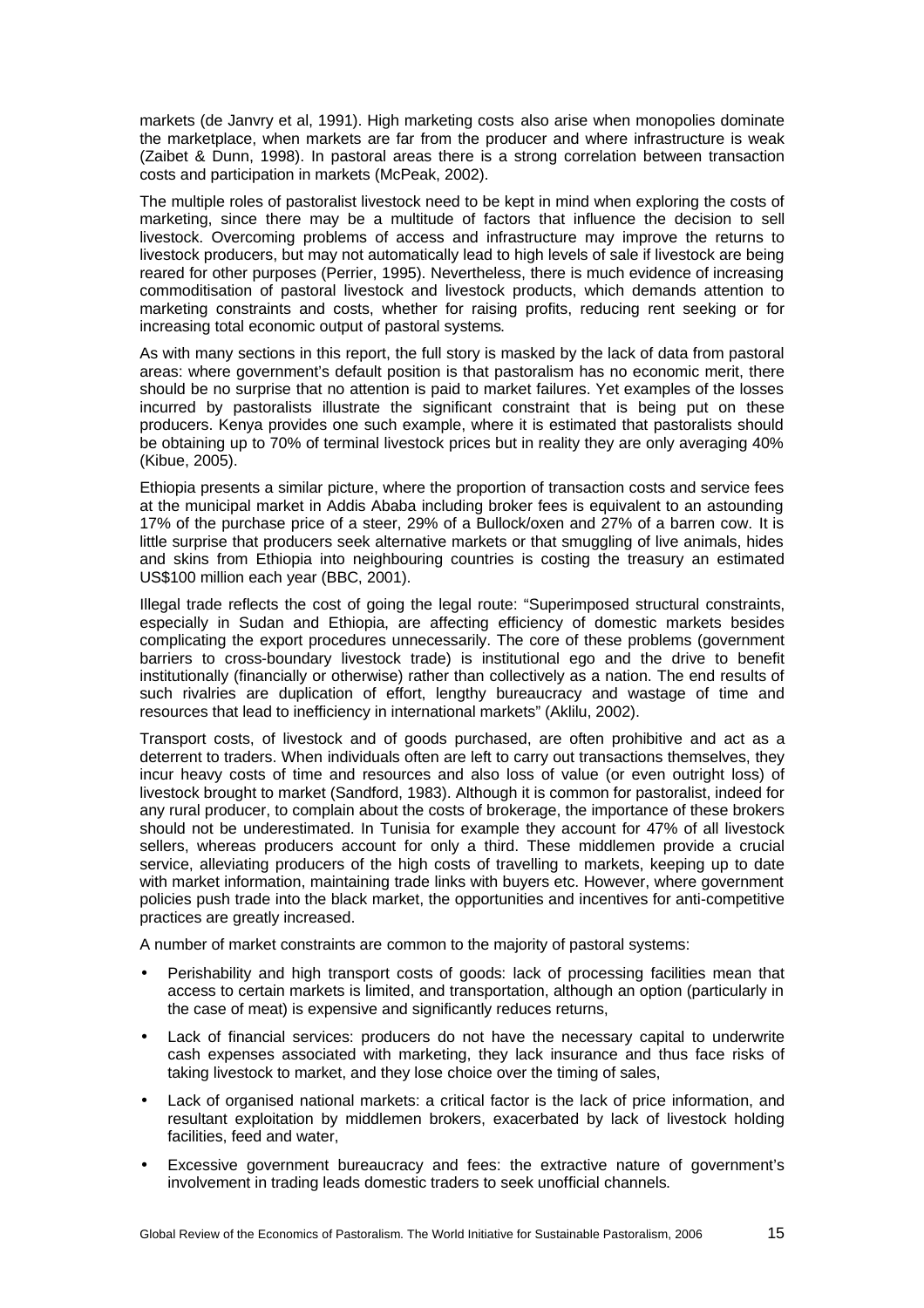markets (de Janvry et al, 1991). High marketing costs also arise when monopolies dominate the marketplace, when markets are far from the producer and where infrastructure is weak (Zaibet & Dunn, 1998). In pastoral areas there is a strong correlation between transaction costs and participation in markets (McPeak, 2002).

The multiple roles of pastoralist livestock need to be kept in mind when exploring the costs of marketing, since there may be a multitude of factors that influence the decision to sell livestock. Overcoming problems of access and infrastructure may improve the returns to livestock producers, but may not automatically lead to high levels of sale if livestock are being reared for other purposes (Perrier, 1995). Nevertheless, there is much evidence of increasing commoditisation of pastoral livestock and livestock products, which demands attention to marketing constraints and costs, whether for raising profits, reducing rent seeking or for increasing total economic output of pastoral systems.

As with many sections in this report, the full story is masked by the lack of data from pastoral areas: where government's default position is that pastoralism has no economic merit, there should be no surprise that no attention is paid to market failures. Yet examples of the losses incurred by pastoralists illustrate the significant constraint that is being put on these producers. Kenya provides one such example, where it is estimated that pastoralists should be obtaining up to 70% of terminal livestock prices but in reality they are only averaging 40% (Kibue, 2005).

Ethiopia presents a similar picture, where the proportion of transaction costs and service fees at the municipal market in Addis Ababa including broker fees is equivalent to an astounding 17% of the purchase price of a steer, 29% of a Bullock/oxen and 27% of a barren cow. It is little surprise that producers seek alternative markets or that smuggling of live animals, hides and skins from Ethiopia into neighbouring countries is costing the treasury an estimated US$100 million each year (BBC, 2001).

Illegal trade reflects the cost of going the legal route: "Superimposed structural constraints, especially in Sudan and Ethiopia, are affecting efficiency of domestic markets besides complicating the export procedures unnecessarily. The core of these problems (government barriers to cross-boundary livestock trade) is institutional ego and the drive to benefit institutionally (financially or otherwise) rather than collectively as a nation. The end results of such rivalries are duplication of effort, lengthy bureaucracy and wastage of time and resources that lead to inefficiency in international markets" (Aklilu, 2002).

Transport costs, of livestock and of goods purchased, are often prohibitive and act as a deterrent to traders. When individuals often are left to carry out transactions themselves, they incur heavy costs of time and resources and also loss of value (or even outright loss) of livestock brought to market (Sandford, 1983). Although it is common for pastoralist, indeed for any rural producer, to complain about the costs of brokerage, the importance of these brokers should not be underestimated. In Tunisia for example they account for 47% of all livestock sellers, whereas producers account for only a third. These middlemen provide a crucial service, alleviating producers of the high costs of travelling to markets, keeping up to date with market information, maintaining trade links with buyers etc. However, where government policies push trade into the black market, the opportunities and incentives for anti-competitive practices are greatly increased.

A number of market constraints are common to the majority of pastoral systems:

- Perishability and high transport costs of goods: lack of processing facilities mean that access to certain markets is limited, and transportation, although an option (particularly in the case of meat) is expensive and significantly reduces returns,
- Lack of financial services: producers do not have the necessary capital to underwrite cash expenses associated with marketing, they lack insurance and thus face risks of taking livestock to market, and they lose choice over the timing of sales,
- Lack of organised national markets: a critical factor is the lack of price information, and resultant exploitation by middlemen brokers, exacerbated by lack of livestock holding facilities, feed and water,
- Excessive government bureaucracy and fees: the extractive nature of government's involvement in trading leads domestic traders to seek unofficial channels.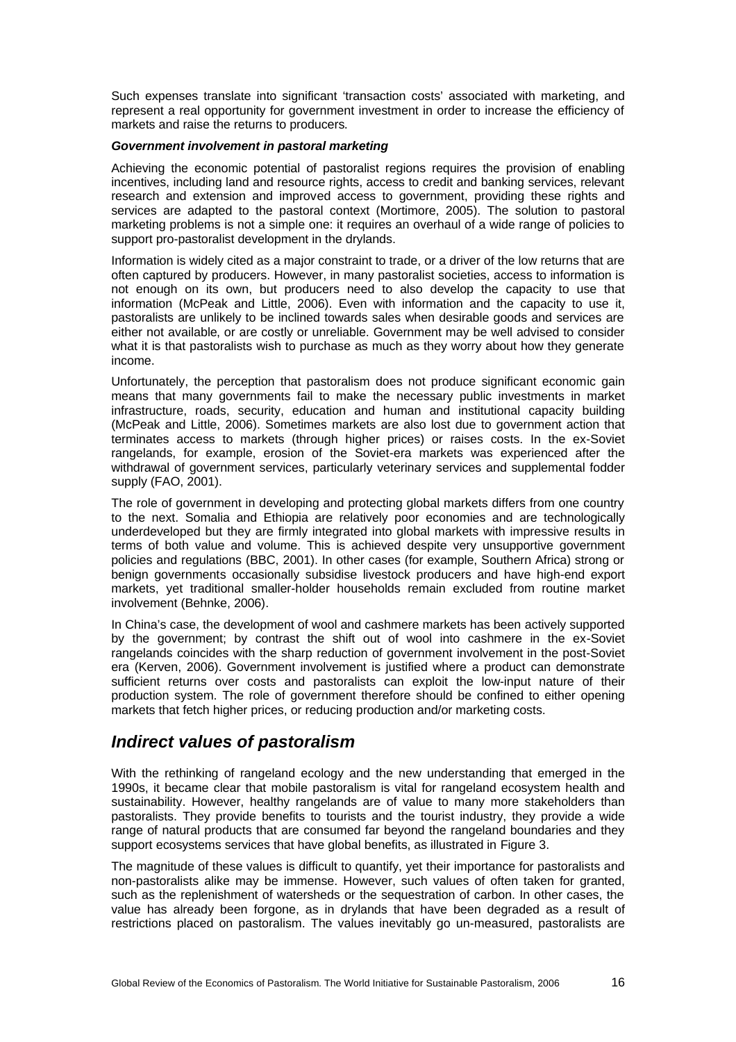Such expenses translate into significant 'transaction costs' associated with marketing, and represent a real opportunity for government investment in order to increase the efficiency of markets and raise the returns to producers.

***Government involvement in pastoral marketing***

Achieving the economic potential of pastoralist regions requires the provision of enabling incentives, including land and resource rights, access to credit and banking services, relevant research and extension and improved access to government, providing these rights and services are adapted to the pastoral context (Mortimore, 2005). The solution to pastoral marketing problems is not a simple one: it requires an overhaul of a wide range of policies to support pro-pastoralist development in the drylands.

Information is widely cited as a major constraint to trade, or a driver of the low returns that are often captured by producers. However, in many pastoralist societies, access to information is not enough on its own, but producers need to also develop the capacity to use that information (McPeak and Little, 2006). Even with information and the capacity to use it, pastoralists are unlikely to be inclined towards sales when desirable goods and services are either not available, or are costly or unreliable. Government may be well advised to consider what it is that pastoralists wish to purchase as much as they worry about how they generate income.

Unfortunately, the perception that pastoralism does not produce significant economic gain means that many governments fail to make the necessary public investments in market infrastructure, roads, security, education and human and institutional capacity building (McPeak and Little, 2006). Sometimes markets are also lost due to government action that terminates access to markets (through higher prices) or raises costs. In the ex-Soviet rangelands, for example, erosion of the Soviet-era markets was experienced after the withdrawal of government services, particularly veterinary services and supplemental fodder supply (FAO, 2001).

The role of government in developing and protecting global markets differs from one country to the next. Somalia and Ethiopia are relatively poor economies and are technologically underdeveloped but they are firmly integrated into global markets with impressive results in terms of both value and volume. This is achieved despite very unsupportive government policies and regulations (BBC, 2001). In other cases (for example, Southern Africa) strong or benign governments occasionally subsidise livestock producers and have high-end export markets, yet traditional smaller-holder households remain excluded from routine market involvement (Behnke, 2006).

In China's case, the development of wool and cashmere markets has been actively supported by the government; by contrast the shift out of wool into cashmere in the ex-Soviet rangelands coincides with the sharp reduction of government involvement in the post-Soviet era (Kerven, 2006). Government involvement is justified where a product can demonstrate sufficient returns over costs and pastoralists can exploit the low-input nature of their production system. The role of government therefore should be confined to either opening markets that fetch higher prices, or reducing production and/or marketing costs.

## *Indirect values of pastoralism*

With the rethinking of rangeland ecology and the new understanding that emerged in the 1990s, it became clear that mobile pastoralism is vital for rangeland ecosystem health and sustainability. However, healthy rangelands are of value to many more stakeholders than pastoralists. They provide benefits to tourists and the tourist industry, they provide a wide range of natural products that are consumed far beyond the rangeland boundaries and they support ecosystems services that have global benefits, as illustrated in Figure 3.

The magnitude of these values is difficult to quantify, yet their importance for pastoralists and non-pastoralists alike may be immense. However, such values of often taken for granted, such as the replenishment of watersheds or the sequestration of carbon. In other cases, the value has already been forgone, as in drylands that have been degraded as a result of restrictions placed on pastoralism. The values inevitably go un-measured, pastoralists are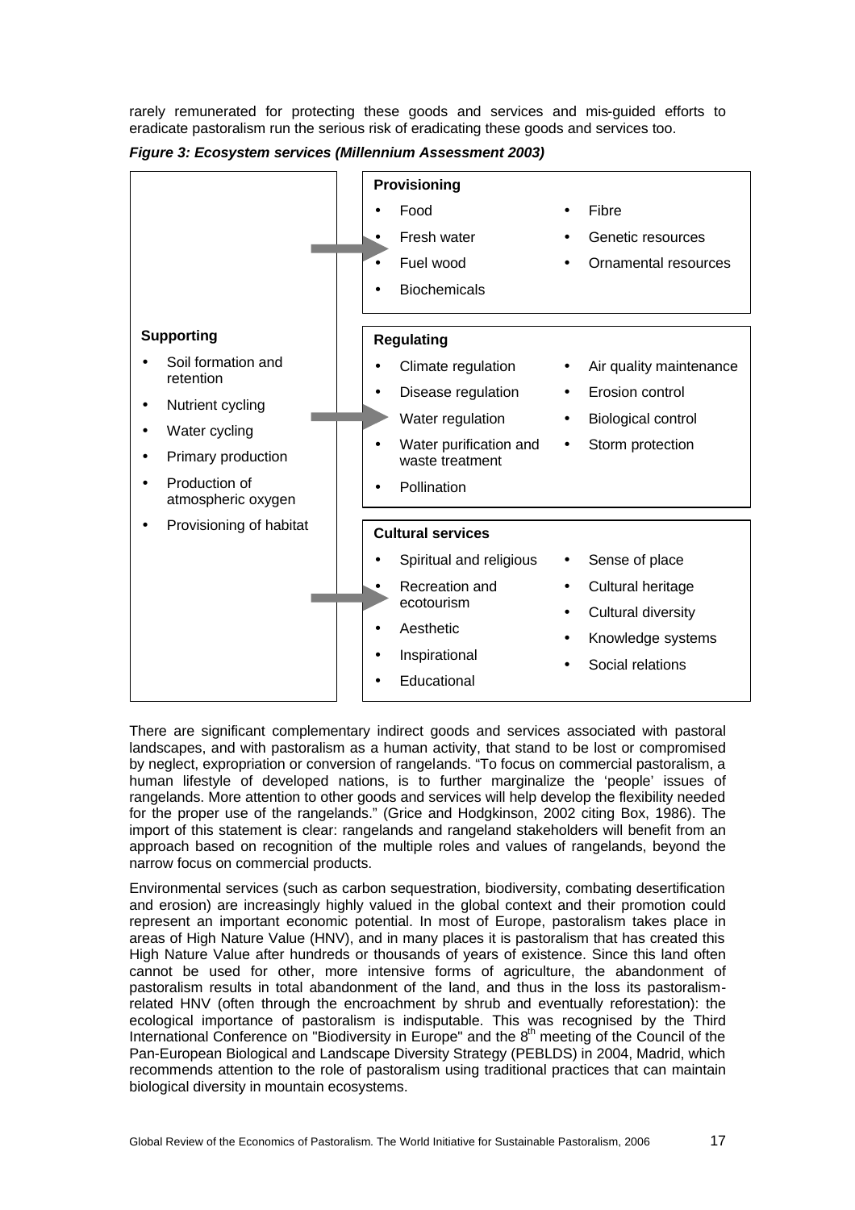rarely remunerated for protecting these goods and services and mis-guided efforts to eradicate pastoralism run the serious risk of eradicating these goods and services too.

***Figure 3: Ecosystem services (Millennium Assessment 2003)***

**Supporting**

- Soil formation and retention
- Nutrient cycling
- Water cycling
- Primary production
- Production of atmospheric oxygen
- Provisioning of habitat

**Provisioning**

- Food
- Fresh water
- Fuel wood
- Biochemicals
- Fibre
- Genetic resources
- Ornamental resources

**Regulating**

- Climate regulation
- Disease regulation
- Water regulation
- Water purification and waste treatment
- Pollination
- Air quality maintenance
- Erosion control
- Biological control
- Storm protection

**Cultural services**

- Spiritual and religious
- Recreation and ecotourism
- Aesthetic
- Inspirational
- Educational
- Sense of place
- Cultural heritage
- Cultural diversity
- Knowledge systems
- Social relations

There are significant complementary indirect goods and services associated with pastoral landscapes, and with pastoralism as a human activity, that stand to be lost or compromised by neglect, expropriation or conversion of rangelands. "To focus on commercial pastoralism, a human lifestyle of developed nations, is to further marginalize the 'people' issues of rangelands. More attention to other goods and services will help develop the flexibility needed for the proper use of the rangelands." (Grice and Hodgkinson, 2002 citing Box, 1986). The import of this statement is clear: rangelands and rangeland stakeholders will benefit from an approach based on recognition of the multiple roles and values of rangelands, beyond the narrow focus on commercial products.

Environmental services (such as carbon sequestration, biodiversity, combating desertification and erosion) are increasingly highly valued in the global context and their promotion could represent an important economic potential. In most of Europe, pastoralism takes place in areas of High Nature Value (HNV), and in many places it is pastoralism that has created this High Nature Value after hundreds or thousands of years of existence. Since this land often cannot be used for other, more intensive forms of agriculture, the abandonment of pastoralism results in total abandonment of the land, and thus in the loss its pastoralism-related HNV (often through the encroachment by shrub and eventually reforestation): the ecological importance of pastoralism is indisputable. This was recognised by the Third International Conference on "Biodiversity in Europe" and the 8th meeting of the Council of the Pan-European Biological and Landscape Diversity Strategy (PEBLDS) in 2004, Madrid, which recommends attention to the role of pastoralism using traditional practices that can maintain biological diversity in mountain ecosystems.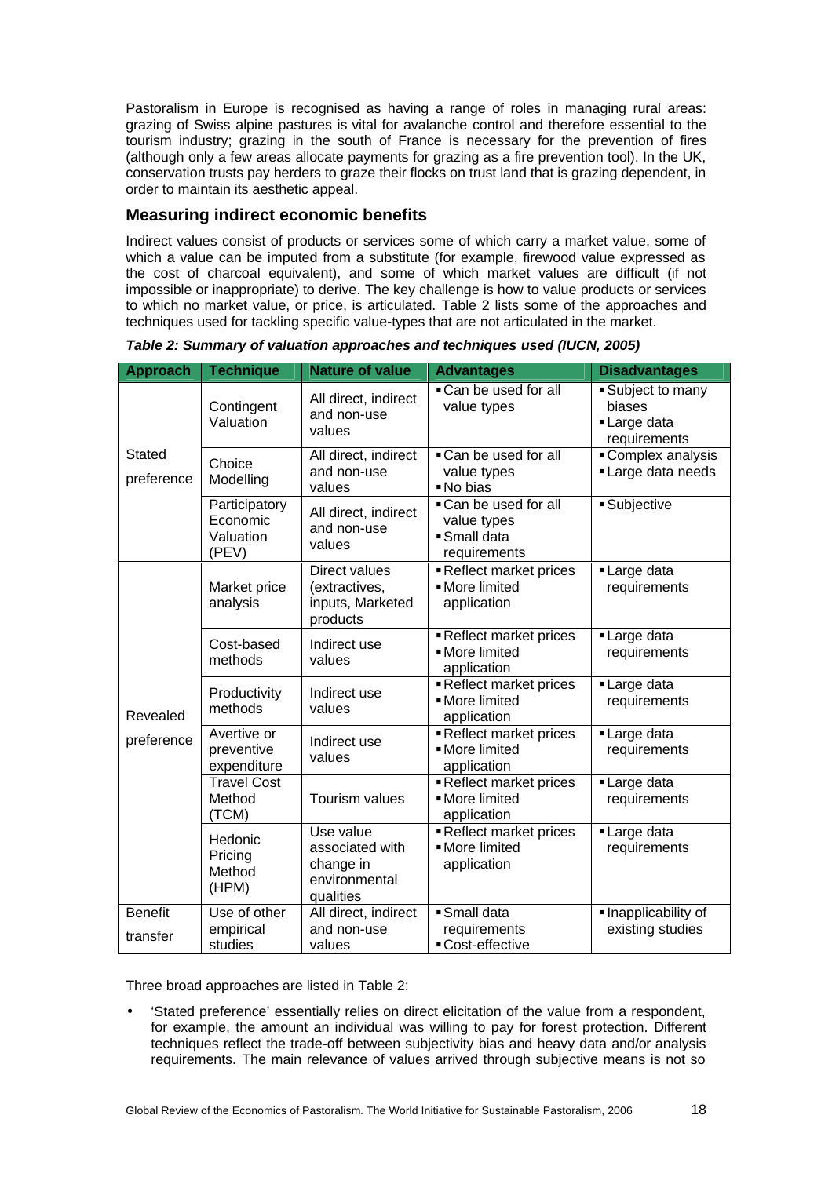Pastoralism in Europe is recognised as having a range of roles in managing rural areas: grazing of Swiss alpine pastures is vital for avalanche control and therefore essential to the tourism industry; grazing in the south of France is necessary for the prevention of fires (although only a few areas allocate payments for grazing as a fire prevention tool). In the UK, conservation trusts pay herders to graze their flocks on trust land that is grazing dependent, in order to maintain its aesthetic appeal.

## Measuring indirect economic benefits

Indirect values consist of products or services some of which carry a market value, some of which a value can be imputed from a substitute (for example, firewood value expressed as the cost of charcoal equivalent), and some of which market values are difficult (if not impossible or inappropriate) to derive. The key challenge is how to value products or services to which no market value, or price, is articulated. Table 2 lists some of the approaches and techniques used for tackling specific value-types that are not articulated in the market.

***Table 2: Summary of valuation approaches and techniques used (IUCN, 2005)***

| Approach | Technique | Nature of value | Advantages | Disadvantages |
|---|---|---|---|---|
| Stated preference | Contingent Valuation | All direct, indirect and non-use values | ▪ Can be used for all value types | ▪ Subject to many biases<br>▪ Large data requirements |
| | Choice Modelling | All direct, indirect and non-use values | ▪ Can be used for all value types<br>▪ No bias | ▪ Complex analysis<br>▪ Large data needs |
| | Participatory Economic Valuation (PEV) | All direct, indirect and non-use values | ▪ Can be used for all value types<br>▪ Small data requirements | ▪ Subjective |
| Revealed preference | Market price analysis | Direct values (extractives, inputs, Marketed products | ▪ Reflect market prices<br>▪ More limited application | ▪ Large data requirements |
| | Cost-based methods | Indirect use values | ▪ Reflect market prices<br>▪ More limited application | ▪ Large data requirements |
| | Productivity methods | Indirect use values | ▪ Reflect market prices<br>▪ More limited application | ▪ Large data requirements |
| | Avertive or preventive expenditure | Indirect use values | ▪ Reflect market prices<br>▪ More limited application | ▪ Large data requirements |
| | Travel Cost Method (TCM) | Tourism values | ▪ Reflect market prices<br>▪ More limited application | ▪ Large data requirements |
| | Hedonic Pricing Method (HPM) | Use value associated with change in environmental qualities | ▪ Reflect market prices<br>▪ More limited application | ▪ Large data requirements |
| Benefit transfer | Use of other empirical studies | All direct, indirect and non-use values | ▪ Small data requirements<br>▪ Cost-effective | ▪ Inapplicability of existing studies |

Three broad approaches are listed in Table 2:

- 'Stated preference' essentially relies on direct elicitation of the value from a respondent, for example, the amount an individual was willing to pay for forest protection. Different techniques reflect the trade-off between subjectivity bias and heavy data and/or analysis requirements. The main relevance of values arrived through subjective means is not so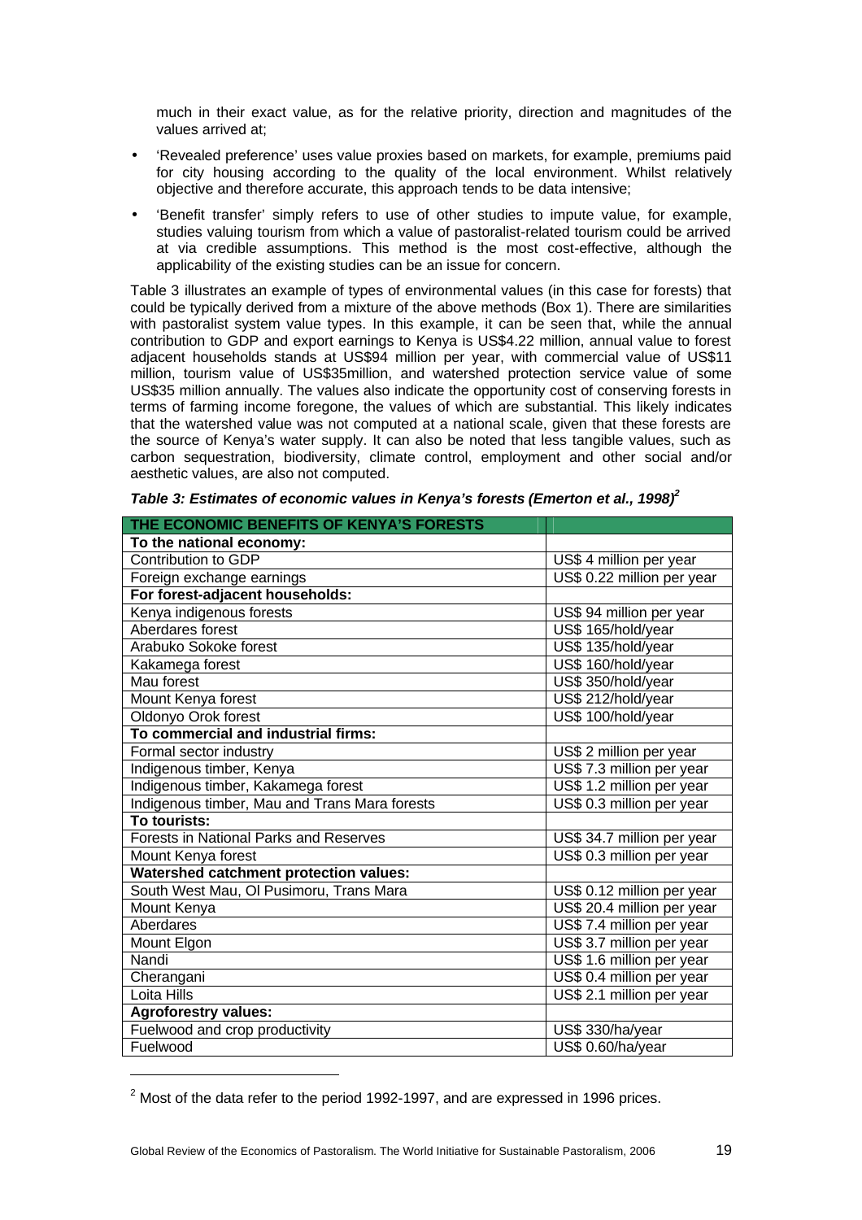much in their exact value, as for the relative priority, direction and magnitudes of the values arrived at;

- 'Revealed preference' uses value proxies based on markets, for example, premiums paid for city housing according to the quality of the local environment. Whilst relatively objective and therefore accurate, this approach tends to be data intensive;
- 'Benefit transfer' simply refers to use of other studies to impute value, for example, studies valuing tourism from which a value of pastoralist-related tourism could be arrived at via credible assumptions. This method is the most cost-effective, although the applicability of the existing studies can be an issue for concern.

Table 3 illustrates an example of types of environmental values (in this case for forests) that could be typically derived from a mixture of the above methods (Box 1). There are similarities with pastoralist system value types. In this example, it can be seen that, while the annual contribution to GDP and export earnings to Kenya is US$4.22 million, annual value to forest adjacent households stands at US$94 million per year, with commercial value of US$11 million, tourism value of US$35million, and watershed protection service value of some US$35 million annually. The values also indicate the opportunity cost of conserving forests in terms of farming income foregone, the values of which are substantial. This likely indicates that the watershed value was not computed at a national scale, given that these forests are the source of Kenya's water supply. It can also be noted that less tangible values, such as carbon sequestration, biodiversity, climate control, employment and other social and/or aesthetic values, are also not computed.

***Table 3: Estimates of economic values in Kenya's forests (Emerton et al., 1998)[2]***

| THE ECONOMIC BENEFITS OF KENYA'S FORESTS | |
|---|---|
| **To the national economy:** | |
| Contribution to GDP | US$ 4 million per year |
| Foreign exchange earnings | US$ 0.22 million per year |
| **For forest-adjacent households:** | |
| Kenya indigenous forests | US$ 94 million per year |
| Aberdares forest | US$ 165/hold/year |
| Arabuko Sokoke forest | US$ 135/hold/year |
| Kakamega forest | US$ 160/hold/year |
| Mau forest | US$ 350/hold/year |
| Mount Kenya forest | US$ 212/hold/year |
| Oldonyo Orok forest | US$ 100/hold/year |
| **To commercial and industrial firms:** | |
| Formal sector industry | US$ 2 million per year |
| Indigenous timber, Kenya | US$ 7.3 million per year |
| Indigenous timber, Kakamega forest | US$ 1.2 million per year |
| Indigenous timber, Mau and Trans Mara forests | US$ 0.3 million per year |
| **To tourists:** | |
| Forests in National Parks and Reserves | US$ 34.7 million per year |
| Mount Kenya forest | US$ 0.3 million per year |
| **Watershed catchment protection values:** | |
| South West Mau, Ol Pusimoru, Trans Mara | US$ 0.12 million per year |
| Mount Kenya | US$ 20.4 million per year |
| Aberdares | US$ 7.4 million per year |
| Mount Elgon | US$ 3.7 million per year |
| Nandi | US$ 1.6 million per year |
| Cherangani | US$ 0.4 million per year |
| Loita Hills | US$ 2.1 million per year |
| **Agroforestry values:** | |
| Fuelwood and crop productivity | US$ 330/ha/year |
| Fuelwood | US$ 0.60/ha/year |

[2] Most of the data refer to the period 1992-1997, and are expressed in 1996 prices.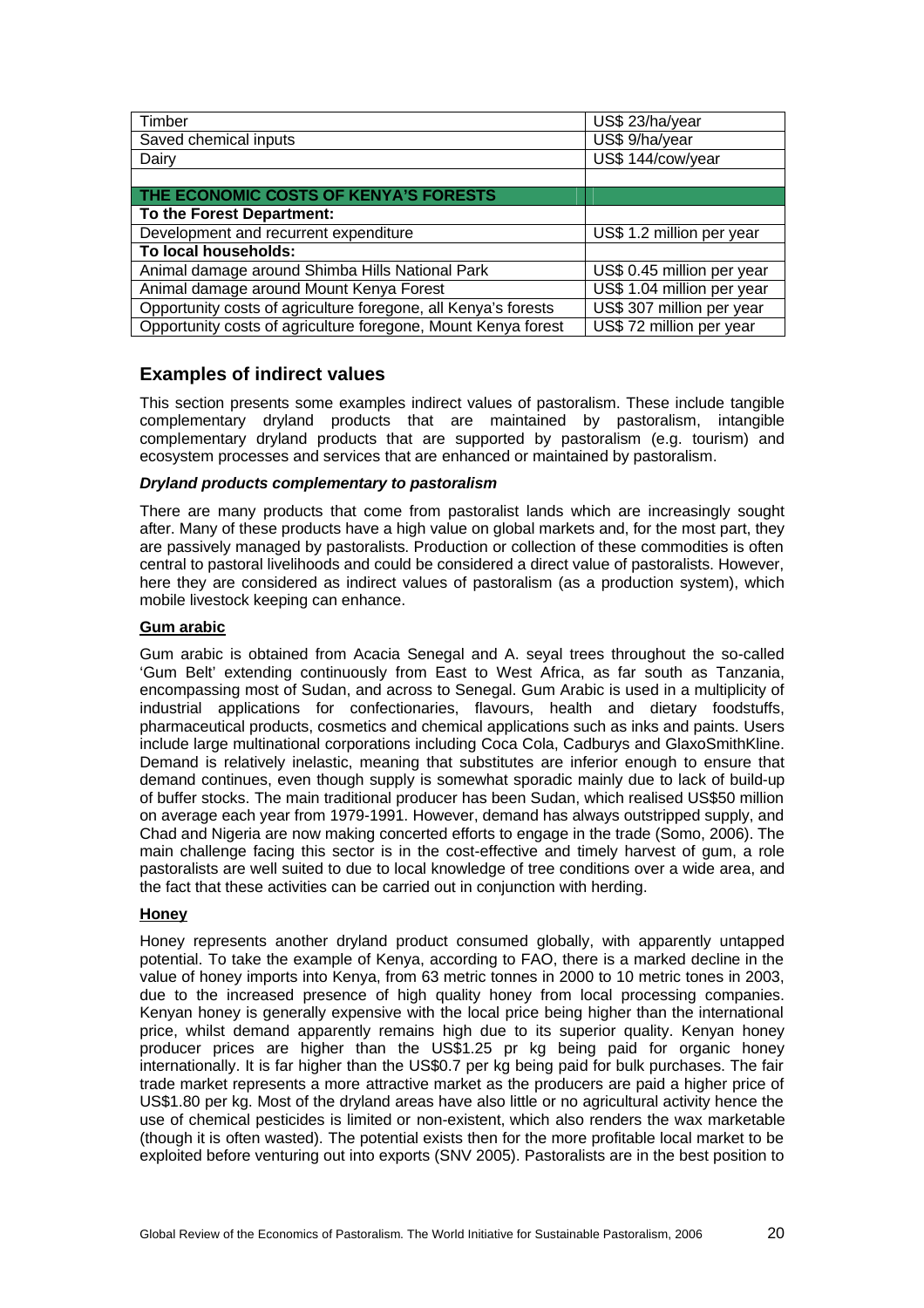| | |
|---|---|
| Timber | US$ 23/ha/year |
| Saved chemical inputs | US$ 9/ha/year |
| Dairy | US$ 144/cow/year |
| | |
| **THE ECONOMIC COSTS OF KENYA'S FORESTS** | |
| **To the Forest Department:** | |
| Development and recurrent expenditure | US$ 1.2 million per year |
| **To local households:** | |
| Animal damage around Shimba Hills National Park | US$ 0.45 million per year |
| Animal damage around Mount Kenya Forest | US$ 1.04 million per year |
| Opportunity costs of agriculture foregone, all Kenya's forests | US$ 307 million per year |
| Opportunity costs of agriculture foregone, Mount Kenya forest | US$ 72 million per year |

## Examples of indirect values

This section presents some examples indirect values of pastoralism. These include tangible complementary dryland products that are maintained by pastoralism, intangible complementary dryland products that are supported by pastoralism (e.g. tourism) and ecosystem processes and services that are enhanced or maintained by pastoralism.

### *Dryland products complementary to pastoralism*

There are many products that come from pastoralist lands which are increasingly sought after. Many of these products have a high value on global markets and, for the most part, they are passively managed by pastoralists. Production or collection of these commodities is often central to pastoral livelihoods and could be considered a direct value of pastoralists. However, here they are considered as indirect values of pastoralism (as a production system), which mobile livestock keeping can enhance.

#### Gum arabic

Gum arabic is obtained from Acacia Senegal and A. seyal trees throughout the so-called 'Gum Belt' extending continuously from East to West Africa, as far south as Tanzania, encompassing most of Sudan, and across to Senegal. Gum Arabic is used in a multiplicity of industrial applications for confectionaries, flavours, health and dietary foodstuffs, pharmaceutical products, cosmetics and chemical applications such as inks and paints. Users include large multinational corporations including Coca Cola, Cadburys and GlaxoSmithKline. Demand is relatively inelastic, meaning that substitutes are inferior enough to ensure that demand continues, even though supply is somewhat sporadic mainly due to lack of build-up of buffer stocks. The main traditional producer has been Sudan, which realised US$50 million on average each year from 1979-1991. However, demand has always outstripped supply, and Chad and Nigeria are now making concerted efforts to engage in the trade (Somo, 2006). The main challenge facing this sector is in the cost-effective and timely harvest of gum, a role pastoralists are well suited to due to local knowledge of tree conditions over a wide area, and the fact that these activities can be carried out in conjunction with herding.

#### Honey

Honey represents another dryland product consumed globally, with apparently untapped potential. To take the example of Kenya, according to FAO, there is a marked decline in the value of honey imports into Kenya, from 63 metric tonnes in 2000 to 10 metric tones in 2003, due to the increased presence of high quality honey from local processing companies. Kenyan honey is generally expensive with the local price being higher than the international price, whilst demand apparently remains high due to its superior quality. Kenyan honey producer prices are higher than the US$1.25 pr kg being paid for organic honey internationally. It is far higher than the US$0.7 per kg being paid for bulk purchases. The fair trade market represents a more attractive market as the producers are paid a higher price of US$1.80 per kg. Most of the dryland areas have also little or no agricultural activity hence the use of chemical pesticides is limited or non-existent, which also renders the wax marketable (though it is often wasted). The potential exists then for the more profitable local market to be exploited before venturing out into exports (SNV 2005). Pastoralists are in the best position to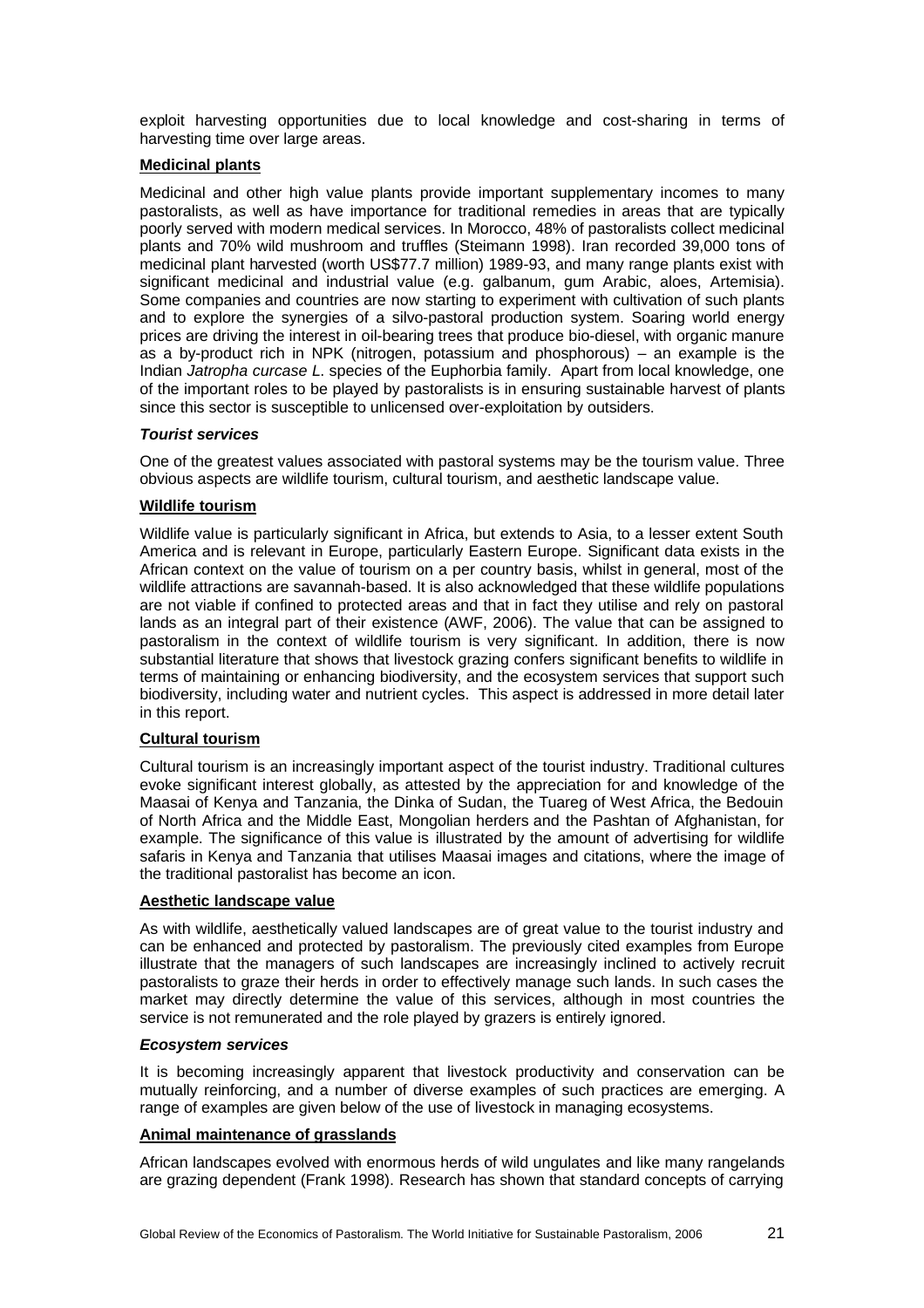exploit harvesting opportunities due to local knowledge and cost-sharing in terms of harvesting time over large areas.

**Medicinal plants**

Medicinal and other high value plants provide important supplementary incomes to many pastoralists, as well as have importance for traditional remedies in areas that are typically poorly served with modern medical services. In Morocco, 48% of pastoralists collect medicinal plants and 70% wild mushroom and truffles (Steimann 1998). Iran recorded 39,000 tons of medicinal plant harvested (worth US$77.7 million) 1989-93, and many range plants exist with significant medicinal and industrial value (e.g. galbanum, gum Arabic, aloes, Artemisia). Some companies and countries are now starting to experiment with cultivation of such plants and to explore the synergies of a silvo-pastoral production system. Soaring world energy prices are driving the interest in oil-bearing trees that produce bio-diesel, with organic manure as a by-product rich in NPK (nitrogen, potassium and phosphorous) – an example is the Indian *Jatropha curcase L*. species of the Euphorbia family. Apart from local knowledge, one of the important roles to be played by pastoralists is in ensuring sustainable harvest of plants since this sector is susceptible to unlicensed over-exploitation by outsiders.

***Tourist services***

One of the greatest values associated with pastoral systems may be the tourism value. Three obvious aspects are wildlife tourism, cultural tourism, and aesthetic landscape value.

**Wildlife tourism**

Wildlife value is particularly significant in Africa, but extends to Asia, to a lesser extent South America and is relevant in Europe, particularly Eastern Europe. Significant data exists in the African context on the value of tourism on a per country basis, whilst in general, most of the wildlife attractions are savannah-based. It is also acknowledged that these wildlife populations are not viable if confined to protected areas and that in fact they utilise and rely on pastoral lands as an integral part of their existence (AWF, 2006). The value that can be assigned to pastoralism in the context of wildlife tourism is very significant. In addition, there is now substantial literature that shows that livestock grazing confers significant benefits to wildlife in terms of maintaining or enhancing biodiversity, and the ecosystem services that support such biodiversity, including water and nutrient cycles. This aspect is addressed in more detail later in this report.

**Cultural tourism**

Cultural tourism is an increasingly important aspect of the tourist industry. Traditional cultures evoke significant interest globally, as attested by the appreciation for and knowledge of the Maasai of Kenya and Tanzania, the Dinka of Sudan, the Tuareg of West Africa, the Bedouin of North Africa and the Middle East, Mongolian herders and the Pashtan of Afghanistan, for example. The significance of this value is illustrated by the amount of advertising for wildlife safaris in Kenya and Tanzania that utilises Maasai images and citations, where the image of the traditional pastoralist has become an icon.

**Aesthetic landscape value**

As with wildlife, aesthetically valued landscapes are of great value to the tourist industry and can be enhanced and protected by pastoralism. The previously cited examples from Europe illustrate that the managers of such landscapes are increasingly inclined to actively recruit pastoralists to graze their herds in order to effectively manage such lands. In such cases the market may directly determine the value of this services, although in most countries the service is not remunerated and the role played by grazers is entirely ignored.

***Ecosystem services***

It is becoming increasingly apparent that livestock productivity and conservation can be mutually reinforcing, and a number of diverse examples of such practices are emerging. A range of examples are given below of the use of livestock in managing ecosystems.

**Animal maintenance of grasslands**

African landscapes evolved with enormous herds of wild ungulates and like many rangelands are grazing dependent (Frank 1998). Research has shown that standard concepts of carrying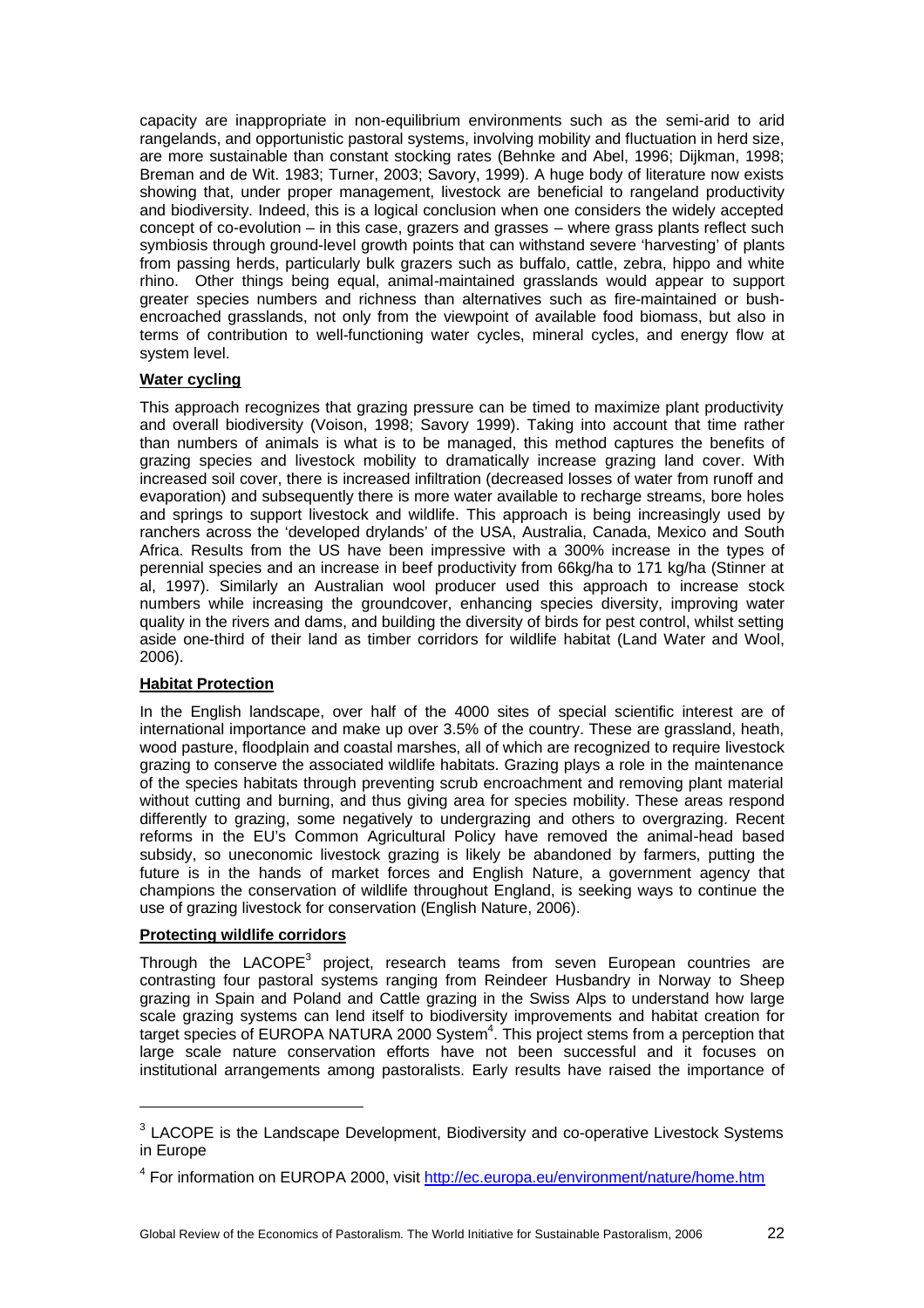capacity are inappropriate in non-equilibrium environments such as the semi-arid to arid rangelands, and opportunistic pastoral systems, involving mobility and fluctuation in herd size, are more sustainable than constant stocking rates (Behnke and Abel, 1996; Dijkman, 1998; Breman and de Wit. 1983; Turner, 2003; Savory, 1999). A huge body of literature now exists showing that, under proper management, livestock are beneficial to rangeland productivity and biodiversity. Indeed, this is a logical conclusion when one considers the widely accepted concept of co-evolution – in this case, grazers and grasses – where grass plants reflect such symbiosis through ground-level growth points that can withstand severe 'harvesting' of plants from passing herds, particularly bulk grazers such as buffalo, cattle, zebra, hippo and white rhino. Other things being equal, animal-maintained grasslands would appear to support greater species numbers and richness than alternatives such as fire-maintained or bush-encroached grasslands, not only from the viewpoint of available food biomass, but also in terms of contribution to well-functioning water cycles, mineral cycles, and energy flow at system level.

**Water cycling**

This approach recognizes that grazing pressure can be timed to maximize plant productivity and overall biodiversity (Voison, 1998; Savory 1999). Taking into account that time rather than numbers of animals is what is to be managed, this method captures the benefits of grazing species and livestock mobility to dramatically increase grazing land cover. With increased soil cover, there is increased infiltration (decreased losses of water from runoff and evaporation) and subsequently there is more water available to recharge streams, bore holes and springs to support livestock and wildlife. This approach is being increasingly used by ranchers across the 'developed drylands' of the USA, Australia, Canada, Mexico and South Africa. Results from the US have been impressive with a 300% increase in the types of perennial species and an increase in beef productivity from 66kg/ha to 171 kg/ha (Stinner at al, 1997). Similarly an Australian wool producer used this approach to increase stock numbers while increasing the groundcover, enhancing species diversity, improving water quality in the rivers and dams, and building the diversity of birds for pest control, whilst setting aside one-third of their land as timber corridors for wildlife habitat (Land Water and Wool, 2006).

**Habitat Protection**

In the English landscape, over half of the 4000 sites of special scientific interest are of international importance and make up over 3.5% of the country. These are grassland, heath, wood pasture, floodplain and coastal marshes, all of which are recognized to require livestock grazing to conserve the associated wildlife habitats. Grazing plays a role in the maintenance of the species habitats through preventing scrub encroachment and removing plant material without cutting and burning, and thus giving area for species mobility. These areas respond differently to grazing, some negatively to undergrazing and others to overgrazing. Recent reforms in the EU's Common Agricultural Policy have removed the animal-head based subsidy, so uneconomic livestock grazing is likely be abandoned by farmers, putting the future is in the hands of market forces and English Nature, a government agency that champions the conservation of wildlife throughout England, is seeking ways to continue the use of grazing livestock for conservation (English Nature, 2006).

**Protecting wildlife corridors**

Through the LACOPE[3] project, research teams from seven European countries are contrasting four pastoral systems ranging from Reindeer Husbandry in Norway to Sheep grazing in Spain and Poland and Cattle grazing in the Swiss Alps to understand how large scale grazing systems can lend itself to biodiversity improvements and habitat creation for target species of EUROPA NATURA 2000 System[4]. This project stems from a perception that large scale nature conservation efforts have not been successful and it focuses on institutional arrangements among pastoralists. Early results have raised the importance of

---

[3] LACOPE is the Landscape Development, Biodiversity and co-operative Livestock Systems in Europe

[4] For information on EUROPA 2000, visit http://ec.europa.eu/environment/nature/home.htm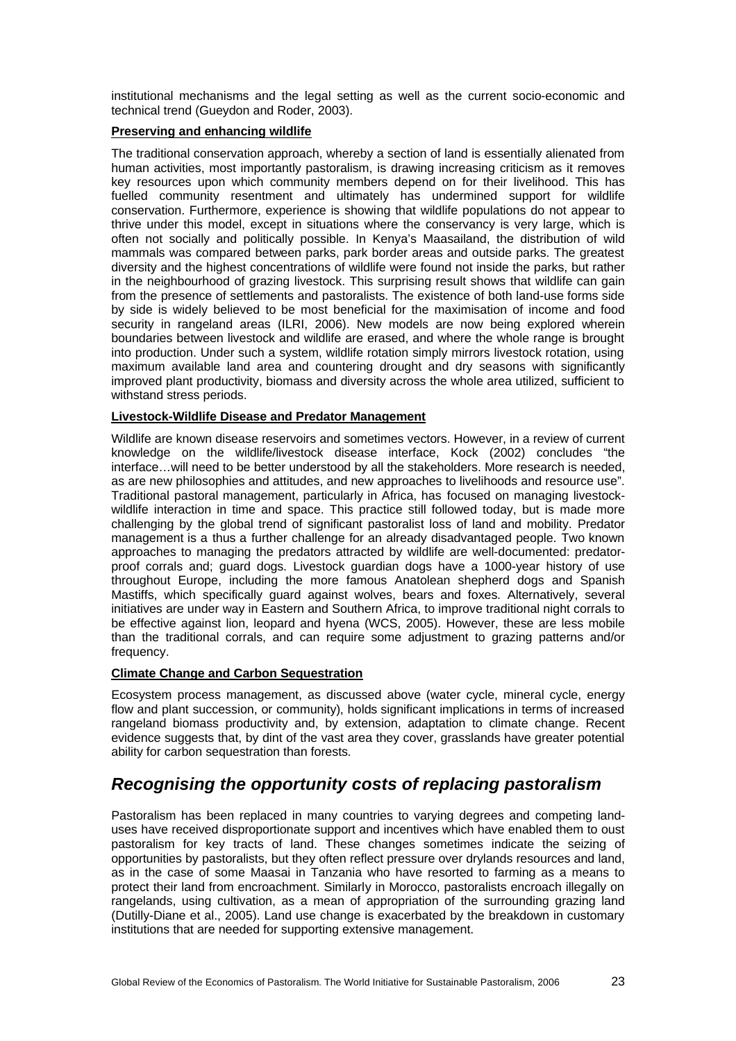institutional mechanisms and the legal setting as well as the current socio-economic and technical trend (Gueydon and Roder, 2003).

**Preserving and enhancing wildlife**

The traditional conservation approach, whereby a section of land is essentially alienated from human activities, most importantly pastoralism, is drawing increasing criticism as it removes key resources upon which community members depend on for their livelihood. This has fuelled community resentment and ultimately has undermined support for wildlife conservation. Furthermore, experience is showing that wildlife populations do not appear to thrive under this model, except in situations where the conservancy is very large, which is often not socially and politically possible. In Kenya's Maasailand, the distribution of wild mammals was compared between parks, park border areas and outside parks. The greatest diversity and the highest concentrations of wildlife were found not inside the parks, but rather in the neighbourhood of grazing livestock. This surprising result shows that wildlife can gain from the presence of settlements and pastoralists. The existence of both land-use forms side by side is widely believed to be most beneficial for the maximisation of income and food security in rangeland areas (ILRI, 2006). New models are now being explored wherein boundaries between livestock and wildlife are erased, and where the whole range is brought into production. Under such a system, wildlife rotation simply mirrors livestock rotation, using maximum available land area and countering drought and dry seasons with significantly improved plant productivity, biomass and diversity across the whole area utilized, sufficient to withstand stress periods.

**Livestock-Wildlife Disease and Predator Management**

Wildlife are known disease reservoirs and sometimes vectors. However, in a review of current knowledge on the wildlife/livestock disease interface, Kock (2002) concludes "the interface…will need to be better understood by all the stakeholders. More research is needed, as are new philosophies and attitudes, and new approaches to livelihoods and resource use". Traditional pastoral management, particularly in Africa, has focused on managing livestock-wildlife interaction in time and space. This practice still followed today, but is made more challenging by the global trend of significant pastoralist loss of land and mobility. Predator management is a thus a further challenge for an already disadvantaged people. Two known approaches to managing the predators attracted by wildlife are well-documented: predator-proof corrals and; guard dogs. Livestock guardian dogs have a 1000-year history of use throughout Europe, including the more famous Anatolean shepherd dogs and Spanish Mastiffs, which specifically guard against wolves, bears and foxes. Alternatively, several initiatives are under way in Eastern and Southern Africa, to improve traditional night corrals to be effective against lion, leopard and hyena (WCS, 2005). However, these are less mobile than the traditional corrals, and can require some adjustment to grazing patterns and/or frequency.

**Climate Change and Carbon Sequestration**

Ecosystem process management, as discussed above (water cycle, mineral cycle, energy flow and plant succession, or community), holds significant implications in terms of increased rangeland biomass productivity and, by extension, adaptation to climate change. Recent evidence suggests that, by dint of the vast area they cover, grasslands have greater potential ability for carbon sequestration than forests.

## *Recognising the opportunity costs of replacing pastoralism*

Pastoralism has been replaced in many countries to varying degrees and competing land-uses have received disproportionate support and incentives which have enabled them to oust pastoralism for key tracts of land. These changes sometimes indicate the seizing of opportunities by pastoralists, but they often reflect pressure over drylands resources and land, as in the case of some Maasai in Tanzania who have resorted to farming as a means to protect their land from encroachment. Similarly in Morocco, pastoralists encroach illegally on rangelands, using cultivation, as a mean of appropriation of the surrounding grazing land (Dutilly-Diane et al., 2005). Land use change is exacerbated by the breakdown in customary institutions that are needed for supporting extensive management.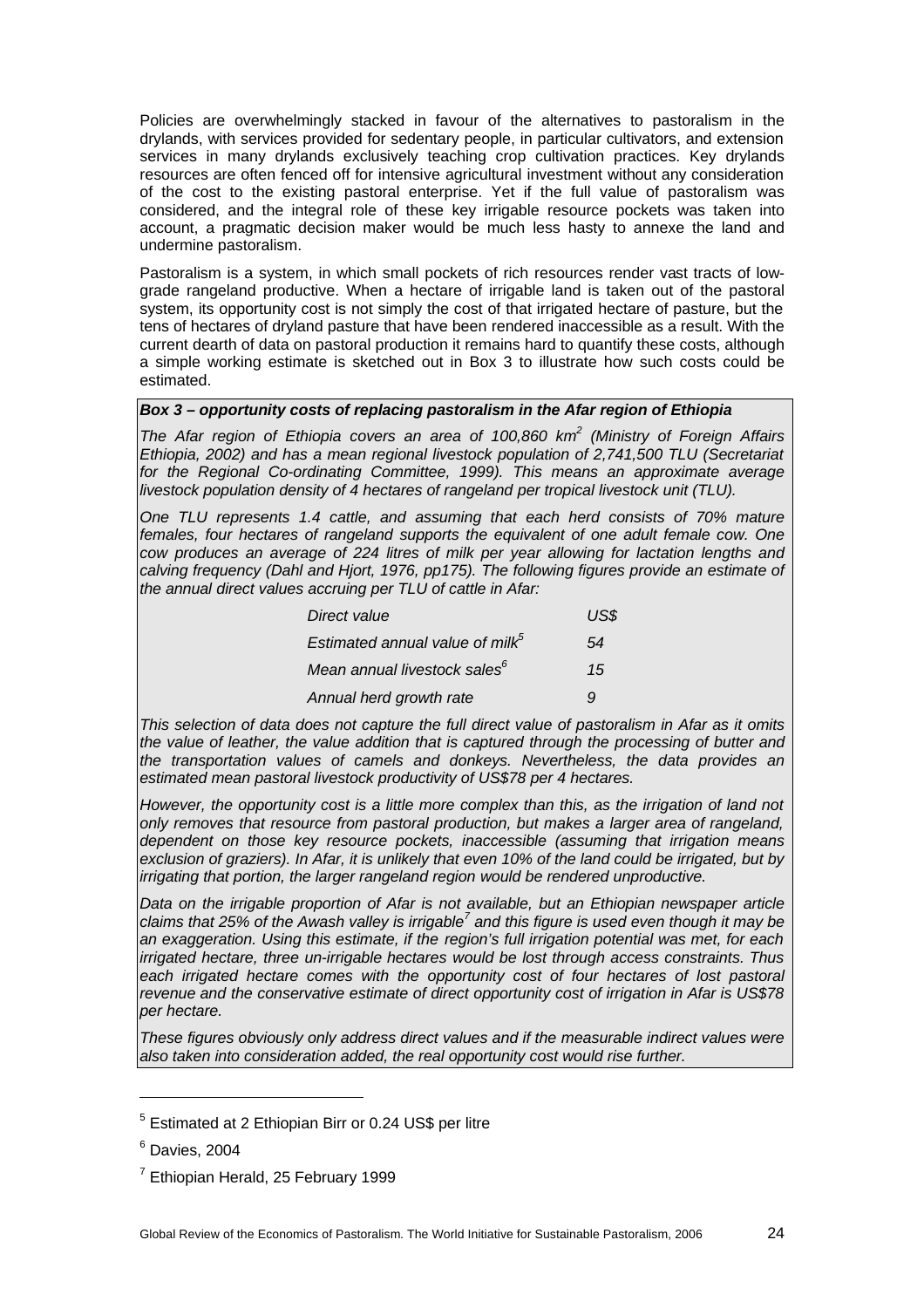Policies are overwhelmingly stacked in favour of the alternatives to pastoralism in the drylands, with services provided for sedentary people, in particular cultivators, and extension services in many drylands exclusively teaching crop cultivation practices. Key drylands resources are often fenced off for intensive agricultural investment without any consideration of the cost to the existing pastoral enterprise. Yet if the full value of pastoralism was considered, and the integral role of these key irrigable resource pockets was taken into account, a pragmatic decision maker would be much less hasty to annexe the land and undermine pastoralism.

Pastoralism is a system, in which small pockets of rich resources render vast tracts of low-grade rangeland productive. When a hectare of irrigable land is taken out of the pastoral system, its opportunity cost is not simply the cost of that irrigated hectare of pasture, but the tens of hectares of dryland pasture that have been rendered inaccessible as a result. With the current dearth of data on pastoral production it remains hard to quantify these costs, although a simple working estimate is sketched out in Box 3 to illustrate how such costs could be estimated.

***Box 3 – opportunity costs of replacing pastoralism in the Afar region of Ethiopia***

*The Afar region of Ethiopia covers an area of 100,860 km$^2$ (Ministry of Foreign Affairs Ethiopia, 2002) and has a mean regional livestock population of 2,741,500 TLU (Secretariat for the Regional Co-ordinating Committee, 1999). This means an approximate average livestock population density of 4 hectares of rangeland per tropical livestock unit (TLU).*

*One TLU represents 1.4 cattle, and assuming that each herd consists of 70% mature females, four hectares of rangeland supports the equivalent of one adult female cow. One cow produces an average of 224 litres of milk per year allowing for lactation lengths and calving frequency (Dahl and Hjort, 1976, pp175). The following figures provide an estimate of the annual direct values accruing per TLU of cattle in Afar:*

| *Direct value* | *US$* |
|---|---|
| *Estimated annual value of milk*[5] | *54* |
| *Mean annual livestock sales*[6] | *15* |
| *Annual herd growth rate* | *9* |

*This selection of data does not capture the full direct value of pastoralism in Afar as it omits the value of leather, the value addition that is captured through the processing of butter and the transportation values of camels and donkeys. Nevertheless, the data provides an estimated mean pastoral livestock productivity of US$78 per 4 hectares.*

*However, the opportunity cost is a little more complex than this, as the irrigation of land not only removes that resource from pastoral production, but makes a larger area of rangeland, dependent on those key resource pockets, inaccessible (assuming that irrigation means exclusion of graziers). In Afar, it is unlikely that even 10% of the land could be irrigated, but by irrigating that portion, the larger rangeland region would be rendered unproductive.*

*Data on the irrigable proportion of Afar is not available, but an Ethiopian newspaper article claims that 25% of the Awash valley is irrigable*[7] *and this figure is used even though it may be an exaggeration. Using this estimate, if the region's full irrigation potential was met, for each irrigated hectare, three un-irrigable hectares would be lost through access constraints. Thus each irrigated hectare comes with the opportunity cost of four hectares of lost pastoral revenue and the conservative estimate of direct opportunity cost of irrigation in Afar is US$78 per hectare.*

*These figures obviously only address direct values and if the measurable indirect values were also taken into consideration added, the real opportunity cost would rise further.*

---

[5] Estimated at 2 Ethiopian Birr or 0.24 US$ per litre

[6] Davies, 2004

[7] Ethiopian Herald, 25 February 1999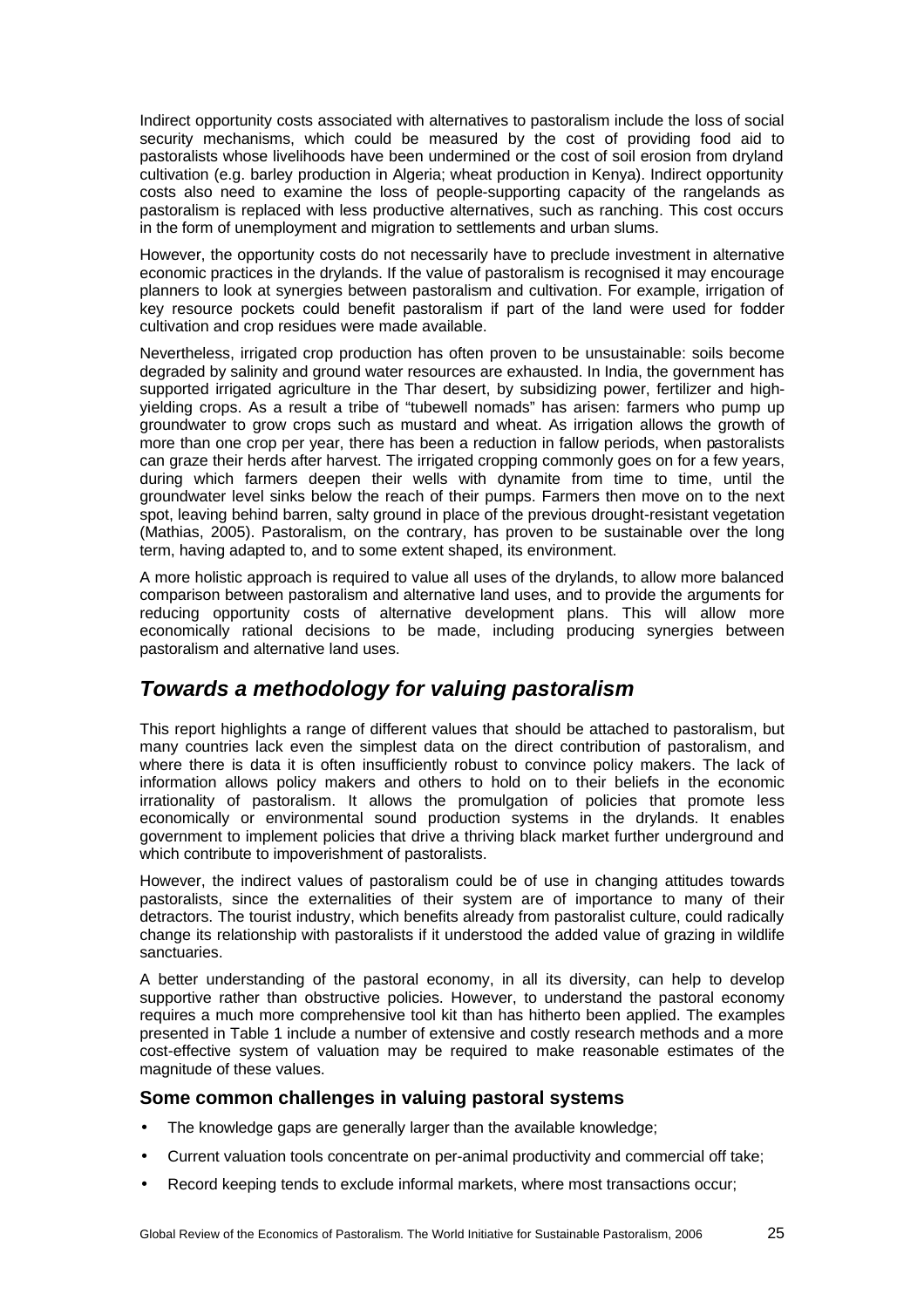Indirect opportunity costs associated with alternatives to pastoralism include the loss of social security mechanisms, which could be measured by the cost of providing food aid to pastoralists whose livelihoods have been undermined or the cost of soil erosion from dryland cultivation (e.g. barley production in Algeria; wheat production in Kenya). Indirect opportunity costs also need to examine the loss of people-supporting capacity of the rangelands as pastoralism is replaced with less productive alternatives, such as ranching. This cost occurs in the form of unemployment and migration to settlements and urban slums.

However, the opportunity costs do not necessarily have to preclude investment in alternative economic practices in the drylands. If the value of pastoralism is recognised it may encourage planners to look at synergies between pastoralism and cultivation. For example, irrigation of key resource pockets could benefit pastoralism if part of the land were used for fodder cultivation and crop residues were made available.

Nevertheless, irrigated crop production has often proven to be unsustainable: soils become degraded by salinity and ground water resources are exhausted. In India, the government has supported irrigated agriculture in the Thar desert, by subsidizing power, fertilizer and high-yielding crops. As a result a tribe of "tubewell nomads" has arisen: farmers who pump up groundwater to grow crops such as mustard and wheat. As irrigation allows the growth of more than one crop per year, there has been a reduction in fallow periods, when pastoralists can graze their herds after harvest. The irrigated cropping commonly goes on for a few years, during which farmers deepen their wells with dynamite from time to time, until the groundwater level sinks below the reach of their pumps. Farmers then move on to the next spot, leaving behind barren, salty ground in place of the previous drought-resistant vegetation (Mathias, 2005). Pastoralism, on the contrary, has proven to be sustainable over the long term, having adapted to, and to some extent shaped, its environment.

A more holistic approach is required to value all uses of the drylands, to allow more balanced comparison between pastoralism and alternative land uses, and to provide the arguments for reducing opportunity costs of alternative development plans. This will allow more economically rational decisions to be made, including producing synergies between pastoralism and alternative land uses.

## *Towards a methodology for valuing pastoralism*

This report highlights a range of different values that should be attached to pastoralism, but many countries lack even the simplest data on the direct contribution of pastoralism, and where there is data it is often insufficiently robust to convince policy makers. The lack of information allows policy makers and others to hold on to their beliefs in the economic irrationality of pastoralism. It allows the promulgation of policies that promote less economically or environmental sound production systems in the drylands. It enables government to implement policies that drive a thriving black market further underground and which contribute to impoverishment of pastoralists.

However, the indirect values of pastoralism could be of use in changing attitudes towards pastoralists, since the externalities of their system are of importance to many of their detractors. The tourist industry, which benefits already from pastoralist culture, could radically change its relationship with pastoralists if it understood the added value of grazing in wildlife sanctuaries.

A better understanding of the pastoral economy, in all its diversity, can help to develop supportive rather than obstructive policies. However, to understand the pastoral economy requires a much more comprehensive tool kit than has hitherto been applied. The examples presented in Table 1 include a number of extensive and costly research methods and a more cost-effective system of valuation may be required to make reasonable estimates of the magnitude of these values.

### Some common challenges in valuing pastoral systems

- The knowledge gaps are generally larger than the available knowledge;
- Current valuation tools concentrate on per-animal productivity and commercial off take;
- Record keeping tends to exclude informal markets, where most transactions occur;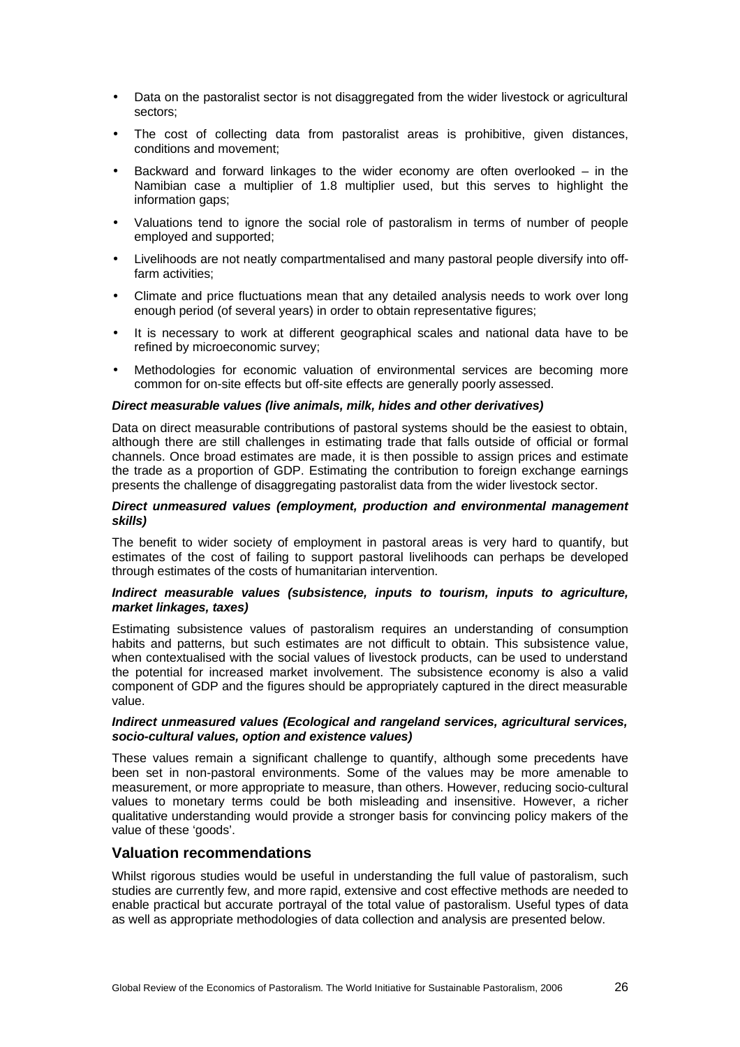- Data on the pastoralist sector is not disaggregated from the wider livestock or agricultural sectors;
- The cost of collecting data from pastoralist areas is prohibitive, given distances, conditions and movement;
- Backward and forward linkages to the wider economy are often overlooked – in the Namibian case a multiplier of 1.8 multiplier used, but this serves to highlight the information gaps;
- Valuations tend to ignore the social role of pastoralism in terms of number of people employed and supported;
- Livelihoods are not neatly compartmentalised and many pastoral people diversify into off-farm activities;
- Climate and price fluctuations mean that any detailed analysis needs to work over long enough period (of several years) in order to obtain representative figures;
- It is necessary to work at different geographical scales and national data have to be refined by microeconomic survey;
- Methodologies for economic valuation of environmental services are becoming more common for on-site effects but off-site effects are generally poorly assessed.

***Direct measurable values (live animals, milk, hides and other derivatives)***

Data on direct measurable contributions of pastoral systems should be the easiest to obtain, although there are still challenges in estimating trade that falls outside of official or formal channels. Once broad estimates are made, it is then possible to assign prices and estimate the trade as a proportion of GDP. Estimating the contribution to foreign exchange earnings presents the challenge of disaggregating pastoralist data from the wider livestock sector.

***Direct unmeasured values (employment, production and environmental management skills)***

The benefit to wider society of employment in pastoral areas is very hard to quantify, but estimates of the cost of failing to support pastoral livelihoods can perhaps be developed through estimates of the costs of humanitarian intervention.

***Indirect measurable values (subsistence, inputs to tourism, inputs to agriculture, market linkages, taxes)***

Estimating subsistence values of pastoralism requires an understanding of consumption habits and patterns, but such estimates are not difficult to obtain. This subsistence value, when contextualised with the social values of livestock products, can be used to understand the potential for increased market involvement. The subsistence economy is also a valid component of GDP and the figures should be appropriately captured in the direct measurable value.

***Indirect unmeasured values (Ecological and rangeland services, agricultural services, socio-cultural values, option and existence values)***

These values remain a significant challenge to quantify, although some precedents have been set in non-pastoral environments. Some of the values may be more amenable to measurement, or more appropriate to measure, than others. However, reducing socio-cultural values to monetary terms could be both misleading and insensitive. However, a richer qualitative understanding would provide a stronger basis for convincing policy makers of the value of these 'goods'.

## Valuation recommendations

Whilst rigorous studies would be useful in understanding the full value of pastoralism, such studies are currently few, and more rapid, extensive and cost effective methods are needed to enable practical but accurate portrayal of the total value of pastoralism. Useful types of data as well as appropriate methodologies of data collection and analysis are presented below.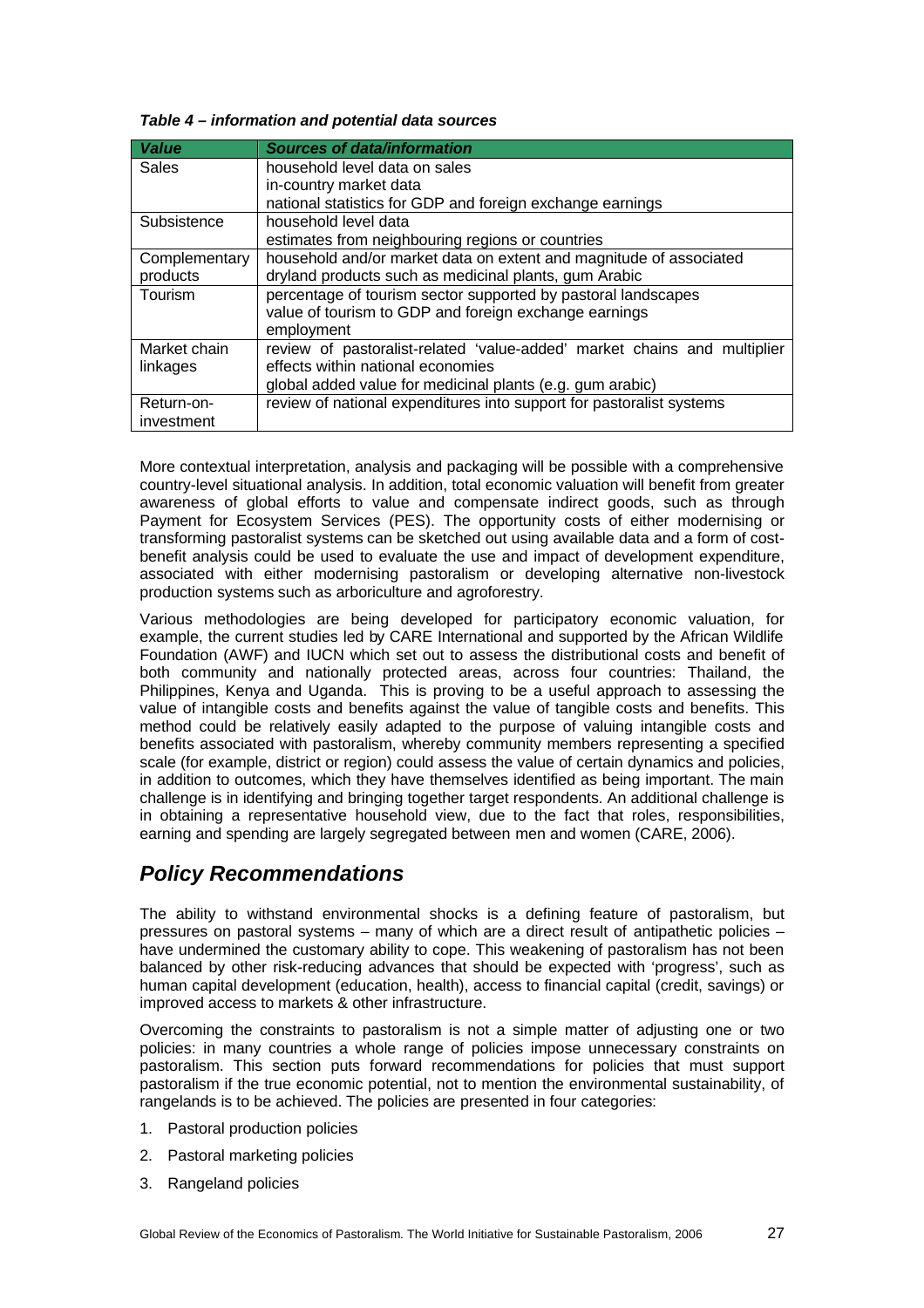*Table 4 – information and potential data sources*

| *Value* | *Sources of data/information* |
|---|---|
| Sales | household level data on sales<br>in-country market data<br>national statistics for GDP and foreign exchange earnings |
| Subsistence | household level data<br>estimates from neighbouring regions or countries |
| Complementary products | household and/or market data on extent and magnitude of associated dryland products such as medicinal plants, gum Arabic |
| Tourism | percentage of tourism sector supported by pastoral landscapes<br>value of tourism to GDP and foreign exchange earnings<br>employment |
| Market chain linkages | review of pastoralist-related 'value-added' market chains and multiplier effects within national economies<br>global added value for medicinal plants (e.g. gum arabic) |
| Return-on-investment | review of national expenditures into support for pastoralist systems |

More contextual interpretation, analysis and packaging will be possible with a comprehensive country-level situational analysis. In addition, total economic valuation will benefit from greater awareness of global efforts to value and compensate indirect goods, such as through Payment for Ecosystem Services (PES). The opportunity costs of either modernising or transforming pastoralist systems can be sketched out using available data and a form of cost-benefit analysis could be used to evaluate the use and impact of development expenditure, associated with either modernising pastoralism or developing alternative non-livestock production systems such as arboriculture and agroforestry.

Various methodologies are being developed for participatory economic valuation, for example, the current studies led by CARE International and supported by the African Wildlife Foundation (AWF) and IUCN which set out to assess the distributional costs and benefit of both community and nationally protected areas, across four countries: Thailand, the Philippines, Kenya and Uganda. This is proving to be a useful approach to assessing the value of intangible costs and benefits against the value of tangible costs and benefits. This method could be relatively easily adapted to the purpose of valuing intangible costs and benefits associated with pastoralism, whereby community members representing a specified scale (for example, district or region) could assess the value of certain dynamics and policies, in addition to outcomes, which they have themselves identified as being important. The main challenge is in identifying and bringing together target respondents. An additional challenge is in obtaining a representative household view, due to the fact that roles, responsibilities, earning and spending are largely segregated between men and women (CARE, 2006).

## *Policy Recommendations*

The ability to withstand environmental shocks is a defining feature of pastoralism, but pressures on pastoral systems – many of which are a direct result of antipathetic policies – have undermined the customary ability to cope. This weakening of pastoralism has not been balanced by other risk-reducing advances that should be expected with 'progress', such as human capital development (education, health), access to financial capital (credit, savings) or improved access to markets & other infrastructure.

Overcoming the constraints to pastoralism is not a simple matter of adjusting one or two policies: in many countries a whole range of policies impose unnecessary constraints on pastoralism. This section puts forward recommendations for policies that must support pastoralism if the true economic potential, not to mention the environmental sustainability, of rangelands is to be achieved. The policies are presented in four categories:

1. Pastoral production policies
2. Pastoral marketing policies
3. Rangeland policies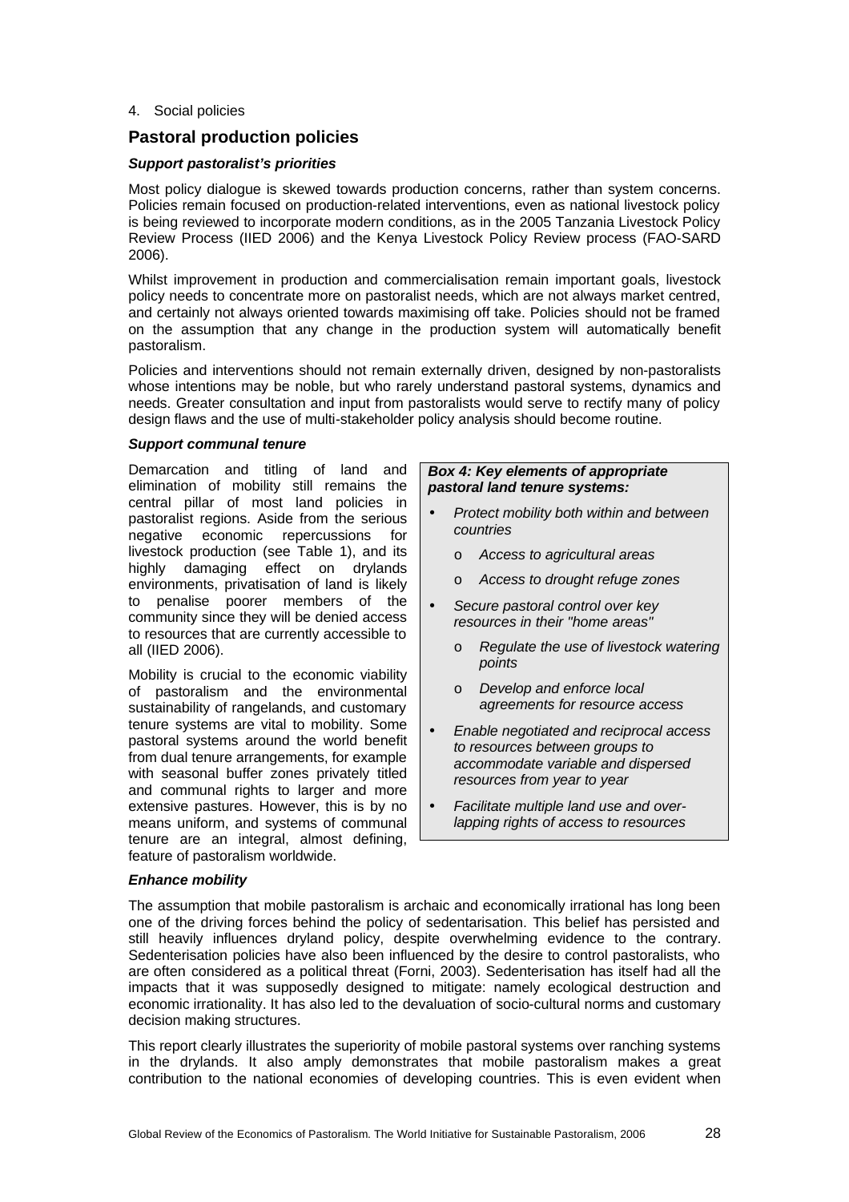4. Social policies

## Pastoral production policies

### *Support pastoralist's priorities*

Most policy dialogue is skewed towards production concerns, rather than system concerns. Policies remain focused on production-related interventions, even as national livestock policy is being reviewed to incorporate modern conditions, as in the 2005 Tanzania Livestock Policy Review Process (IIED 2006) and the Kenya Livestock Policy Review process (FAO-SARD 2006).

Whilst improvement in production and commercialisation remain important goals, livestock policy needs to concentrate more on pastoralist needs, which are not always market centred, and certainly not always oriented towards maximising off take. Policies should not be framed on the assumption that any change in the production system will automatically benefit pastoralism.

Policies and interventions should not remain externally driven, designed by non-pastoralists whose intentions may be noble, but who rarely understand pastoral systems, dynamics and needs. Greater consultation and input from pastoralists would serve to rectify many of policy design flaws and the use of multi-stakeholder policy analysis should become routine.

### *Support communal tenure*

Demarcation and titling of land and elimination of mobility still remains the central pillar of most land policies in pastoralist regions. Aside from the serious negative economic repercussions for livestock production (see Table 1), and its highly damaging effect on drylands environments, privatisation of land is likely to penalise poorer members of the community since they will be denied access to resources that are currently accessible to all (IIED 2006).

Mobility is crucial to the economic viability of pastoralism and the environmental sustainability of rangelands, and customary tenure systems are vital to mobility. Some pastoral systems around the world benefit from dual tenure arrangements, for example with seasonal buffer zones privately titled and communal rights to larger and more extensive pastures. However, this is by no means uniform, and systems of communal tenure are an integral, almost defining, feature of pastoralism worldwide.

> ***Box 4: Key elements of appropriate pastoral land tenure systems:***
>
> - *Protect mobility both within and between countries*
>   - *Access to agricultural areas*
>   - *Access to drought refuge zones*
> - *Secure pastoral control over key resources in their "home areas"*
>   - *Regulate the use of livestock watering points*
>   - *Develop and enforce local agreements for resource access*
> - *Enable negotiated and reciprocal access to resources between groups to accommodate variable and dispersed resources from year to year*
> - *Facilitate multiple land use and over-lapping rights of access to resources*

### *Enhance mobility*

The assumption that mobile pastoralism is archaic and economically irrational has long been one of the driving forces behind the policy of sedentarisation. This belief has persisted and still heavily influences dryland policy, despite overwhelming evidence to the contrary. Sedenterisation policies have also been influenced by the desire to control pastoralists, who are often considered as a political threat (Forni, 2003). Sedenterisation has itself had all the impacts that it was supposedly designed to mitigate: namely ecological destruction and economic irrationality. It has also led to the devaluation of socio-cultural norms and customary decision making structures.

This report clearly illustrates the superiority of mobile pastoral systems over ranching systems in the drylands. It also amply demonstrates that mobile pastoralism makes a great contribution to the national economies of developing countries. This is even evident when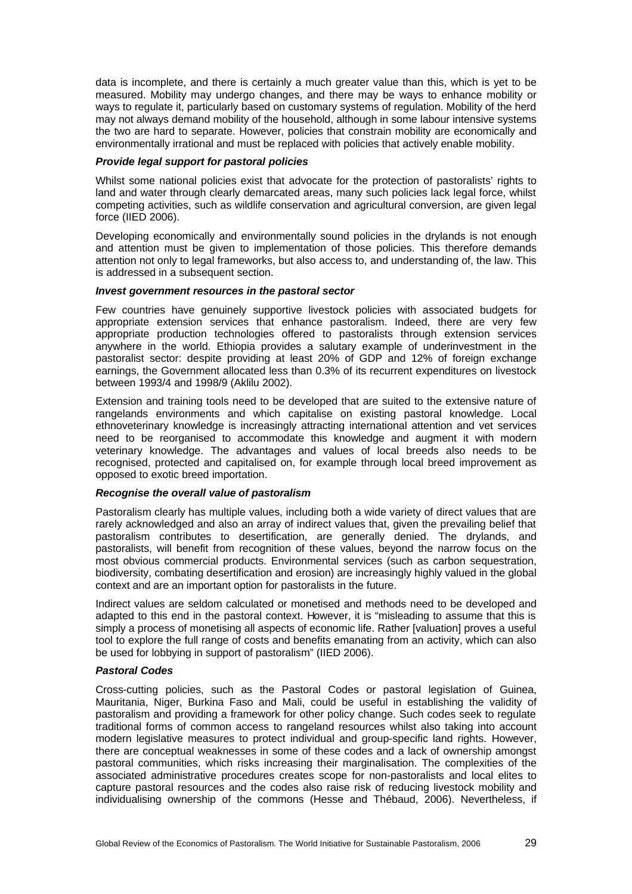data is incomplete, and there is certainly a much greater value than this, which is yet to be measured. Mobility may undergo changes, and there may be ways to enhance mobility or ways to regulate it, particularly based on customary systems of regulation. Mobility of the herd may not always demand mobility of the household, although in some labour intensive systems the two are hard to separate. However, policies that constrain mobility are economically and environmentally irrational and must be replaced with policies that actively enable mobility.

#### *Provide legal support for pastoral policies*

Whilst some national policies exist that advocate for the protection of pastoralists' rights to land and water through clearly demarcated areas, many such policies lack legal force, whilst competing activities, such as wildlife conservation and agricultural conversion, are given legal force (IIED 2006).

Developing economically and environmentally sound policies in the drylands is not enough and attention must be given to implementation of those policies. This therefore demands attention not only to legal frameworks, but also access to, and understanding of, the law. This is addressed in a subsequent section.

#### *Invest government resources in the pastoral sector*

Few countries have genuinely supportive livestock policies with associated budgets for appropriate extension services that enhance pastoralism. Indeed, there are very few appropriate production technologies offered to pastoralists through extension services anywhere in the world. Ethiopia provides a salutary example of underinvestment in the pastoralist sector: despite providing at least 20% of GDP and 12% of foreign exchange earnings, the Government allocated less than 0.3% of its recurrent expenditures on livestock between 1993/4 and 1998/9 (Aklilu 2002).

Extension and training tools need to be developed that are suited to the extensive nature of rangelands environments and which capitalise on existing pastoral knowledge. Local ethnoveterinary knowledge is increasingly attracting international attention and vet services need to be reorganised to accommodate this knowledge and augment it with modern veterinary knowledge. The advantages and values of local breeds also needs to be recognised, protected and capitalised on, for example through local breed improvement as opposed to exotic breed importation.

#### *Recognise the overall value of pastoralism*

Pastoralism clearly has multiple values, including both a wide variety of direct values that are rarely acknowledged and also an array of indirect values that, given the prevailing belief that pastoralism contributes to desertification, are generally denied. The drylands, and pastoralists, will benefit from recognition of these values, beyond the narrow focus on the most obvious commercial products. Environmental services (such as carbon sequestration, biodiversity, combating desertification and erosion) are increasingly highly valued in the global context and are an important option for pastoralists in the future.

Indirect values are seldom calculated or monetised and methods need to be developed and adapted to this end in the pastoral context. However, it is "misleading to assume that this is simply a process of monetising all aspects of economic life. Rather [valuation] proves a useful tool to explore the full range of costs and benefits emanating from an activity, which can also be used for lobbying in support of pastoralism" (IIED 2006).

#### *Pastoral Codes*

Cross-cutting policies, such as the Pastoral Codes or pastoral legislation of Guinea, Mauritania, Niger, Burkina Faso and Mali, could be useful in establishing the validity of pastoralism and providing a framework for other policy change. Such codes seek to regulate traditional forms of common access to rangeland resources whilst also taking into account modern legislative measures to protect individual and group-specific land rights. However, there are conceptual weaknesses in some of these codes and a lack of ownership amongst pastoral communities, which risks increasing their marginalisation. The complexities of the associated administrative procedures creates scope for non-pastoralists and local elites to capture pastoral resources and the codes also raise risk of reducing livestock mobility and individualising ownership of the commons (Hesse and Thébaud, 2006). Nevertheless, if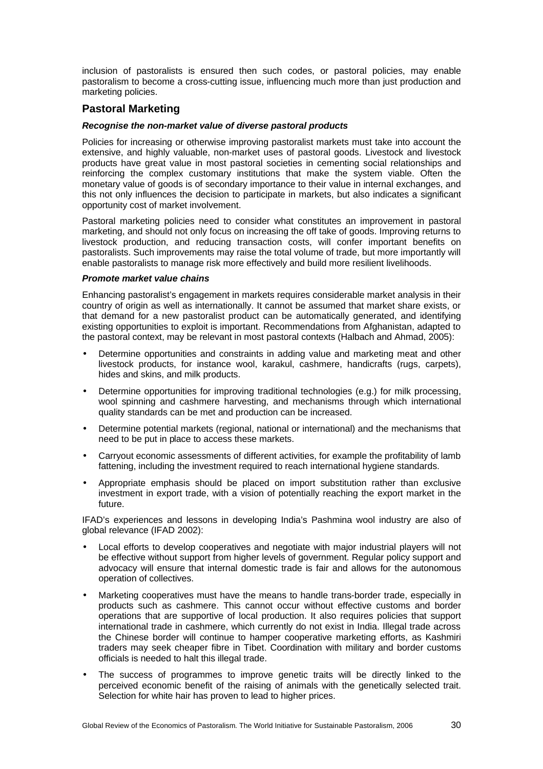inclusion of pastoralists is ensured then such codes, or pastoral policies, may enable pastoralism to become a cross-cutting issue, influencing much more than just production and marketing policies.

## Pastoral Marketing

***Recognise the non-market value of diverse pastoral products***

Policies for increasing or otherwise improving pastoralist markets must take into account the extensive, and highly valuable, non-market uses of pastoral goods. Livestock and livestock products have great value in most pastoral societies in cementing social relationships and reinforcing the complex customary institutions that make the system viable. Often the monetary value of goods is of secondary importance to their value in internal exchanges, and this not only influences the decision to participate in markets, but also indicates a significant opportunity cost of market involvement.

Pastoral marketing policies need to consider what constitutes an improvement in pastoral marketing, and should not only focus on increasing the off take of goods. Improving returns to livestock production, and reducing transaction costs, will confer important benefits on pastoralists. Such improvements may raise the total volume of trade, but more importantly will enable pastoralists to manage risk more effectively and build more resilient livelihoods.

***Promote market value chains***

Enhancing pastoralist's engagement in markets requires considerable market analysis in their country of origin as well as internationally. It cannot be assumed that market share exists, or that demand for a new pastoralist product can be automatically generated, and identifying existing opportunities to exploit is important. Recommendations from Afghanistan, adapted to the pastoral context, may be relevant in most pastoral contexts (Halbach and Ahmad, 2005):

- Determine opportunities and constraints in adding value and marketing meat and other livestock products, for instance wool, karakul, cashmere, handicrafts (rugs, carpets), hides and skins, and milk products.
- Determine opportunities for improving traditional technologies (e.g.) for milk processing, wool spinning and cashmere harvesting, and mechanisms through which international quality standards can be met and production can be increased.
- Determine potential markets (regional, national or international) and the mechanisms that need to be put in place to access these markets.
- Carryout economic assessments of different activities, for example the profitability of lamb fattening, including the investment required to reach international hygiene standards.
- Appropriate emphasis should be placed on import substitution rather than exclusive investment in export trade, with a vision of potentially reaching the export market in the future.

IFAD's experiences and lessons in developing India's Pashmina wool industry are also of global relevance (IFAD 2002):

- Local efforts to develop cooperatives and negotiate with major industrial players will not be effective without support from higher levels of government. Regular policy support and advocacy will ensure that internal domestic trade is fair and allows for the autonomous operation of collectives.
- Marketing cooperatives must have the means to handle trans-border trade, especially in products such as cashmere. This cannot occur without effective customs and border operations that are supportive of local production. It also requires policies that support international trade in cashmere, which currently do not exist in India. Illegal trade across the Chinese border will continue to hamper cooperative marketing efforts, as Kashmiri traders may seek cheaper fibre in Tibet. Coordination with military and border customs officials is needed to halt this illegal trade.
- The success of programmes to improve genetic traits will be directly linked to the perceived economic benefit of the raising of animals with the genetically selected trait. Selection for white hair has proven to lead to higher prices.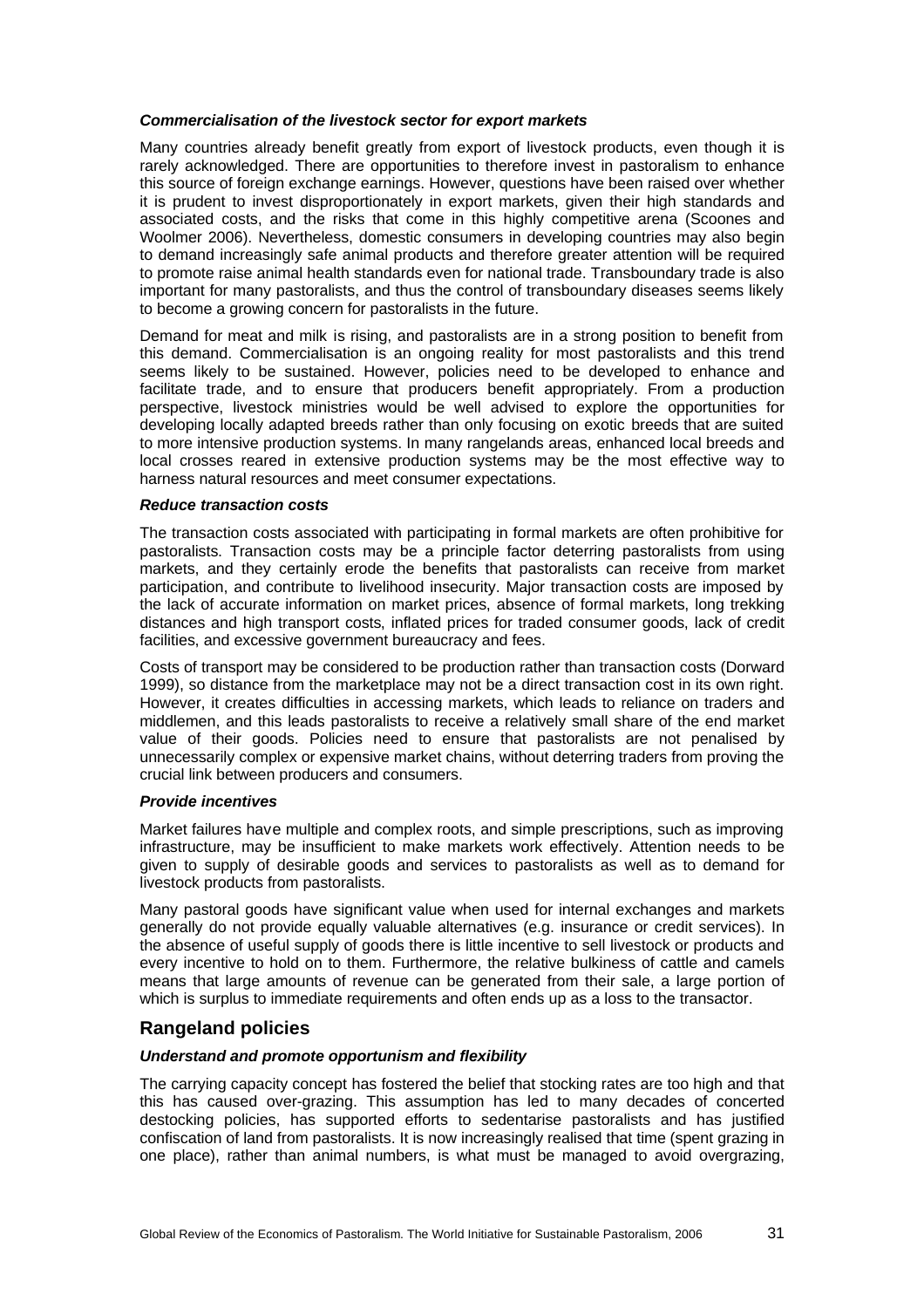### *Commercialisation of the livestock sector for export markets*

Many countries already benefit greatly from export of livestock products, even though it is rarely acknowledged. There are opportunities to therefore invest in pastoralism to enhance this source of foreign exchange earnings. However, questions have been raised over whether it is prudent to invest disproportionately in export markets, given their high standards and associated costs, and the risks that come in this highly competitive arena (Scoones and Woolmer 2006). Nevertheless, domestic consumers in developing countries may also begin to demand increasingly safe animal products and therefore greater attention will be required to promote raise animal health standards even for national trade. Transboundary trade is also important for many pastoralists, and thus the control of transboundary diseases seems likely to become a growing concern for pastoralists in the future.

Demand for meat and milk is rising, and pastoralists are in a strong position to benefit from this demand. Commercialisation is an ongoing reality for most pastoralists and this trend seems likely to be sustained. However, policies need to be developed to enhance and facilitate trade, and to ensure that producers benefit appropriately. From a production perspective, livestock ministries would be well advised to explore the opportunities for developing locally adapted breeds rather than only focusing on exotic breeds that are suited to more intensive production systems. In many rangelands areas, enhanced local breeds and local crosses reared in extensive production systems may be the most effective way to harness natural resources and meet consumer expectations.

### *Reduce transaction costs*

The transaction costs associated with participating in formal markets are often prohibitive for pastoralists. Transaction costs may be a principle factor deterring pastoralists from using markets, and they certainly erode the benefits that pastoralists can receive from market participation, and contribute to livelihood insecurity. Major transaction costs are imposed by the lack of accurate information on market prices, absence of formal markets, long trekking distances and high transport costs, inflated prices for traded consumer goods, lack of credit facilities, and excessive government bureaucracy and fees.

Costs of transport may be considered to be production rather than transaction costs (Dorward 1999), so distance from the marketplace may not be a direct transaction cost in its own right. However, it creates difficulties in accessing markets, which leads to reliance on traders and middlemen, and this leads pastoralists to receive a relatively small share of the end market value of their goods. Policies need to ensure that pastoralists are not penalised by unnecessarily complex or expensive market chains, without deterring traders from proving the crucial link between producers and consumers.

### *Provide incentives*

Market failures have multiple and complex roots, and simple prescriptions, such as improving infrastructure, may be insufficient to make markets work effectively. Attention needs to be given to supply of desirable goods and services to pastoralists as well as to demand for livestock products from pastoralists.

Many pastoral goods have significant value when used for internal exchanges and markets generally do not provide equally valuable alternatives (e.g. insurance or credit services). In the absence of useful supply of goods there is little incentive to sell livestock or products and every incentive to hold on to them. Furthermore, the relative bulkiness of cattle and camels means that large amounts of revenue can be generated from their sale, a large portion of which is surplus to immediate requirements and often ends up as a loss to the transactor.

## Rangeland policies

### *Understand and promote opportunism and flexibility*

The carrying capacity concept has fostered the belief that stocking rates are too high and that this has caused over-grazing. This assumption has led to many decades of concerted destocking policies, has supported efforts to sedentarise pastoralists and has justified confiscation of land from pastoralists. It is now increasingly realised that time (spent grazing in one place), rather than animal numbers, is what must be managed to avoid overgrazing,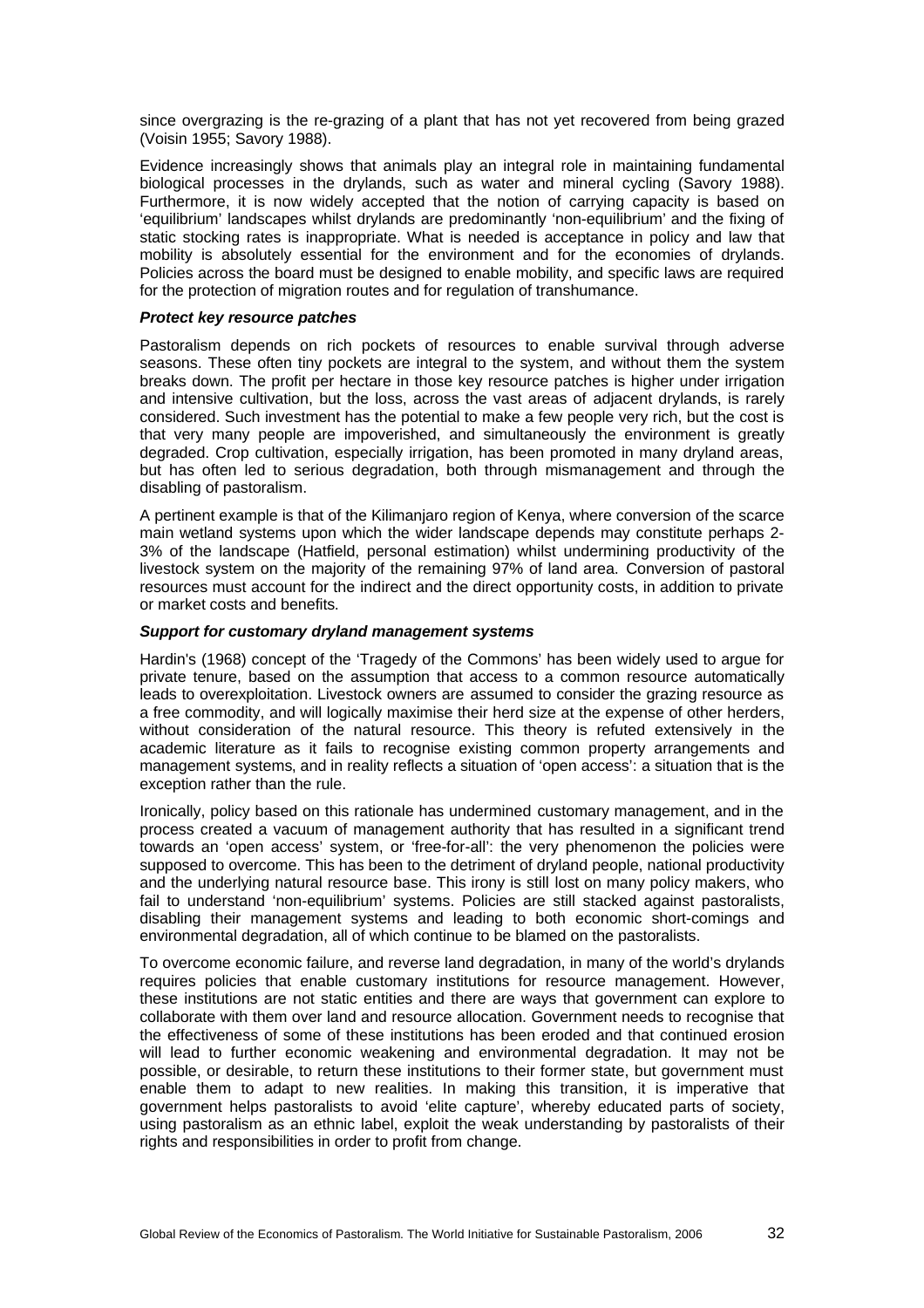since overgrazing is the re-grazing of a plant that has not yet recovered from being grazed (Voisin 1955; Savory 1988).

Evidence increasingly shows that animals play an integral role in maintaining fundamental biological processes in the drylands, such as water and mineral cycling (Savory 1988). Furthermore, it is now widely accepted that the notion of carrying capacity is based on 'equilibrium' landscapes whilst drylands are predominantly 'non-equilibrium' and the fixing of static stocking rates is inappropriate. What is needed is acceptance in policy and law that mobility is absolutely essential for the environment and for the economies of drylands. Policies across the board must be designed to enable mobility, and specific laws are required for the protection of migration routes and for regulation of transhumance.

#### *Protect key resource patches*

Pastoralism depends on rich pockets of resources to enable survival through adverse seasons. These often tiny pockets are integral to the system, and without them the system breaks down. The profit per hectare in those key resource patches is higher under irrigation and intensive cultivation, but the loss, across the vast areas of adjacent drylands, is rarely considered. Such investment has the potential to make a few people very rich, but the cost is that very many people are impoverished, and simultaneously the environment is greatly degraded. Crop cultivation, especially irrigation, has been promoted in many dryland areas, but has often led to serious degradation, both through mismanagement and through the disabling of pastoralism.

A pertinent example is that of the Kilimanjaro region of Kenya, where conversion of the scarce main wetland systems upon which the wider landscape depends may constitute perhaps 2-3% of the landscape (Hatfield, personal estimation) whilst undermining productivity of the livestock system on the majority of the remaining 97% of land area. Conversion of pastoral resources must account for the indirect and the direct opportunity costs, in addition to private or market costs and benefits.

#### *Support for customary dryland management systems*

Hardin's (1968) concept of the 'Tragedy of the Commons' has been widely used to argue for private tenure, based on the assumption that access to a common resource automatically leads to overexploitation. Livestock owners are assumed to consider the grazing resource as a free commodity, and will logically maximise their herd size at the expense of other herders, without consideration of the natural resource. This theory is refuted extensively in the academic literature as it fails to recognise existing common property arrangements and management systems, and in reality reflects a situation of 'open access': a situation that is the exception rather than the rule.

Ironically, policy based on this rationale has undermined customary management, and in the process created a vacuum of management authority that has resulted in a significant trend towards an 'open access' system, or 'free-for-all': the very phenomenon the policies were supposed to overcome. This has been to the detriment of dryland people, national productivity and the underlying natural resource base. This irony is still lost on many policy makers, who fail to understand 'non-equilibrium' systems. Policies are still stacked against pastoralists, disabling their management systems and leading to both economic short-comings and environmental degradation, all of which continue to be blamed on the pastoralists.

To overcome economic failure, and reverse land degradation, in many of the world's drylands requires policies that enable customary institutions for resource management. However, these institutions are not static entities and there are ways that government can explore to collaborate with them over land and resource allocation. Government needs to recognise that the effectiveness of some of these institutions has been eroded and that continued erosion will lead to further economic weakening and environmental degradation. It may not be possible, or desirable, to return these institutions to their former state, but government must enable them to adapt to new realities. In making this transition, it is imperative that government helps pastoralists to avoid 'elite capture', whereby educated parts of society, using pastoralism as an ethnic label, exploit the weak understanding by pastoralists of their rights and responsibilities in order to profit from change.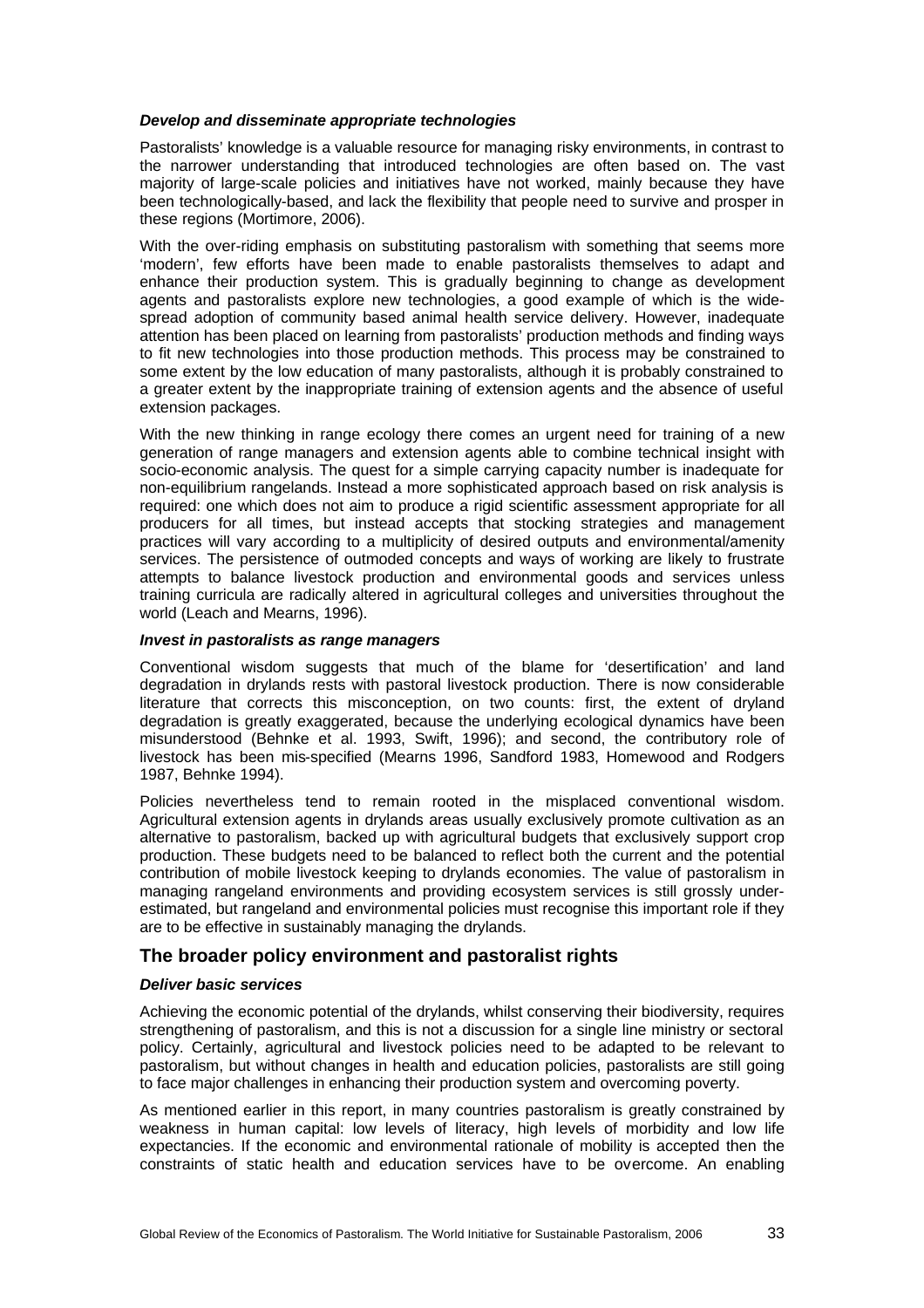### *Develop and disseminate appropriate technologies*

Pastoralists' knowledge is a valuable resource for managing risky environments, in contrast to the narrower understanding that introduced technologies are often based on. The vast majority of large-scale policies and initiatives have not worked, mainly because they have been technologically-based, and lack the flexibility that people need to survive and prosper in these regions (Mortimore, 2006).

With the over-riding emphasis on substituting pastoralism with something that seems more 'modern', few efforts have been made to enable pastoralists themselves to adapt and enhance their production system. This is gradually beginning to change as development agents and pastoralists explore new technologies, a good example of which is the wide-spread adoption of community based animal health service delivery. However, inadequate attention has been placed on learning from pastoralists' production methods and finding ways to fit new technologies into those production methods. This process may be constrained to some extent by the low education of many pastoralists, although it is probably constrained to a greater extent by the inappropriate training of extension agents and the absence of useful extension packages.

With the new thinking in range ecology there comes an urgent need for training of a new generation of range managers and extension agents able to combine technical insight with socio-economic analysis. The quest for a simple carrying capacity number is inadequate for non-equilibrium rangelands. Instead a more sophisticated approach based on risk analysis is required: one which does not aim to produce a rigid scientific assessment appropriate for all producers for all times, but instead accepts that stocking strategies and management practices will vary according to a multiplicity of desired outputs and environmental/amenity services. The persistence of outmoded concepts and ways of working are likely to frustrate attempts to balance livestock production and environmental goods and services unless training curricula are radically altered in agricultural colleges and universities throughout the world (Leach and Mearns, 1996).

### *Invest in pastoralists as range managers*

Conventional wisdom suggests that much of the blame for 'desertification' and land degradation in drylands rests with pastoral livestock production. There is now considerable literature that corrects this misconception, on two counts: first, the extent of dryland degradation is greatly exaggerated, because the underlying ecological dynamics have been misunderstood (Behnke et al. 1993, Swift, 1996); and second, the contributory role of livestock has been mis-specified (Mearns 1996, Sandford 1983, Homewood and Rodgers 1987, Behnke 1994).

Policies nevertheless tend to remain rooted in the misplaced conventional wisdom. Agricultural extension agents in drylands areas usually exclusively promote cultivation as an alternative to pastoralism, backed up with agricultural budgets that exclusively support crop production. These budgets need to be balanced to reflect both the current and the potential contribution of mobile livestock keeping to drylands economies. The value of pastoralism in managing rangeland environments and providing ecosystem services is still grossly under-estimated, but rangeland and environmental policies must recognise this important role if they are to be effective in sustainably managing the drylands.

## The broader policy environment and pastoralist rights

### *Deliver basic services*

Achieving the economic potential of the drylands, whilst conserving their biodiversity, requires strengthening of pastoralism, and this is not a discussion for a single line ministry or sectoral policy. Certainly, agricultural and livestock policies need to be adapted to be relevant to pastoralism, but without changes in health and education policies, pastoralists are still going to face major challenges in enhancing their production system and overcoming poverty.

As mentioned earlier in this report, in many countries pastoralism is greatly constrained by weakness in human capital: low levels of literacy, high levels of morbidity and low life expectancies. If the economic and environmental rationale of mobility is accepted then the constraints of static health and education services have to be overcome. An enabling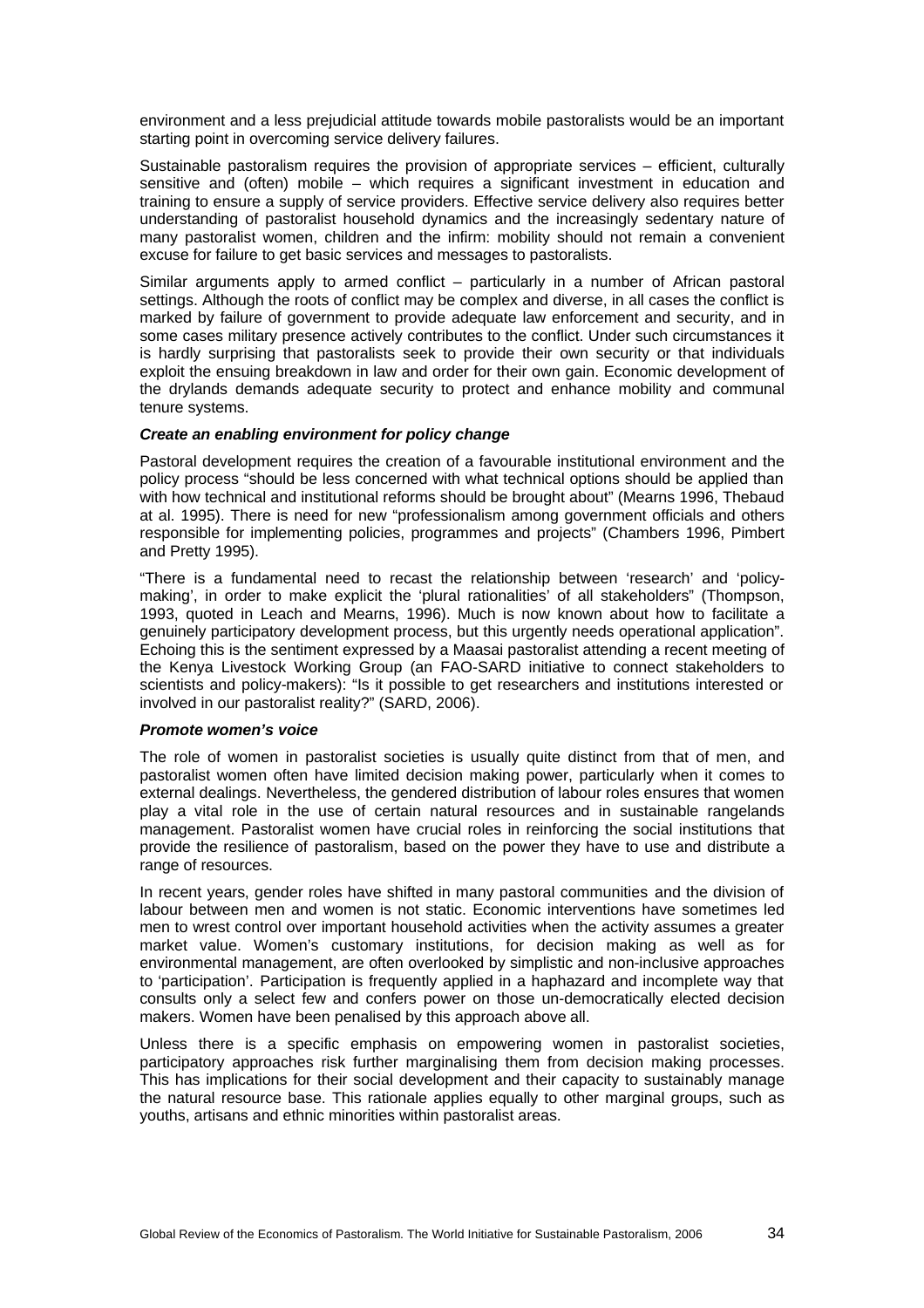environment and a less prejudicial attitude towards mobile pastoralists would be an important starting point in overcoming service delivery failures.

Sustainable pastoralism requires the provision of appropriate services – efficient, culturally sensitive and (often) mobile – which requires a significant investment in education and training to ensure a supply of service providers. Effective service delivery also requires better understanding of pastoralist household dynamics and the increasingly sedentary nature of many pastoralist women, children and the infirm: mobility should not remain a convenient excuse for failure to get basic services and messages to pastoralists.

Similar arguments apply to armed conflict – particularly in a number of African pastoral settings. Although the roots of conflict may be complex and diverse, in all cases the conflict is marked by failure of government to provide adequate law enforcement and security, and in some cases military presence actively contributes to the conflict. Under such circumstances it is hardly surprising that pastoralists seek to provide their own security or that individuals exploit the ensuing breakdown in law and order for their own gain. Economic development of the drylands demands adequate security to protect and enhance mobility and communal tenure systems.

***Create an enabling environment for policy change***

Pastoral development requires the creation of a favourable institutional environment and the policy process "should be less concerned with what technical options should be applied than with how technical and institutional reforms should be brought about" (Mearns 1996, Thebaud at al. 1995). There is need for new "professionalism among government officials and others responsible for implementing policies, programmes and projects" (Chambers 1996, Pimbert and Pretty 1995).

"There is a fundamental need to recast the relationship between 'research' and 'policy-making', in order to make explicit the 'plural rationalities' of all stakeholders" (Thompson, 1993, quoted in Leach and Mearns, 1996). Much is now known about how to facilitate a genuinely participatory development process, but this urgently needs operational application". Echoing this is the sentiment expressed by a Maasai pastoralist attending a recent meeting of the Kenya Livestock Working Group (an FAO-SARD initiative to connect stakeholders to scientists and policy-makers): "Is it possible to get researchers and institutions interested or involved in our pastoralist reality?" (SARD, 2006).

***Promote women's voice***

The role of women in pastoralist societies is usually quite distinct from that of men, and pastoralist women often have limited decision making power, particularly when it comes to external dealings. Nevertheless, the gendered distribution of labour roles ensures that women play a vital role in the use of certain natural resources and in sustainable rangelands management. Pastoralist women have crucial roles in reinforcing the social institutions that provide the resilience of pastoralism, based on the power they have to use and distribute a range of resources.

In recent years, gender roles have shifted in many pastoral communities and the division of labour between men and women is not static. Economic interventions have sometimes led men to wrest control over important household activities when the activity assumes a greater market value. Women's customary institutions, for decision making as well as for environmental management, are often overlooked by simplistic and non-inclusive approaches to 'participation'. Participation is frequently applied in a haphazard and incomplete way that consults only a select few and confers power on those un-democratically elected decision makers. Women have been penalised by this approach above all.

Unless there is a specific emphasis on empowering women in pastoralist societies, participatory approaches risk further marginalising them from decision making processes. This has implications for their social development and their capacity to sustainably manage the natural resource base. This rationale applies equally to other marginal groups, such as youths, artisans and ethnic minorities within pastoralist areas.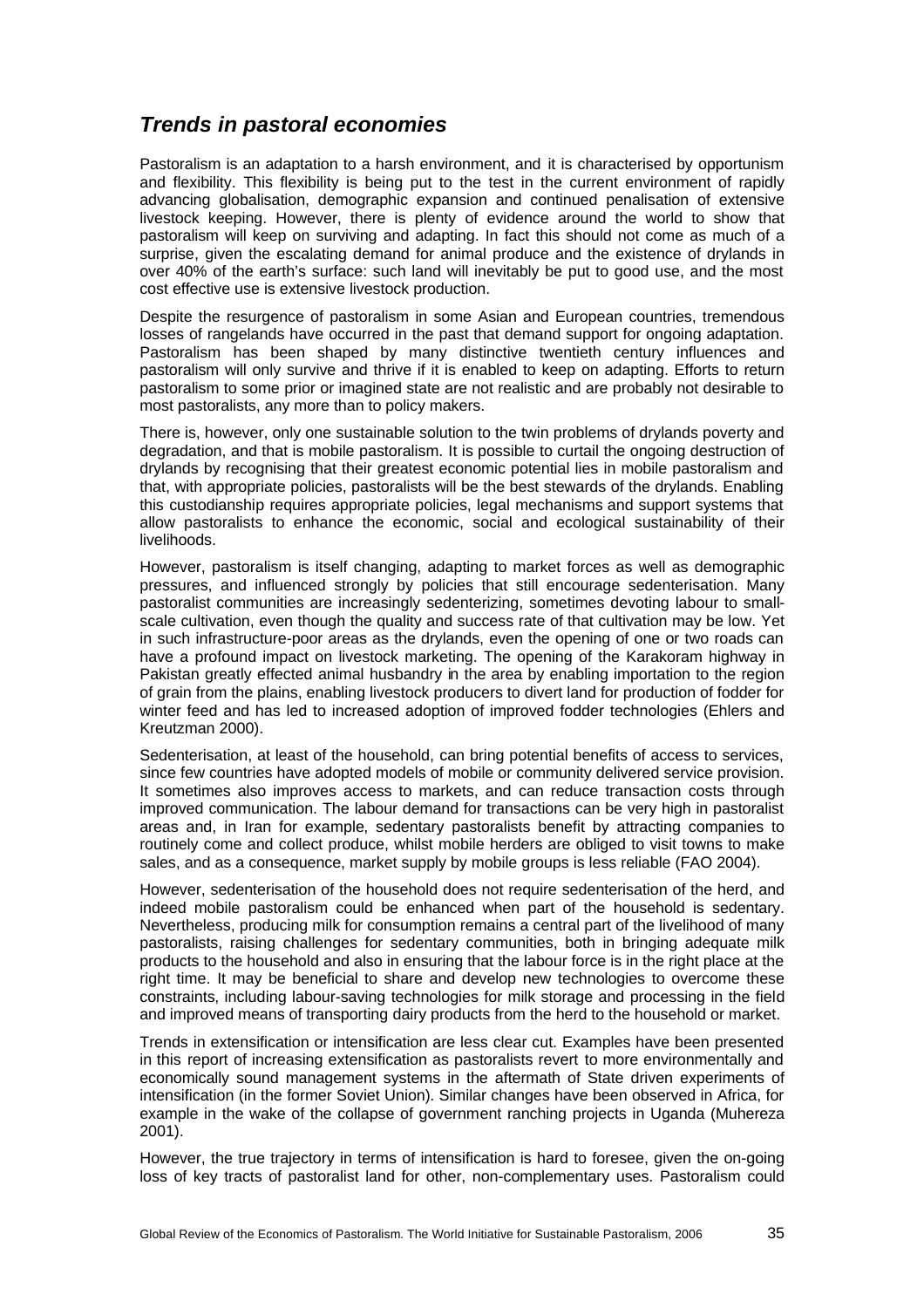## *Trends in pastoral economies*

Pastoralism is an adaptation to a harsh environment, and it is characterised by opportunism and flexibility. This flexibility is being put to the test in the current environment of rapidly advancing globalisation, demographic expansion and continued penalisation of extensive livestock keeping. However, there is plenty of evidence around the world to show that pastoralism will keep on surviving and adapting. In fact this should not come as much of a surprise, given the escalating demand for animal produce and the existence of drylands in over 40% of the earth's surface: such land will inevitably be put to good use, and the most cost effective use is extensive livestock production.

Despite the resurgence of pastoralism in some Asian and European countries, tremendous losses of rangelands have occurred in the past that demand support for ongoing adaptation. Pastoralism has been shaped by many distinctive twentieth century influences and pastoralism will only survive and thrive if it is enabled to keep on adapting. Efforts to return pastoralism to some prior or imagined state are not realistic and are probably not desirable to most pastoralists, any more than to policy makers.

There is, however, only one sustainable solution to the twin problems of drylands poverty and degradation, and that is mobile pastoralism. It is possible to curtail the ongoing destruction of drylands by recognising that their greatest economic potential lies in mobile pastoralism and that, with appropriate policies, pastoralists will be the best stewards of the drylands. Enabling this custodianship requires appropriate policies, legal mechanisms and support systems that allow pastoralists to enhance the economic, social and ecological sustainability of their livelihoods.

However, pastoralism is itself changing, adapting to market forces as well as demographic pressures, and influenced strongly by policies that still encourage sedenterisation. Many pastoralist communities are increasingly sedenterizing, sometimes devoting labour to small-scale cultivation, even though the quality and success rate of that cultivation may be low. Yet in such infrastructure-poor areas as the drylands, even the opening of one or two roads can have a profound impact on livestock marketing. The opening of the Karakoram highway in Pakistan greatly effected animal husbandry in the area by enabling importation to the region of grain from the plains, enabling livestock producers to divert land for production of fodder for winter feed and has led to increased adoption of improved fodder technologies (Ehlers and Kreutzman 2000).

Sedenterisation, at least of the household, can bring potential benefits of access to services, since few countries have adopted models of mobile or community delivered service provision. It sometimes also improves access to markets, and can reduce transaction costs through improved communication. The labour demand for transactions can be very high in pastoralist areas and, in Iran for example, sedentary pastoralists benefit by attracting companies to routinely come and collect produce, whilst mobile herders are obliged to visit towns to make sales, and as a consequence, market supply by mobile groups is less reliable (FAO 2004).

However, sedenterisation of the household does not require sedenterisation of the herd, and indeed mobile pastoralism could be enhanced when part of the household is sedentary. Nevertheless, producing milk for consumption remains a central part of the livelihood of many pastoralists, raising challenges for sedentary communities, both in bringing adequate milk products to the household and also in ensuring that the labour force is in the right place at the right time. It may be beneficial to share and develop new technologies to overcome these constraints, including labour-saving technologies for milk storage and processing in the field and improved means of transporting dairy products from the herd to the household or market.

Trends in extensification or intensification are less clear cut. Examples have been presented in this report of increasing extensification as pastoralists revert to more environmentally and economically sound management systems in the aftermath of State driven experiments of intensification (in the former Soviet Union). Similar changes have been observed in Africa, for example in the wake of the collapse of government ranching projects in Uganda (Muhereza 2001).

However, the true trajectory in terms of intensification is hard to foresee, given the on-going loss of key tracts of pastoralist land for other, non-complementary uses. Pastoralism could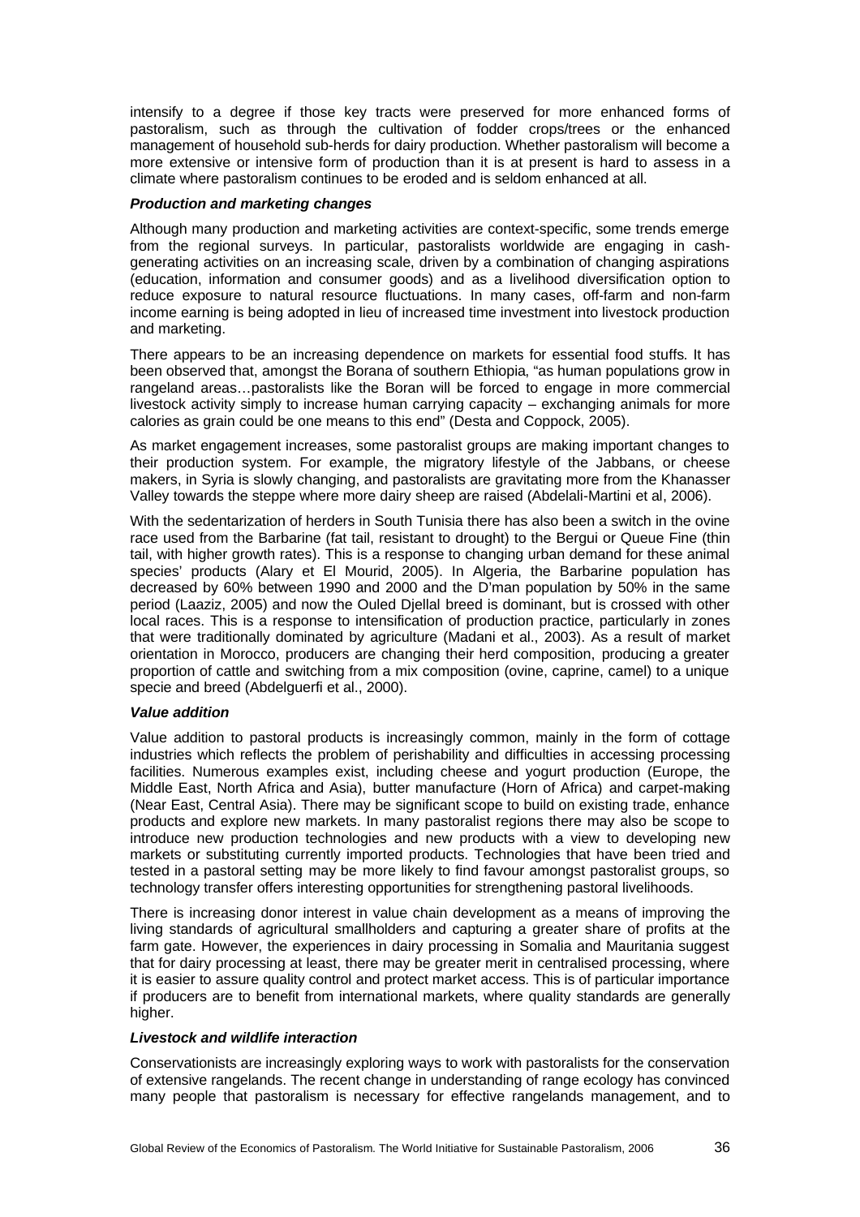intensify to a degree if those key tracts were preserved for more enhanced forms of pastoralism, such as through the cultivation of fodder crops/trees or the enhanced management of household sub-herds for dairy production. Whether pastoralism will become a more extensive or intensive form of production than it is at present is hard to assess in a climate where pastoralism continues to be eroded and is seldom enhanced at all.

***Production and marketing changes***

Although many production and marketing activities are context-specific, some trends emerge from the regional surveys. In particular, pastoralists worldwide are engaging in cash-generating activities on an increasing scale, driven by a combination of changing aspirations (education, information and consumer goods) and as a livelihood diversification option to reduce exposure to natural resource fluctuations. In many cases, off-farm and non-farm income earning is being adopted in lieu of increased time investment into livestock production and marketing.

There appears to be an increasing dependence on markets for essential food stuffs. It has been observed that, amongst the Borana of southern Ethiopia, "as human populations grow in rangeland areas…pastoralists like the Boran will be forced to engage in more commercial livestock activity simply to increase human carrying capacity – exchanging animals for more calories as grain could be one means to this end" (Desta and Coppock, 2005).

As market engagement increases, some pastoralist groups are making important changes to their production system. For example, the migratory lifestyle of the Jabbans, or cheese makers, in Syria is slowly changing, and pastoralists are gravitating more from the Khanasser Valley towards the steppe where more dairy sheep are raised (Abdelali-Martini et al, 2006).

With the sedentarization of herders in South Tunisia there has also been a switch in the ovine race used from the Barbarine (fat tail, resistant to drought) to the Bergui or Queue Fine (thin tail, with higher growth rates). This is a response to changing urban demand for these animal species' products (Alary et El Mourid, 2005). In Algeria, the Barbarine population has decreased by 60% between 1990 and 2000 and the D'man population by 50% in the same period (Laaziz, 2005) and now the Ouled Djellal breed is dominant, but is crossed with other local races. This is a response to intensification of production practice, particularly in zones that were traditionally dominated by agriculture (Madani et al., 2003). As a result of market orientation in Morocco, producers are changing their herd composition, producing a greater proportion of cattle and switching from a mix composition (ovine, caprine, camel) to a unique specie and breed (Abdelguerfi et al., 2000).

***Value addition***

Value addition to pastoral products is increasingly common, mainly in the form of cottage industries which reflects the problem of perishability and difficulties in accessing processing facilities. Numerous examples exist, including cheese and yogurt production (Europe, the Middle East, North Africa and Asia), butter manufacture (Horn of Africa) and carpet-making (Near East, Central Asia). There may be significant scope to build on existing trade, enhance products and explore new markets. In many pastoralist regions there may also be scope to introduce new production technologies and new products with a view to developing new markets or substituting currently imported products. Technologies that have been tried and tested in a pastoral setting may be more likely to find favour amongst pastoralist groups, so technology transfer offers interesting opportunities for strengthening pastoral livelihoods.

There is increasing donor interest in value chain development as a means of improving the living standards of agricultural smallholders and capturing a greater share of profits at the farm gate. However, the experiences in dairy processing in Somalia and Mauritania suggest that for dairy processing at least, there may be greater merit in centralised processing, where it is easier to assure quality control and protect market access. This is of particular importance if producers are to benefit from international markets, where quality standards are generally higher.

***Livestock and wildlife interaction***

Conservationists are increasingly exploring ways to work with pastoralists for the conservation of extensive rangelands. The recent change in understanding of range ecology has convinced many people that pastoralism is necessary for effective rangelands management, and to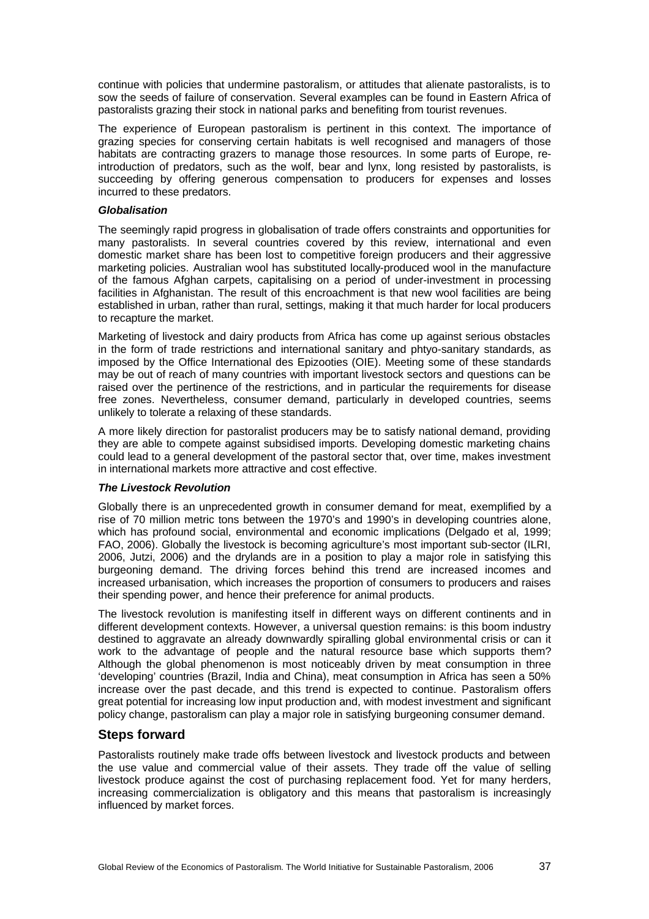continue with policies that undermine pastoralism, or attitudes that alienate pastoralists, is to sow the seeds of failure of conservation. Several examples can be found in Eastern Africa of pastoralists grazing their stock in national parks and benefiting from tourist revenues.

The experience of European pastoralism is pertinent in this context. The importance of grazing species for conserving certain habitats is well recognised and managers of those habitats are contracting grazers to manage those resources. In some parts of Europe, re-introduction of predators, such as the wolf, bear and lynx, long resisted by pastoralists, is succeeding by offering generous compensation to producers for expenses and losses incurred to these predators.

***Globalisation***

The seemingly rapid progress in globalisation of trade offers constraints and opportunities for many pastoralists. In several countries covered by this review, international and even domestic market share has been lost to competitive foreign producers and their aggressive marketing policies. Australian wool has substituted locally-produced wool in the manufacture of the famous Afghan carpets, capitalising on a period of under-investment in processing facilities in Afghanistan. The result of this encroachment is that new wool facilities are being established in urban, rather than rural, settings, making it that much harder for local producers to recapture the market.

Marketing of livestock and dairy products from Africa has come up against serious obstacles in the form of trade restrictions and international sanitary and phtyo-sanitary standards, as imposed by the Office International des Epizooties (OIE). Meeting some of these standards may be out of reach of many countries with important livestock sectors and questions can be raised over the pertinence of the restrictions, and in particular the requirements for disease free zones. Nevertheless, consumer demand, particularly in developed countries, seems unlikely to tolerate a relaxing of these standards.

A more likely direction for pastoralist producers may be to satisfy national demand, providing they are able to compete against subsidised imports. Developing domestic marketing chains could lead to a general development of the pastoral sector that, over time, makes investment in international markets more attractive and cost effective.

***The Livestock Revolution***

Globally there is an unprecedented growth in consumer demand for meat, exemplified by a rise of 70 million metric tons between the 1970's and 1990's in developing countries alone, which has profound social, environmental and economic implications (Delgado et al, 1999; FAO, 2006). Globally the livestock is becoming agriculture's most important sub-sector (ILRI, 2006, Jutzi, 2006) and the drylands are in a position to play a major role in satisfying this burgeoning demand. The driving forces behind this trend are increased incomes and increased urbanisation, which increases the proportion of consumers to producers and raises their spending power, and hence their preference for animal products.

The livestock revolution is manifesting itself in different ways on different continents and in different development contexts. However, a universal question remains: is this boom industry destined to aggravate an already downwardly spiralling global environmental crisis or can it work to the advantage of people and the natural resource base which supports them? Although the global phenomenon is most noticeably driven by meat consumption in three 'developing' countries (Brazil, India and China), meat consumption in Africa has seen a 50% increase over the past decade, and this trend is expected to continue. Pastoralism offers great potential for increasing low input production and, with modest investment and significant policy change, pastoralism can play a major role in satisfying burgeoning consumer demand.

## Steps forward

Pastoralists routinely make trade offs between livestock and livestock products and between the use value and commercial value of their assets. They trade off the value of selling livestock produce against the cost of purchasing replacement food. Yet for many herders, increasing commercialization is obligatory and this means that pastoralism is increasingly influenced by market forces.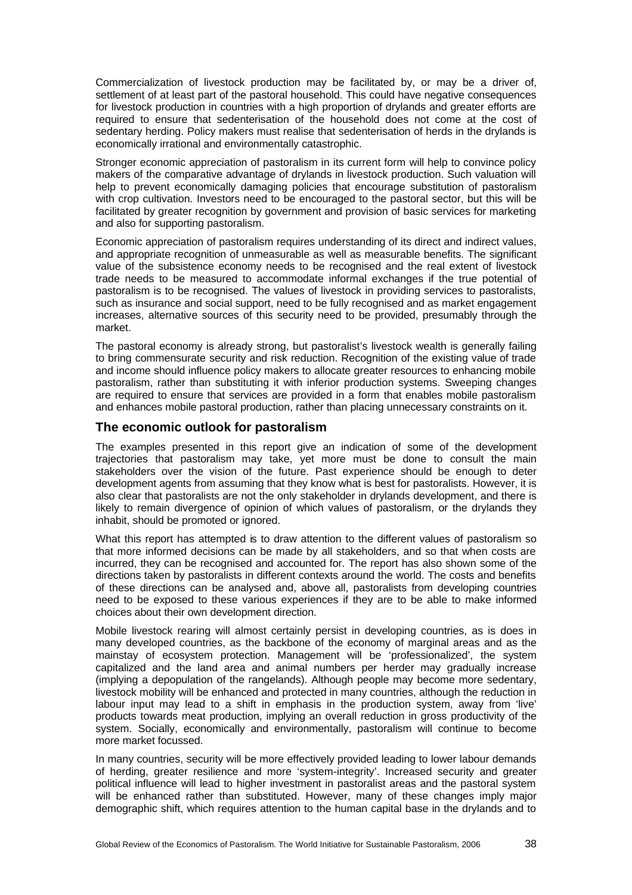Commercialization of livestock production may be facilitated by, or may be a driver of, settlement of at least part of the pastoral household. This could have negative consequences for livestock production in countries with a high proportion of drylands and greater efforts are required to ensure that sedenterisation of the household does not come at the cost of sedentary herding. Policy makers must realise that sedenterisation of herds in the drylands is economically irrational and environmentally catastrophic.

Stronger economic appreciation of pastoralism in its current form will help to convince policy makers of the comparative advantage of drylands in livestock production. Such valuation will help to prevent economically damaging policies that encourage substitution of pastoralism with crop cultivation. Investors need to be encouraged to the pastoral sector, but this will be facilitated by greater recognition by government and provision of basic services for marketing and also for supporting pastoralism.

Economic appreciation of pastoralism requires understanding of its direct and indirect values, and appropriate recognition of unmeasurable as well as measurable benefits. The significant value of the subsistence economy needs to be recognised and the real extent of livestock trade needs to be measured to accommodate informal exchanges if the true potential of pastoralism is to be recognised. The values of livestock in providing services to pastoralists, such as insurance and social support, need to be fully recognised and as market engagement increases, alternative sources of this security need to be provided, presumably through the market.

The pastoral economy is already strong, but pastoralist's livestock wealth is generally failing to bring commensurate security and risk reduction. Recognition of the existing value of trade and income should influence policy makers to allocate greater resources to enhancing mobile pastoralism, rather than substituting it with inferior production systems. Sweeping changes are required to ensure that services are provided in a form that enables mobile pastoralism and enhances mobile pastoral production, rather than placing unnecessary constraints on it.

## The economic outlook for pastoralism

The examples presented in this report give an indication of some of the development trajectories that pastoralism may take, yet more must be done to consult the main stakeholders over the vision of the future. Past experience should be enough to deter development agents from assuming that they know what is best for pastoralists. However, it is also clear that pastoralists are not the only stakeholder in drylands development, and there is likely to remain divergence of opinion of which values of pastoralism, or the drylands they inhabit, should be promoted or ignored.

What this report has attempted is to draw attention to the different values of pastoralism so that more informed decisions can be made by all stakeholders, and so that when costs are incurred, they can be recognised and accounted for. The report has also shown some of the directions taken by pastoralists in different contexts around the world. The costs and benefits of these directions can be analysed and, above all, pastoralists from developing countries need to be exposed to these various experiences if they are to be able to make informed choices about their own development direction.

Mobile livestock rearing will almost certainly persist in developing countries, as is does in many developed countries, as the backbone of the economy of marginal areas and as the mainstay of ecosystem protection. Management will be 'professionalized', the system capitalized and the land area and animal numbers per herder may gradually increase (implying a depopulation of the rangelands). Although people may become more sedentary, livestock mobility will be enhanced and protected in many countries, although the reduction in labour input may lead to a shift in emphasis in the production system, away from 'live' products towards meat production, implying an overall reduction in gross productivity of the system. Socially, economically and environmentally, pastoralism will continue to become more market focussed.

In many countries, security will be more effectively provided leading to lower labour demands of herding, greater resilience and more 'system-integrity'. Increased security and greater political influence will lead to higher investment in pastoralist areas and the pastoral system will be enhanced rather than substituted. However, many of these changes imply major demographic shift, which requires attention to the human capital base in the drylands and to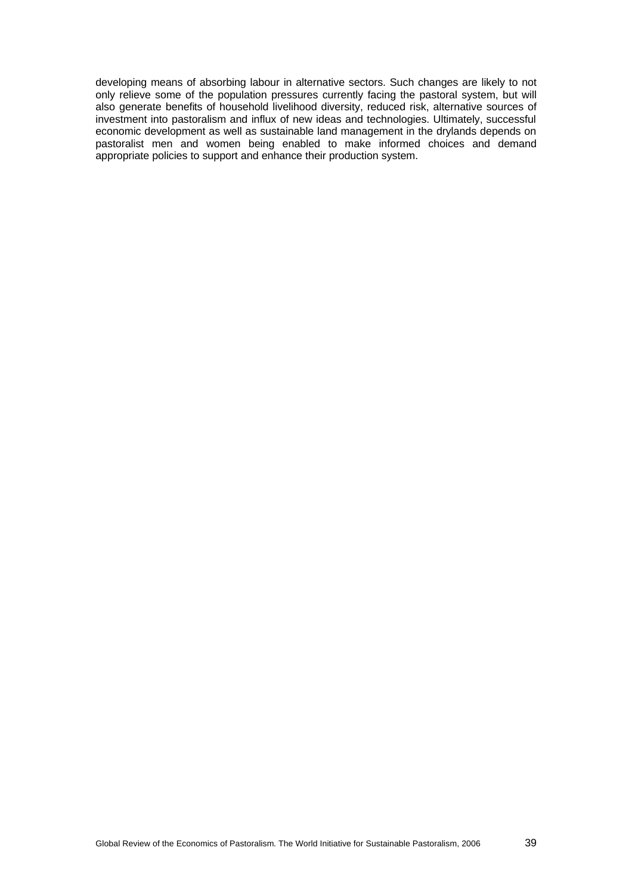developing means of absorbing labour in alternative sectors. Such changes are likely to not only relieve some of the population pressures currently facing the pastoral system, but will also generate benefits of household livelihood diversity, reduced risk, alternative sources of investment into pastoralism and influx of new ideas and technologies. Ultimately, successful economic development as well as sustainable land management in the drylands depends on pastoralist men and women being enabled to make informed choices and demand appropriate policies to support and enhance their production system.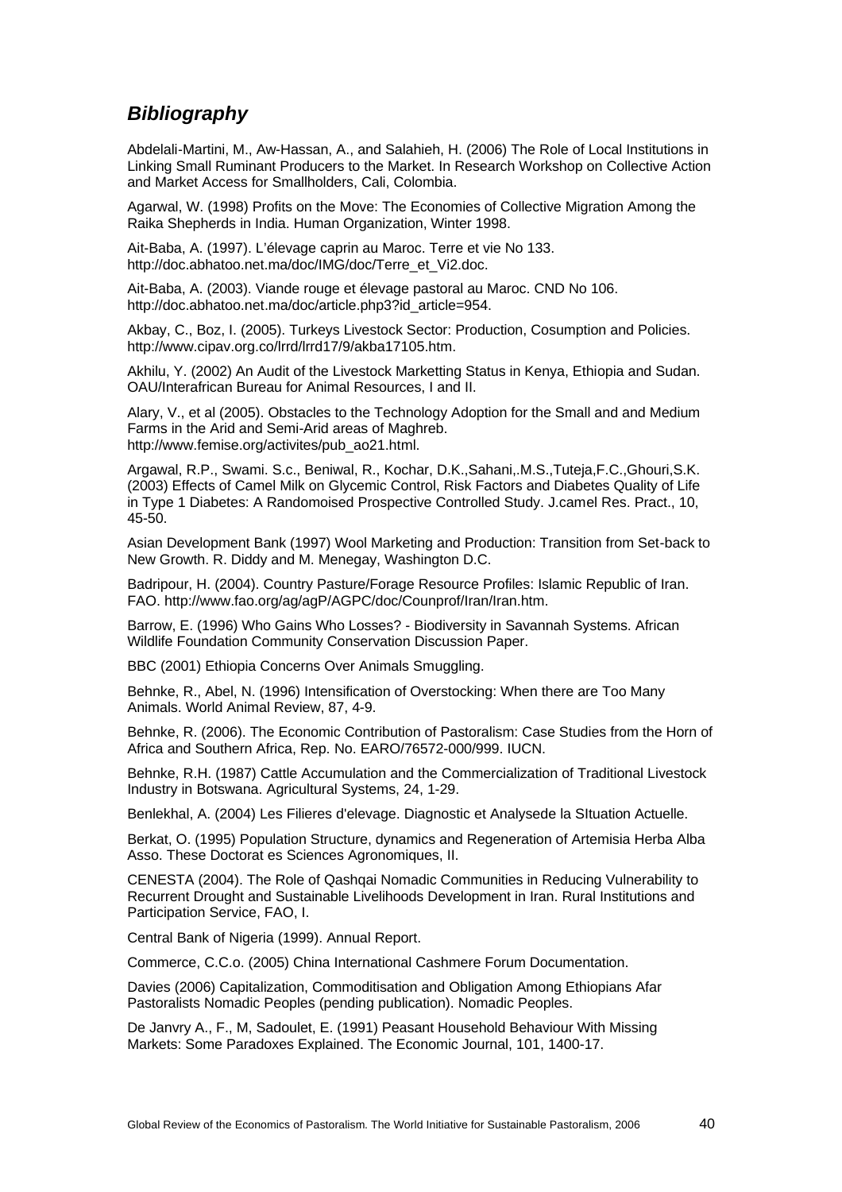## *Bibliography*

Abdelali-Martini, M., Aw-Hassan, A., and Salahieh, H. (2006) The Role of Local Institutions in Linking Small Ruminant Producers to the Market. In Research Workshop on Collective Action and Market Access for Smallholders, Cali, Colombia.

Agarwal, W. (1998) Profits on the Move: The Economies of Collective Migration Among the Raika Shepherds in India. Human Organization, Winter 1998.

Ait-Baba, A. (1997). L'élevage caprin au Maroc. Terre et vie No 133. http://doc.abhatoo.net.ma/doc/IMG/doc/Terre_et_Vi2.doc.

Ait-Baba, A. (2003). Viande rouge et élevage pastoral au Maroc. CND No 106. http://doc.abhatoo.net.ma/doc/article.php3?id_article=954.

Akbay, C., Boz, I. (2005). Turkeys Livestock Sector: Production, Cosumption and Policies. http://www.cipav.org.co/lrrd/lrrd17/9/akba17105.htm.

Akhilu, Y. (2002) An Audit of the Livestock Marketting Status in Kenya, Ethiopia and Sudan. OAU/Interafrican Bureau for Animal Resources, I and II.

Alary, V., et al (2005). Obstacles to the Technology Adoption for the Small and and Medium Farms in the Arid and Semi-Arid areas of Maghreb. http://www.femise.org/activites/pub_ao21.html.

Argawal, R.P., Swami. S.c., Beniwal, R., Kochar, D.K.,Sahani,.M.S.,Tuteja,F.C.,Ghouri,S.K. (2003) Effects of Camel Milk on Glycemic Control, Risk Factors and Diabetes Quality of Life in Type 1 Diabetes: A Randomoised Prospective Controlled Study. J.camel Res. Pract., 10, 45-50.

Asian Development Bank (1997) Wool Marketing and Production: Transition from Set-back to New Growth. R. Diddy and M. Menegay, Washington D.C.

Badripour, H. (2004). Country Pasture/Forage Resource Profiles: Islamic Republic of Iran. FAO. http://www.fao.org/ag/agP/AGPC/doc/Counprof/Iran/Iran.htm.

Barrow, E. (1996) Who Gains Who Losses? - Biodiversity in Savannah Systems. African Wildlife Foundation Community Conservation Discussion Paper.

BBC (2001) Ethiopia Concerns Over Animals Smuggling.

Behnke, R., Abel, N. (1996) Intensification of Overstocking: When there are Too Many Animals. World Animal Review, 87, 4-9.

Behnke, R. (2006). The Economic Contribution of Pastoralism: Case Studies from the Horn of Africa and Southern Africa, Rep. No. EARO/76572-000/999. IUCN.

Behnke, R.H. (1987) Cattle Accumulation and the Commercialization of Traditional Livestock Industry in Botswana. Agricultural Systems, 24, 1-29.

Benlekhal, A. (2004) Les Filieres d'elevage. Diagnostic et Analysede la SItuation Actuelle.

Berkat, O. (1995) Population Structure, dynamics and Regeneration of Artemisia Herba Alba Asso. These Doctorat es Sciences Agronomiques, II.

CENESTA (2004). The Role of Qashqai Nomadic Communities in Reducing Vulnerability to Recurrent Drought and Sustainable Livelihoods Development in Iran. Rural Institutions and Participation Service, FAO, I.

Central Bank of Nigeria (1999). Annual Report.

Commerce, C.C.o. (2005) China International Cashmere Forum Documentation.

Davies (2006) Capitalization, Commoditisation and Obligation Among Ethiopians Afar Pastoralists Nomadic Peoples (pending publication). Nomadic Peoples.

De Janvry A., F., M, Sadoulet, E. (1991) Peasant Household Behaviour With Missing Markets: Some Paradoxes Explained. The Economic Journal, 101, 1400-17.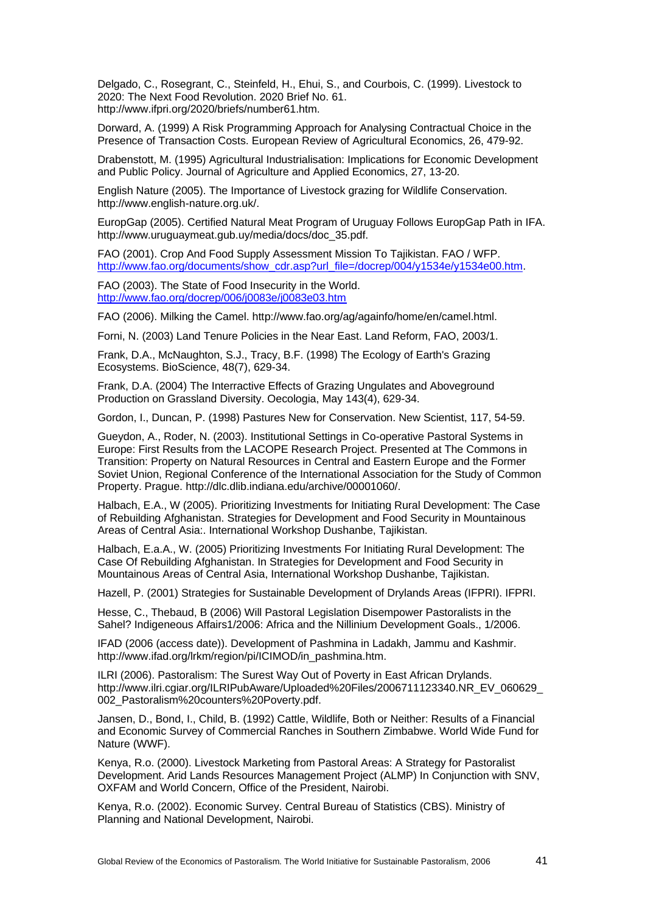Delgado, C., Rosegrant, C., Steinfeld, H., Ehui, S., and Courbois, C. (1999). Livestock to 2020: The Next Food Revolution. 2020 Brief No. 61. http://www.ifpri.org/2020/briefs/number61.htm.

Dorward, A. (1999) A Risk Programming Approach for Analysing Contractual Choice in the Presence of Transaction Costs. European Review of Agricultural Economics, 26, 479-92.

Drabenstott, M. (1995) Agricultural Industrialisation: Implications for Economic Development and Public Policy. Journal of Agriculture and Applied Economics, 27, 13-20.

English Nature (2005). The Importance of Livestock grazing for Wildlife Conservation. http://www.english-nature.org.uk/.

EuropGap (2005). Certified Natural Meat Program of Uruguay Follows EuropGap Path in IFA. http://www.uruguaymeat.gub.uy/media/docs/doc_35.pdf.

FAO (2001). Crop And Food Supply Assessment Mission To Tajikistan. FAO / WFP. http://www.fao.org/documents/show_cdr.asp?url_file=/docrep/004/y1534e/y1534e00.htm.

FAO (2003). The State of Food Insecurity in the World. http://www.fao.org/docrep/006/j0083e/j0083e03.htm

FAO (2006). Milking the Camel. http://www.fao.org/ag/againfo/home/en/camel.html.

Forni, N. (2003) Land Tenure Policies in the Near East. Land Reform, FAO, 2003/1.

Frank, D.A., McNaughton, S.J., Tracy, B.F. (1998) The Ecology of Earth's Grazing Ecosystems. BioScience, 48(7), 629-34.

Frank, D.A. (2004) The Interractive Effects of Grazing Ungulates and Aboveground Production on Grassland Diversity. Oecologia, May 143(4), 629-34.

Gordon, I., Duncan, P. (1998) Pastures New for Conservation. New Scientist, 117, 54-59.

Gueydon, A., Roder, N. (2003). Institutional Settings in Co-operative Pastoral Systems in Europe: First Results from the LACOPE Research Project. Presented at The Commons in Transition: Property on Natural Resources in Central and Eastern Europe and the Former Soviet Union, Regional Conference of the International Association for the Study of Common Property. Prague. http://dlc.dlib.indiana.edu/archive/00001060/.

Halbach, E.A., W (2005). Prioritizing Investments for Initiating Rural Development: The Case of Rebuilding Afghanistan. Strategies for Development and Food Security in Mountainous Areas of Central Asia:. International Workshop Dushanbe, Tajikistan.

Halbach, E.a.A., W. (2005) Prioritizing Investments For Initiating Rural Development: The Case Of Rebuilding Afghanistan. In Strategies for Development and Food Security in Mountainous Areas of Central Asia, International Workshop Dushanbe, Tajikistan.

Hazell, P. (2001) Strategies for Sustainable Development of Drylands Areas (IFPRI). IFPRI.

Hesse, C., Thebaud, B (2006) Will Pastoral Legislation Disempower Pastoralists in the Sahel? Indigeneous Affairs1/2006: Africa and the Nillinium Development Goals., 1/2006.

IFAD (2006 (access date)). Development of Pashmina in Ladakh, Jammu and Kashmir. http://www.ifad.org/lrkm/region/pi/ICIMOD/in_pashmina.htm.

ILRI (2006). Pastoralism: The Surest Way Out of Poverty in East African Drylands. http://www.ilri.cgiar.org/ILRIPubAware/Uploaded%20Files/2006711123340.NR_EV_060629_002_Pastoralism%20counters%20Poverty.pdf.

Jansen, D., Bond, I., Child, B. (1992) Cattle, Wildlife, Both or Neither: Results of a Financial and Economic Survey of Commercial Ranches in Southern Zimbabwe. World Wide Fund for Nature (WWF).

Kenya, R.o. (2000). Livestock Marketing from Pastoral Areas: A Strategy for Pastoralist Development. Arid Lands Resources Management Project (ALMP) In Conjunction with SNV, OXFAM and World Concern, Office of the President, Nairobi.

Kenya, R.o. (2002). Economic Survey. Central Bureau of Statistics (CBS). Ministry of Planning and National Development, Nairobi.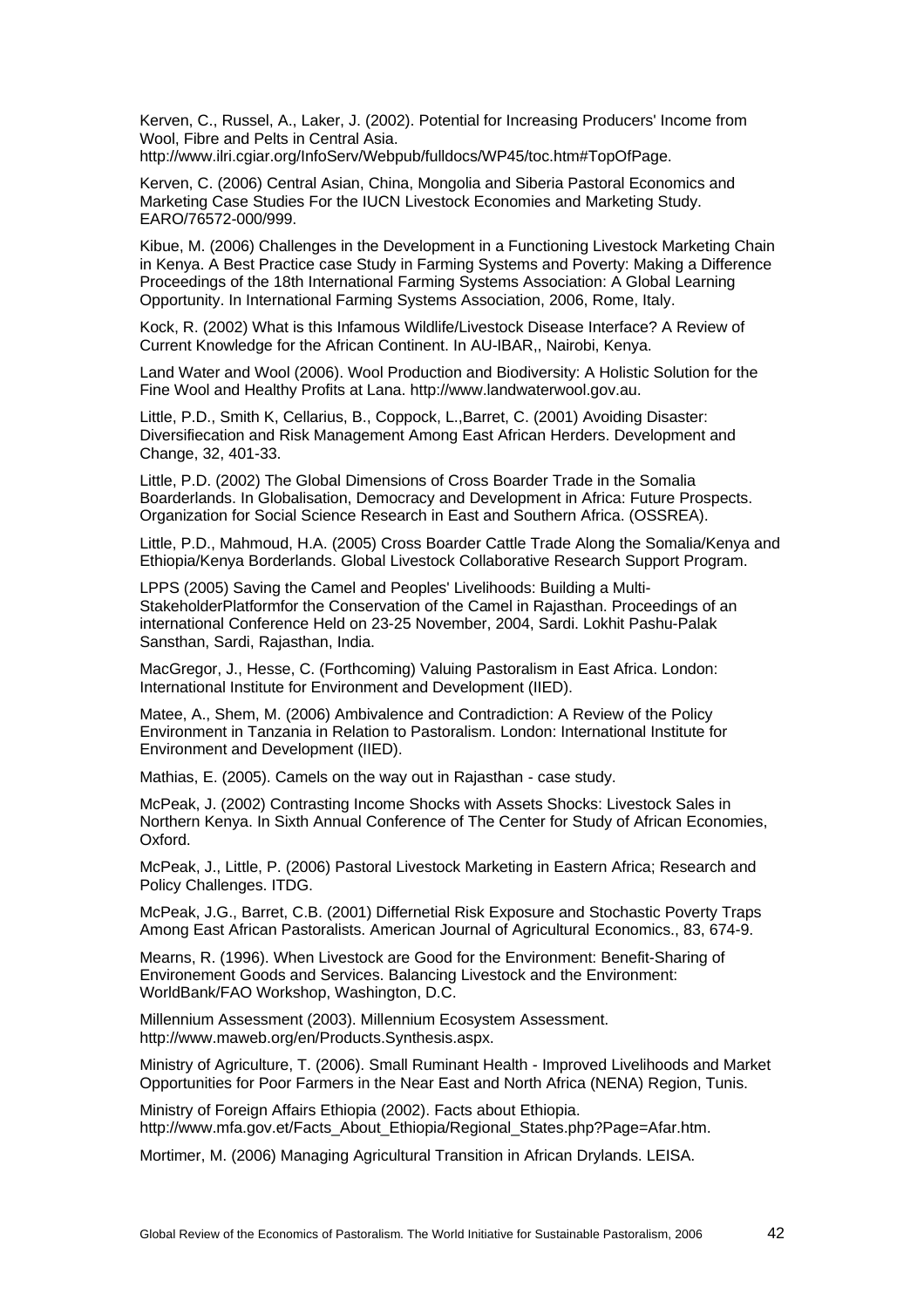Kerven, C., Russel, A., Laker, J. (2002). Potential for Increasing Producers' Income from Wool, Fibre and Pelts in Central Asia. http://www.ilri.cgiar.org/InfoServ/Webpub/fulldocs/WP45/toc.htm#TopOfPage.

Kerven, C. (2006) Central Asian, China, Mongolia and Siberia Pastoral Economics and Marketing Case Studies For the IUCN Livestock Economies and Marketing Study. EARO/76572-000/999.

Kibue, M. (2006) Challenges in the Development in a Functioning Livestock Marketing Chain in Kenya. A Best Practice case Study in Farming Systems and Poverty: Making a Difference Proceedings of the 18th International Farming Systems Association: A Global Learning Opportunity. In International Farming Systems Association, 2006, Rome, Italy.

Kock, R. (2002) What is this Infamous Wildlife/Livestock Disease Interface? A Review of Current Knowledge for the African Continent. In AU-IBAR,, Nairobi, Kenya.

Land Water and Wool (2006). Wool Production and Biodiversity: A Holistic Solution for the Fine Wool and Healthy Profits at Lana. http://www.landwaterwool.gov.au.

Little, P.D., Smith K, Cellarius, B., Coppock, L.,Barret, C. (2001) Avoiding Disaster: Diversifiecation and Risk Management Among East African Herders. Development and Change, 32, 401-33.

Little, P.D. (2002) The Global Dimensions of Cross Boarder Trade in the Somalia Boarderlands. In Globalisation, Democracy and Development in Africa: Future Prospects. Organization for Social Science Research in East and Southern Africa. (OSSREA).

Little, P.D., Mahmoud, H.A. (2005) Cross Boarder Cattle Trade Along the Somalia/Kenya and Ethiopia/Kenya Borderlands. Global Livestock Collaborative Research Support Program.

LPPS (2005) Saving the Camel and Peoples' Livelihoods: Building a Multi-StakeholderPlatformfor the Conservation of the Camel in Rajasthan. Proceedings of an international Conference Held on 23-25 November, 2004, Sardi. Lokhit Pashu-Palak Sansthan, Sardi, Rajasthan, India.

MacGregor, J., Hesse, C. (Forthcoming) Valuing Pastoralism in East Africa. London: International Institute for Environment and Development (IIED).

Matee, A., Shem, M. (2006) Ambivalence and Contradiction: A Review of the Policy Environment in Tanzania in Relation to Pastoralism. London: International Institute for Environment and Development (IIED).

Mathias, E. (2005). Camels on the way out in Rajasthan - case study.

McPeak, J. (2002) Contrasting Income Shocks with Assets Shocks: Livestock Sales in Northern Kenya. In Sixth Annual Conference of The Center for Study of African Economies, Oxford.

McPeak, J., Little, P. (2006) Pastoral Livestock Marketing in Eastern Africa; Research and Policy Challenges. ITDG.

McPeak, J.G., Barret, C.B. (2001) Differnetial Risk Exposure and Stochastic Poverty Traps Among East African Pastoralists. American Journal of Agricultural Economics., 83, 674-9.

Mearns, R. (1996). When Livestock are Good for the Environment: Benefit-Sharing of Environement Goods and Services. Balancing Livestock and the Environment: WorldBank/FAO Workshop, Washington, D.C.

Millennium Assessment (2003). Millennium Ecosystem Assessment. http://www.maweb.org/en/Products.Synthesis.aspx.

Ministry of Agriculture, T. (2006). Small Ruminant Health - Improved Livelihoods and Market Opportunities for Poor Farmers in the Near East and North Africa (NENA) Region, Tunis.

Ministry of Foreign Affairs Ethiopia (2002). Facts about Ethiopia. http://www.mfa.gov.et/Facts_About_Ethiopia/Regional_States.php?Page=Afar.htm.

Mortimer, M. (2006) Managing Agricultural Transition in African Drylands. LEISA.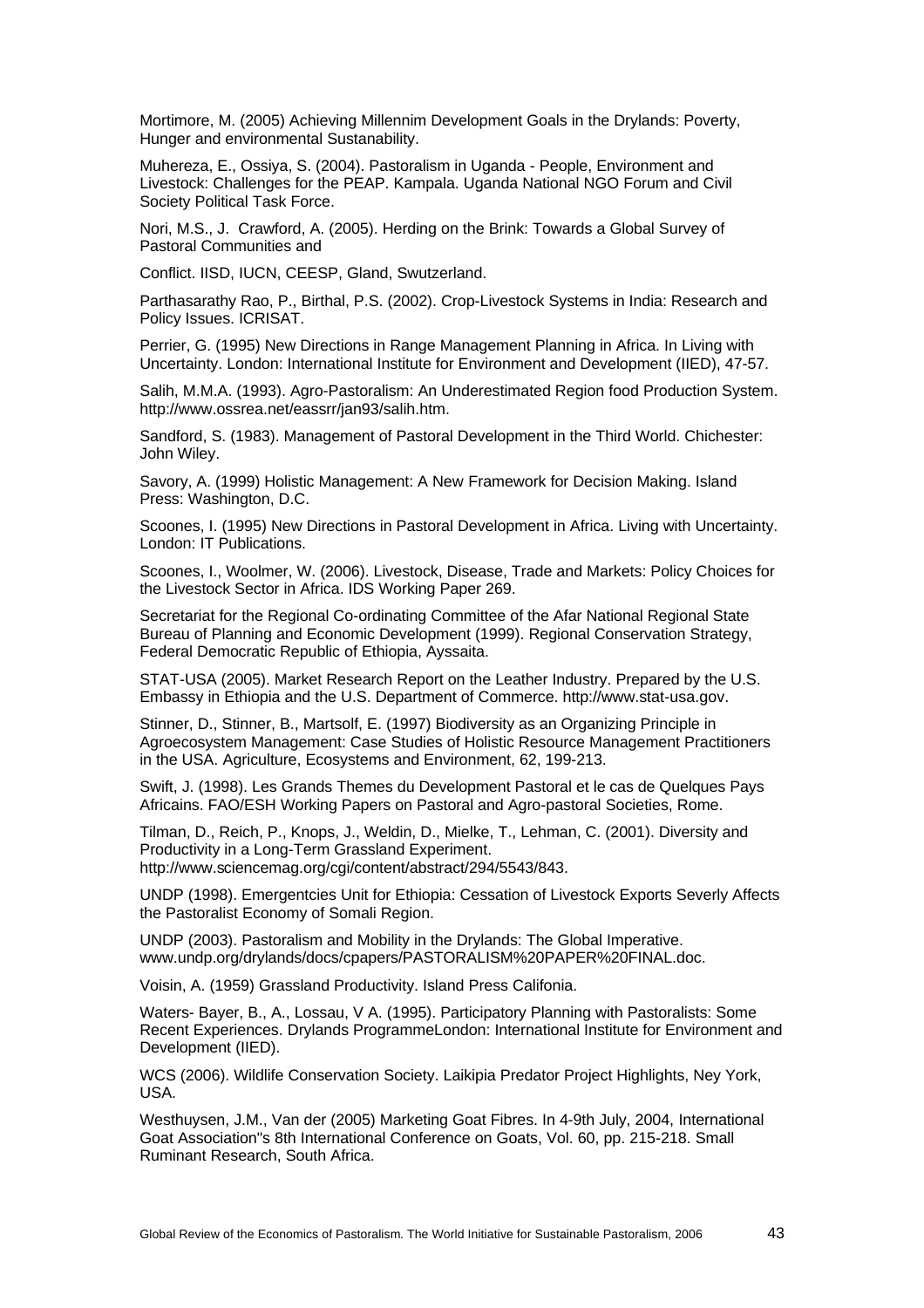Mortimore, M. (2005) Achieving Millennim Development Goals in the Drylands: Poverty, Hunger and environmental Sustanability.

Muhereza, E., Ossiya, S. (2004). Pastoralism in Uganda - People, Environment and Livestock: Challenges for the PEAP. Kampala. Uganda National NGO Forum and Civil Society Political Task Force.

Nori, M.S., J. Crawford, A. (2005). Herding on the Brink: Towards a Global Survey of Pastoral Communities and

Conflict. IISD, IUCN, CEESP, Gland, Swutzerland.

Parthasarathy Rao, P., Birthal, P.S. (2002). Crop-Livestock Systems in India: Research and Policy Issues. ICRISAT.

Perrier, G. (1995) New Directions in Range Management Planning in Africa. In Living with Uncertainty. London: International Institute for Environment and Development (IIED), 47-57.

Salih, M.M.A. (1993). Agro-Pastoralism: An Underestimated Region food Production System. http://www.ossrea.net/eassrr/jan93/salih.htm.

Sandford, S. (1983). Management of Pastoral Development in the Third World. Chichester: John Wiley.

Savory, A. (1999) Holistic Management: A New Framework for Decision Making. Island Press: Washington, D.C.

Scoones, I. (1995) New Directions in Pastoral Development in Africa. Living with Uncertainty. London: IT Publications.

Scoones, I., Woolmer, W. (2006). Livestock, Disease, Trade and Markets: Policy Choices for the Livestock Sector in Africa. IDS Working Paper 269.

Secretariat for the Regional Co-ordinating Committee of the Afar National Regional State Bureau of Planning and Economic Development (1999). Regional Conservation Strategy, Federal Democratic Republic of Ethiopia, Ayssaita.

STAT-USA (2005). Market Research Report on the Leather Industry. Prepared by the U.S. Embassy in Ethiopia and the U.S. Department of Commerce. http://www.stat-usa.gov.

Stinner, D., Stinner, B., Martsolf, E. (1997) Biodiversity as an Organizing Principle in Agroecosystem Management: Case Studies of Holistic Resource Management Practitioners in the USA. Agriculture, Ecosystems and Environment, 62, 199-213.

Swift, J. (1998). Les Grands Themes du Development Pastoral et le cas de Quelques Pays Africains. FAO/ESH Working Papers on Pastoral and Agro-pastoral Societies, Rome.

Tilman, D., Reich, P., Knops, J., Weldin, D., Mielke, T., Lehman, C. (2001). Diversity and Productivity in a Long-Term Grassland Experiment. http://www.sciencemag.org/cgi/content/abstract/294/5543/843.

UNDP (1998). Emergentcies Unit for Ethiopia: Cessation of Livestock Exports Severly Affects the Pastoralist Economy of Somali Region.

UNDP (2003). Pastoralism and Mobility in the Drylands: The Global Imperative. www.undp.org/drylands/docs/cpapers/PASTORALISM%20PAPER%20FINAL.doc.

Voisin, A. (1959) Grassland Productivity. Island Press Califonia.

Waters- Bayer, B., A., Lossau, V A. (1995). Participatory Planning with Pastoralists: Some Recent Experiences. Drylands ProgrammeLondon: International Institute for Environment and Development (IIED).

WCS (2006). Wildlife Conservation Society. Laikipia Predator Project Highlights, Ney York, USA.

Westhuysen, J.M., Van der (2005) Marketing Goat Fibres. In 4-9th July, 2004, International Goat Association"s 8th International Conference on Goats, Vol. 60, pp. 215-218. Small Ruminant Research, South Africa.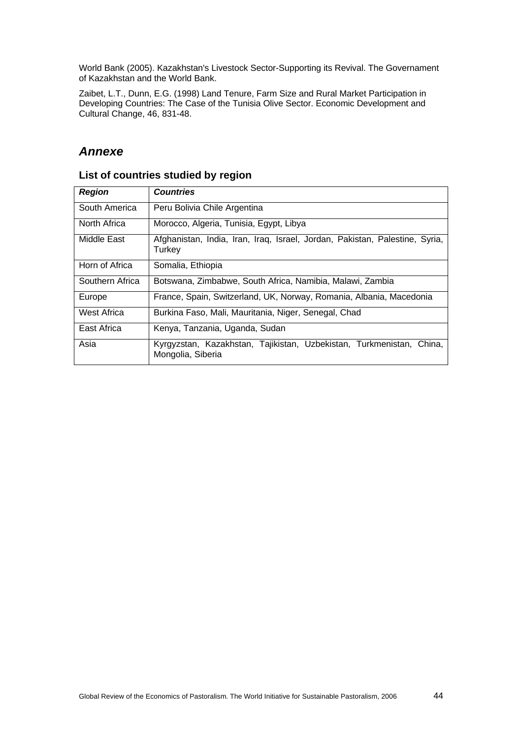World Bank (2005). Kazakhstan's Livestock Sector-Supporting its Revival. The Governament of Kazakhstan and the World Bank.

Zaibet, L.T., Dunn, E.G. (1998) Land Tenure, Farm Size and Rural Market Participation in Developing Countries: The Case of the Tunisia Olive Sector. Economic Development and Cultural Change, 46, 831-48.

## *Annexe*

### List of countries studied by region

| *Region* | *Countries* |
|---|---|
| South America | Peru Bolivia Chile Argentina |
| North Africa | Morocco, Algeria, Tunisia, Egypt, Libya |
| Middle East | Afghanistan, India, Iran, Iraq, Israel, Jordan, Pakistan, Palestine, Syria, Turkey |
| Horn of Africa | Somalia, Ethiopia |
| Southern Africa | Botswana, Zimbabwe, South Africa, Namibia, Malawi, Zambia |
| Europe | France, Spain, Switzerland, UK, Norway, Romania, Albania, Macedonia |
| West Africa | Burkina Faso, Mali, Mauritania, Niger, Senegal, Chad |
| East Africa | Kenya, Tanzania, Uganda, Sudan |
| Asia | Kyrgyzstan, Kazakhstan, Tajikistan, Uzbekistan, Turkmenistan, China, Mongolia, Siberia |